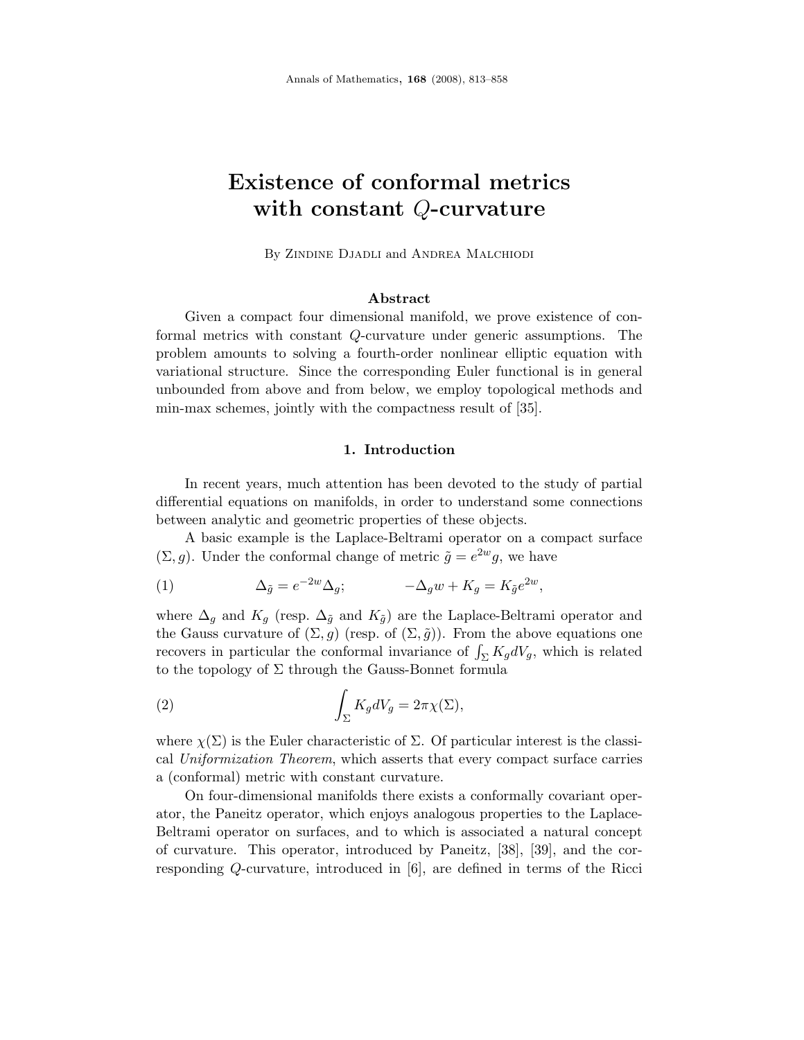# Existence of conformal metrics with constant $Q$-curvature

By Zindine Djadli and Andrea Malchiodi

## Abstract

Given a compact four dimensional manifold, we prove existence of conformal metrics with constant $Q$-curvature under generic assumptions. The problem amounts to solving a fourth-order nonlinear elliptic equation with variational structure. Since the corresponding Euler functional is in general unbounded from above and from below, we employ topological methods and min-max schemes, jointly with the compactness result of [35].

## 1. Introduction

In recent years, much attention has been devoted to the study of partial differential equations on manifolds, in order to understand some connections between analytic and geometric properties of these objects.

A basic example is the Laplace-Beltrami operator on a compact surface $(\Sigma, g)$. Under the conformal change of metric $\tilde{g} = e^{2w} g$, we have

$$\Delta_{\tilde{g}} = e^{-2w} \Delta_g; \qquad -\Delta_g w + K_g = K_{\tilde{g}} e^{2w}, \tag{1}$$

where $\Delta_g$ and $K_g$ (resp. $\Delta_{\tilde{g}}$ and $K_{\tilde{g}}$) are the Laplace-Beltrami operator and the Gauss curvature of $(\Sigma, g)$ (resp. of $(\Sigma, \tilde{g})$). From the above equations one recovers in particular the conformal invariance of $\int_\Sigma K_g dV_g$, which is related to the topology of $\Sigma$ through the Gauss-Bonnet formula

$$\int_\Sigma K_g dV_g = 2\pi \chi(\Sigma), \tag{2}$$

where $\chi(\Sigma)$ is the Euler characteristic of $\Sigma$. Of particular interest is the classical *Uniformization Theorem*, which asserts that every compact surface carries a (conformal) metric with constant curvature.

On four-dimensional manifolds there exists a conformally covariant operator, the Paneitz operator, which enjoys analogous properties to the Laplace-Beltrami operator on surfaces, and to which is associated a natural concept of curvature. This operator, introduced by Paneitz, [38], [39], and the corresponding $Q$-curvature, introduced in [6], are defined in terms of the Ricci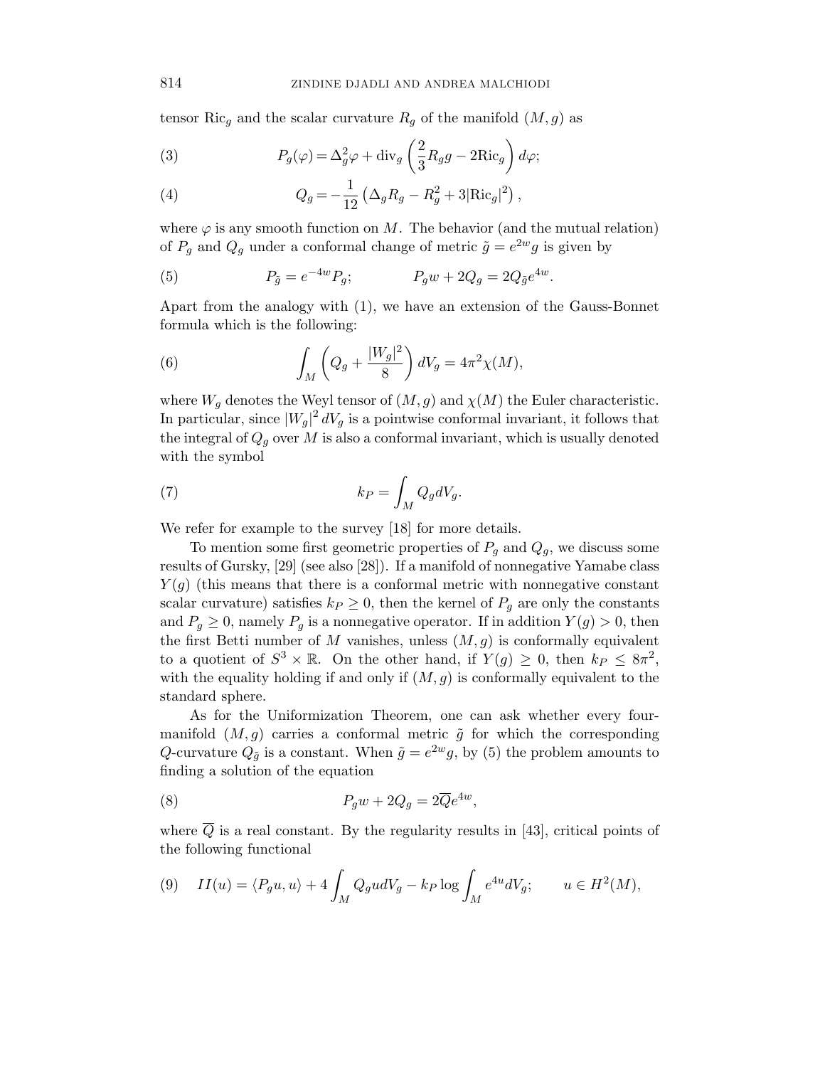tensor $\mathrm{Ric}_g$ and the scalar curvature $R_g$ of the manifold $(M, g)$ as

$$P_g(\varphi) = \Delta_g^2 \varphi + \mathrm{div}_g \left( \frac{2}{3} R_g g - 2\mathrm{Ric}_g \right) d\varphi; \tag{3}$$

$$Q_g = -\frac{1}{12} \left( \Delta_g R_g - R_g^2 + 3|\mathrm{Ric}_g|^2 \right), \tag{4}$$

where $\varphi$ is any smooth function on $M$. The behavior (and the mutual relation) of $P_g$ and $Q_g$ under a conformal change of metric $\tilde{g} = e^{2w} g$ is given by

$$P_{\tilde{g}} = e^{-4w} P_g; \qquad P_g w + 2Q_g = 2Q_{\tilde{g}} e^{4w}. \tag{5}$$

Apart from the analogy with (1), we have an extension of the Gauss-Bonnet formula which is the following:

$$\int_M \left( Q_g + \frac{|W_g|^2}{8} \right) dV_g = 4\pi^2 \chi(M), \tag{6}$$

where $W_g$ denotes the Weyl tensor of $(M, g)$ and $\chi(M)$ the Euler characteristic. In particular, since $|W_g|^2 \, dV_g$ is a pointwise conformal invariant, it follows that the integral of $Q_g$ over $M$ is also a conformal invariant, which is usually denoted with the symbol

$$k_P = \int_M Q_g dV_g. \tag{7}$$

We refer for example to the survey [18] for more details.

To mention some first geometric properties of $P_g$ and $Q_g$, we discuss some results of Gursky, [29] (see also [28]). If a manifold of nonnegative Yamabe class $Y(g)$ (this means that there is a conformal metric with nonnegative constant scalar curvature) satisfies $k_P \geq 0$, then the kernel of $P_g$ are only the constants and $P_g \geq 0$, namely $P_g$ is a nonnegative operator. If in addition $Y(g) > 0$, then the first Betti number of $M$ vanishes, unless $(M, g)$ is conformally equivalent to a quotient of $S^3 \times \mathbb{R}$. On the other hand, if $Y(g) \geq 0$, then $k_P \leq 8\pi^2$, with the equality holding if and only if $(M, g)$ is conformally equivalent to the standard sphere.

As for the Uniformization Theorem, one can ask whether every four-manifold $(M, g)$ carries a conformal metric $\tilde{g}$ for which the corresponding $Q$-curvature $Q_{\tilde{g}}$ is a constant. When $\tilde{g} = e^{2w} g$, by (5) the problem amounts to finding a solution of the equation

$$P_g w + 2Q_g = 2\overline{Q} e^{4w}, \tag{8}$$

where $\overline{Q}$ is a real constant. By the regularity results in [43], critical points of the following functional

$$II(u) = \langle P_g u, u \rangle + 4 \int_M Q_g u dV_g - k_P \log \int_M e^{4u} dV_g; \qquad u \in H^2(M), \tag{9}$$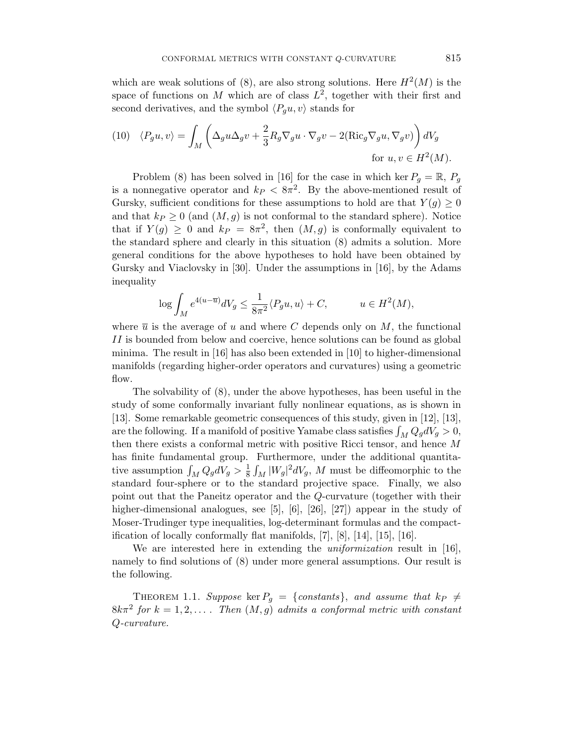which are weak solutions of (8), are also strong solutions. Here $H^2(M)$ is the space of functions on $M$ which are of class $L^2$, together with their first and second derivatives, and the symbol $\langle P_g u, v\rangle$ stands for

$$
(10) \quad \langle P_g u, v\rangle = \int_M \left( \Delta_g u \Delta_g v + \frac{2}{3} R_g \nabla_g u \cdot \nabla_g v - 2(\mathrm{Ric}_g \nabla_g u, \nabla_g v) \right) dV_g \qquad \text{for } u, v \in H^2(M).
$$

Problem (8) has been solved in [16] for the case in which $\ker P_g = \mathbb{R}$, $P_g$ is a nonnegative operator and $k_P < 8\pi^2$. By the above-mentioned result of Gursky, sufficient conditions for these assumptions to hold are that $Y(g) \geq 0$ and that $k_P \geq 0$ (and $(M, g)$ is not conformal to the standard sphere). Notice that if $Y(g) \geq 0$ and $k_P = 8\pi^2$, then $(M, g)$ is conformally equivalent to the standard sphere and clearly in this situation (8) admits a solution. More general conditions for the above hypotheses to hold have been obtained by Gursky and Viaclovsky in [30]. Under the assumptions in [16], by the Adams inequality

$$
\log \int_M e^{4(u - \overline{u})} dV_g \leq \frac{1}{8\pi^2} \langle P_g u, u\rangle + C, \qquad u \in H^2(M),
$$

where $\overline{u}$ is the average of $u$ and where $C$ depends only on $M$, the functional $II$ is bounded from below and coercive, hence solutions can be found as global minima. The result in [16] has also been extended in [10] to higher-dimensional manifolds (regarding higher-order operators and curvatures) using a geometric flow.

The solvability of (8), under the above hypotheses, has been useful in the study of some conformally invariant fully nonlinear equations, as is shown in [13]. Some remarkable geometric consequences of this study, given in [12], [13], are the following. If a manifold of positive Yamabe class satisfies $\int_M Q_g dV_g > 0$, then there exists a conformal metric with positive Ricci tensor, and hence $M$ has finite fundamental group. Furthermore, under the additional quantitative assumption $\int_M Q_g dV_g > \frac{1}{8} \int_M |W_g|^2 dV_g$, $M$ must be diffeomorphic to the standard four-sphere or to the standard projective space. Finally, we also point out that the Paneitz operator and the $Q$-curvature (together with their higher-dimensional analogues, see [5], [6], [26], [27]) appear in the study of Moser-Trudinger type inequalities, log-determinant formulas and the compactification of locally conformally flat manifolds, [7], [8], [14], [15], [16].

We are interested here in extending the *uniformization* result in [16], namely to find solutions of (8) under more general assumptions. Our result is the following.

Theorem 1.1. *Suppose* $\ker P_g = \{constants\}$, *and assume that* $k_P \neq 8k\pi^2$ *for* $k = 1, 2, \ldots$ . *Then* $(M, g)$ *admits a conformal metric with constant* $Q$*-curvature.*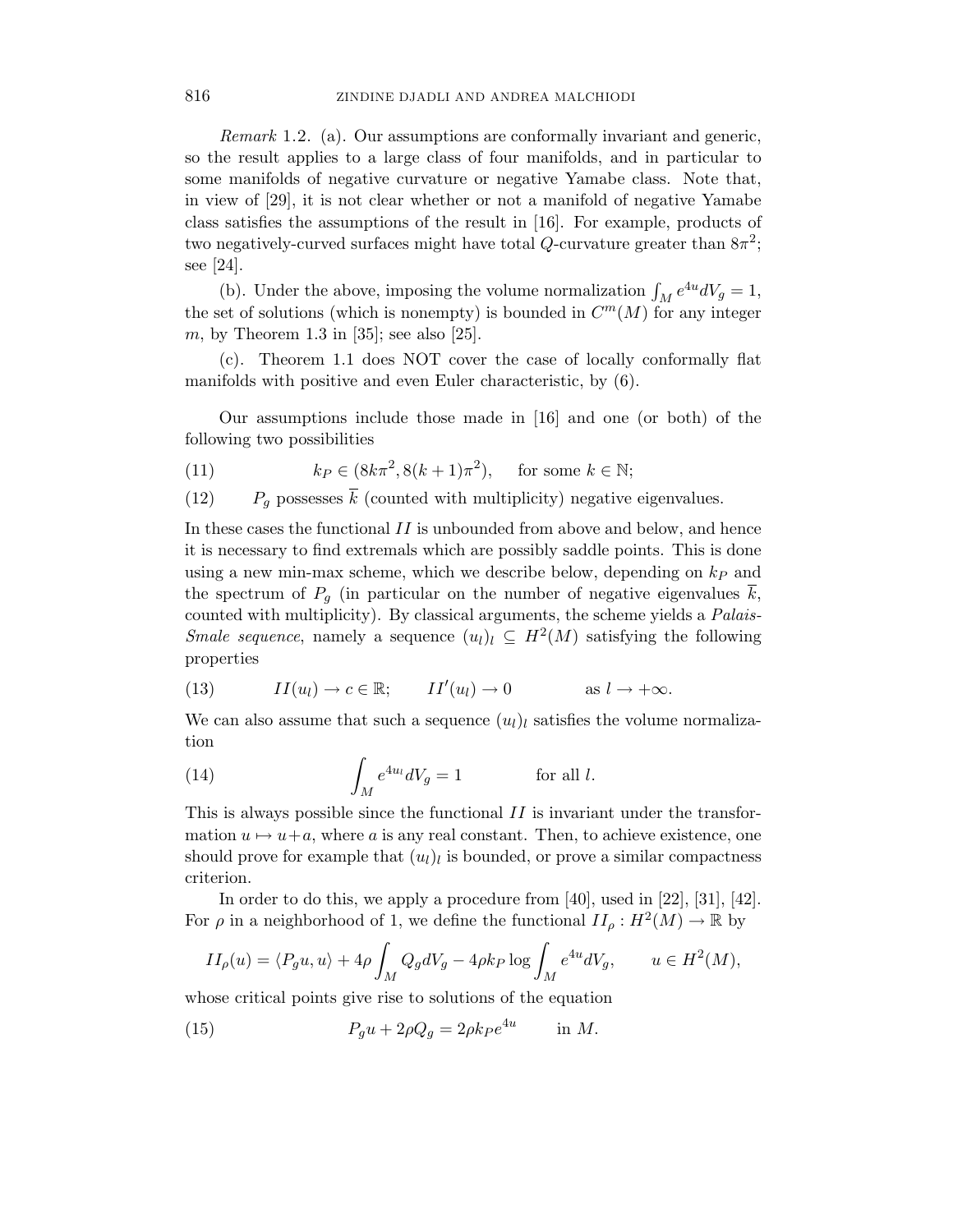*Remark* 1.2. (a). Our assumptions are conformally invariant and generic, so the result applies to a large class of four manifolds, and in particular to some manifolds of negative curvature or negative Yamabe class. Note that, in view of [29], it is not clear whether or not a manifold of negative Yamabe class satisfies the assumptions of the result in [16]. For example, products of two negatively-curved surfaces might have total $Q$-curvature greater than $8\pi^2$; see [24].

(b). Under the above, imposing the volume normalization $\int_M e^{4u} dV_g = 1$, the set of solutions (which is nonempty) is bounded in $C^m(M)$ for any integer $m$, by Theorem 1.3 in [35]; see also [25].

(c). Theorem 1.1 does NOT cover the case of locally conformally flat manifolds with positive and even Euler characteristic, by (6).

Our assumptions include those made in [16] and one (or both) of the following two possibilities

$$k_P \in (8k\pi^2, 8(k+1)\pi^2), \qquad \text{for some } k \in \mathbb{N}; \tag{11}$$

$$P_g \text{ possesses } \overline{k} \text{ (counted with multiplicity) negative eigenvalues.} \tag{12}$$

In these cases the functional $II$ is unbounded from above and below, and hence it is necessary to find extremals which are possibly saddle points. This is done using a new min-max scheme, which we describe below, depending on $k_P$ and the spectrum of $P_g$ (in particular on the number of negative eigenvalues $\overline{k}$, counted with multiplicity). By classical arguments, the scheme yields a *Palais-Smale sequence*, namely a sequence $(u_l)_l \subseteq H^2(M)$ satisfying the following properties

$$II(u_l) \to c \in \mathbb{R}; \qquad II'(u_l) \to 0 \qquad\qquad \text{as } l \to +\infty. \tag{13}$$

We can also assume that such a sequence $(u_l)_l$ satisfies the volume normalization

$$\int_M e^{4u_l} dV_g = 1 \qquad\qquad \text{for all } l. \tag{14}$$

This is always possible since the functional $II$ is invariant under the transformation $u \mapsto u + a$, where $a$ is any real constant. Then, to achieve existence, one should prove for example that $(u_l)_l$ is bounded, or prove a similar compactness criterion.

In order to do this, we apply a procedure from [40], used in [22], [31], [42]. For $\rho$ in a neighborhood of 1, we define the functional $II_\rho : H^2(M) \to \mathbb{R}$ by

$$II_\rho(u) = \langle P_g u, u \rangle + 4\rho \int_M Q_g dV_g - 4\rho k_P \log \int_M e^{4u} dV_g, \qquad u \in H^2(M),$$

whose critical points give rise to solutions of the equation

$$P_g u + 2\rho Q_g = 2\rho k_P e^{4u} \qquad \text{in } M. \tag{15}$$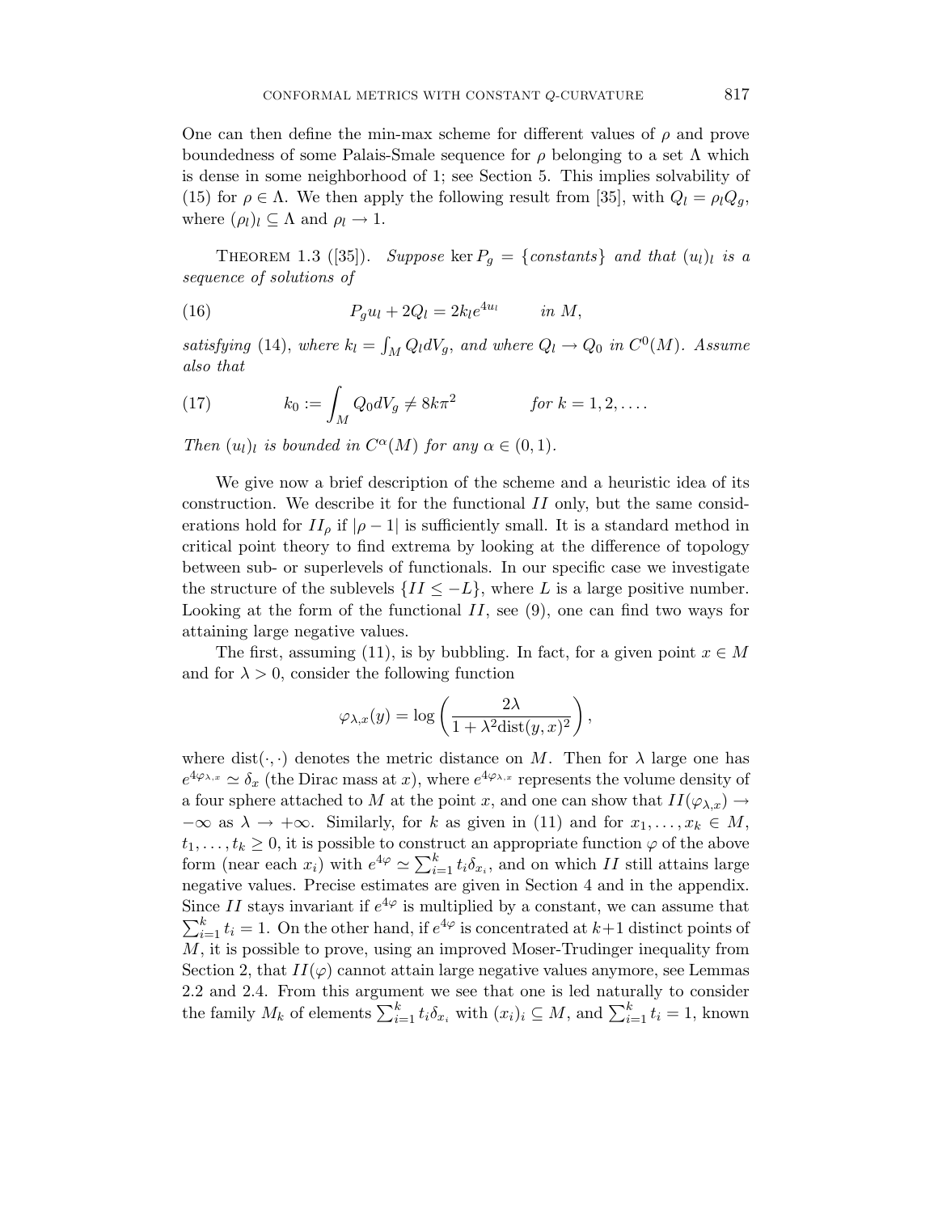One can then define the min-max scheme for different values of $\rho$ and prove boundedness of some Palais-Smale sequence for $\rho$ belonging to a set $\Lambda$ which is dense in some neighborhood of 1; see Section 5. This implies solvability of (15) for $\rho \in \Lambda$. We then apply the following result from [35], with $Q_l = \rho_l Q_g$, where $(\rho_l)_l \subseteq \Lambda$ and $\rho_l \to 1$.

Theorem 1.3 ([35]). *Suppose* $\ker P_g = \{constants\}$ *and that* $(u_l)_l$ *is a sequence of solutions of*

$$P_g u_l + 2Q_l = 2k_l e^{4u_l} \qquad in\ M, \tag{16}$$

*satisfying* (14), *where* $k_l = \int_M Q_l dV_g$, *and where* $Q_l \to Q_0$ *in* $C^0(M)$. *Assume also that*

$$k_0 := \int_M Q_0 dV_g \neq 8k\pi^2 \qquad\qquad for\ k = 1, 2, \dots. \tag{17}$$

*Then* $(u_l)_l$ *is bounded in* $C^\alpha(M)$ *for any* $\alpha \in (0,1)$.

We give now a brief description of the scheme and a heuristic idea of its construction. We describe it for the functional $II$ only, but the same considerations hold for $II_\rho$ if $|\rho - 1|$ is sufficiently small. It is a standard method in critical point theory to find extrema by looking at the difference of topology between sub- or superlevels of functionals. In our specific case we investigate the structure of the sublevels $\{II \leq -L\}$, where $L$ is a large positive number. Looking at the form of the functional $II$, see (9), one can find two ways for attaining large negative values.

The first, assuming (11), is by bubbling. In fact, for a given point $x \in M$ and for $\lambda > 0$, consider the following function

$$\varphi_{\lambda,x}(y) = \log\left(\frac{2\lambda}{1 + \lambda^2 \mathrm{dist}(y,x)^2}\right),$$

where $\mathrm{dist}(\cdot,\cdot)$ denotes the metric distance on $M$. Then for $\lambda$ large one has $e^{4\varphi_{\lambda,x}} \simeq \delta_x$ (the Dirac mass at $x$), where $e^{4\varphi_{\lambda,x}}$ represents the volume density of a four sphere attached to $M$ at the point $x$, and one can show that $II(\varphi_{\lambda,x}) \to -\infty$ as $\lambda \to +\infty$. Similarly, for $k$ as given in (11) and for $x_1, \dots, x_k \in M$, $t_1, \dots, t_k \geq 0$, it is possible to construct an appropriate function $\varphi$ of the above form (near each $x_i$) with $e^{4\varphi} \simeq \sum_{i=1}^k t_i \delta_{x_i}$, and on which $II$ still attains large negative values. Precise estimates are given in Section 4 and in the appendix. Since $II$ stays invariant if $e^{4\varphi}$ is multiplied by a constant, we can assume that $\sum_{i=1}^k t_i = 1$. On the other hand, if $e^{4\varphi}$ is concentrated at $k+1$ distinct points of $M$, it is possible to prove, using an improved Moser-Trudinger inequality from Section 2, that $II(\varphi)$ cannot attain large negative values anymore, see Lemmas 2.2 and 2.4. From this argument we see that one is led naturally to consider the family $M_k$ of elements $\sum_{i=1}^k t_i \delta_{x_i}$ with $(x_i)_i \subseteq M$, and $\sum_{i=1}^k t_i = 1$, known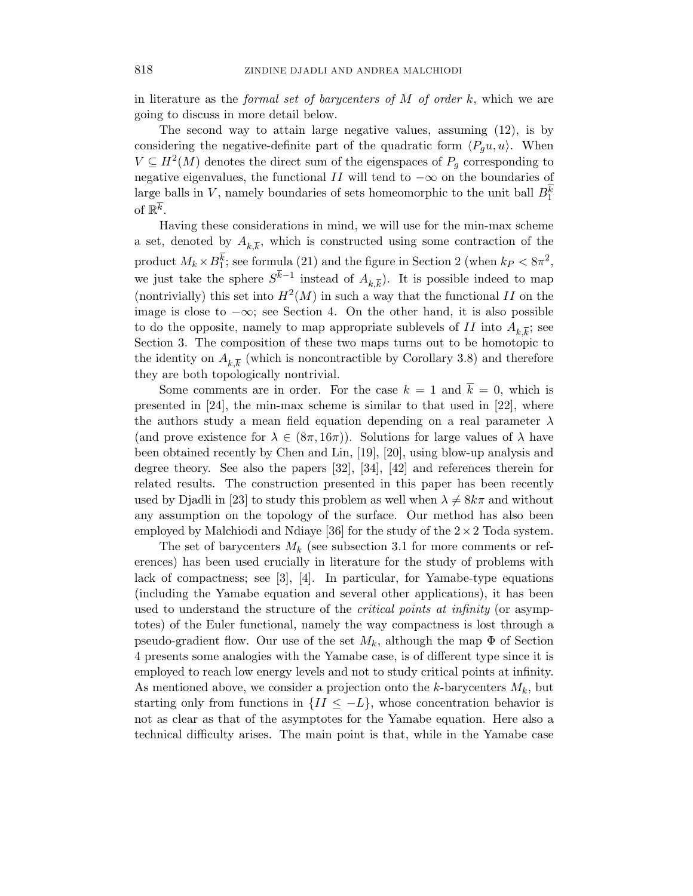in literature as the *formal set of barycenters of $M$ of order $k$*, which we are going to discuss in more detail below.

The second way to attain large negative values, assuming (12), is by considering the negative-definite part of the quadratic form $\langle P_g u, u\rangle$. When $V \subseteq H^2(M)$ denotes the direct sum of the eigenspaces of $P_g$ corresponding to negative eigenvalues, the functional $II$ will tend to $-\infty$ on the boundaries of large balls in $V$, namely boundaries of sets homeomorphic to the unit ball $B_1^{\overline{k}}$ of $\mathbb{R}^{\overline{k}}$.

Having these considerations in mind, we will use for the min-max scheme a set, denoted by $A_{k,\overline{k}}$, which is constructed using some contraction of the product $M_k \times B_1^{\overline{k}}$; see formula (21) and the figure in Section 2 (when $k_P < 8\pi^2$, we just take the sphere $S^{\overline{k}-1}$ instead of $A_{k,\overline{k}}$). It is possible indeed to map (nontrivially) this set into $H^2(M)$ in such a way that the functional $II$ on the image is close to $-\infty$; see Section 4. On the other hand, it is also possible to do the opposite, namely to map appropriate sublevels of $II$ into $A_{k,\overline{k}}$; see Section 3. The composition of these two maps turns out to be homotopic to the identity on $A_{k,\overline{k}}$ (which is noncontractible by Corollary 3.8) and therefore they are both topologically nontrivial.

Some comments are in order. For the case $k = 1$ and $\overline{k} = 0$, which is presented in [24], the min-max scheme is similar to that used in [22], where the authors study a mean field equation depending on a real parameter $\lambda$ (and prove existence for $\lambda \in (8\pi, 16\pi)$). Solutions for large values of $\lambda$ have been obtained recently by Chen and Lin, [19], [20], using blow-up analysis and degree theory. See also the papers [32], [34], [42] and references therein for related results. The construction presented in this paper has been recently used by Djadli in [23] to study this problem as well when $\lambda \neq 8k\pi$ and without any assumption on the topology of the surface. Our method has also been employed by Malchiodi and Ndiaye [36] for the study of the $2\times 2$ Toda system.

The set of barycenters $M_k$ (see subsection 3.1 for more comments or references) has been used crucially in literature for the study of problems with lack of compactness; see [3], [4]. In particular, for Yamabe-type equations (including the Yamabe equation and several other applications), it has been used to understand the structure of the *critical points at infinity* (or asymptotes) of the Euler functional, namely the way compactness is lost through a pseudo-gradient flow. Our use of the set $M_k$, although the map $\Phi$ of Section 4 presents some analogies with the Yamabe case, is of different type since it is employed to reach low energy levels and not to study critical points at infinity. As mentioned above, we consider a projection onto the $k$-barycenters $M_k$, but starting only from functions in $\{II \leq -L\}$, whose concentration behavior is not as clear as that of the asymptotes for the Yamabe equation. Here also a technical difficulty arises. The main point is that, while in the Yamabe case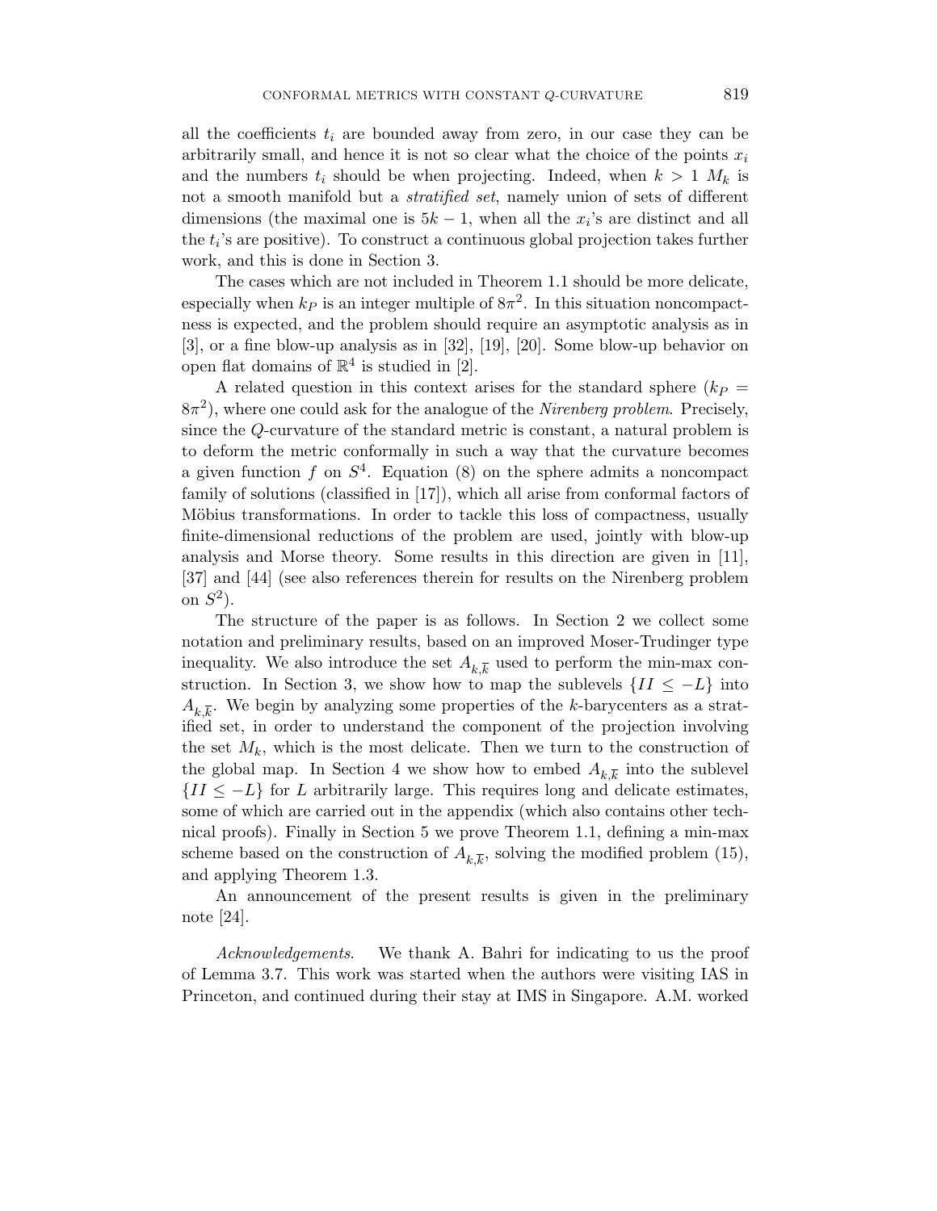all the coefficients $t_i$ are bounded away from zero, in our case they can be arbitrarily small, and hence it is not so clear what the choice of the points $x_i$ and the numbers $t_i$ should be when projecting. Indeed, when $k > 1$ $M_k$ is not a smooth manifold but a *stratified set*, namely union of sets of different dimensions (the maximal one is $5k - 1$, when all the $x_i$'s are distinct and all the $t_i$'s are positive). To construct a continuous global projection takes further work, and this is done in Section 3.

The cases which are not included in Theorem 1.1 should be more delicate, especially when $k_P$ is an integer multiple of $8\pi^2$. In this situation noncompactness is expected, and the problem should require an asymptotic analysis as in [3], or a fine blow-up analysis as in [32], [19], [20]. Some blow-up behavior on open flat domains of $\mathbb{R}^4$ is studied in [2].

A related question in this context arises for the standard sphere ($k_P = 8\pi^2$), where one could ask for the analogue of the *Nirenberg problem*. Precisely, since the $Q$-curvature of the standard metric is constant, a natural problem is to deform the metric conformally in such a way that the curvature becomes a given function $f$ on $S^4$. Equation (8) on the sphere admits a noncompact family of solutions (classified in [17]), which all arise from conformal factors of Möbius transformations. In order to tackle this loss of compactness, usually finite-dimensional reductions of the problem are used, jointly with blow-up analysis and Morse theory. Some results in this direction are given in [11], [37] and [44] (see also references therein for results on the Nirenberg problem on $S^2$).

The structure of the paper is as follows. In Section 2 we collect some notation and preliminary results, based on an improved Moser-Trudinger type inequality. We also introduce the set $A_{k,\overline{k}}$ used to perform the min-max construction. In Section 3, we show how to map the sublevels $\{II \leq -L\}$ into $A_{k,\overline{k}}$. We begin by analyzing some properties of the $k$-barycenters as a stratified set, in order to understand the component of the projection involving the set $M_k$, which is the most delicate. Then we turn to the construction of the global map. In Section 4 we show how to embed $A_{k,\overline{k}}$ into the sublevel $\{II \leq -L\}$ for $L$ arbitrarily large. This requires long and delicate estimates, some of which are carried out in the appendix (which also contains other technical proofs). Finally in Section 5 we prove Theorem 1.1, defining a min-max scheme based on the construction of $A_{k,\overline{k}}$, solving the modified problem (15), and applying Theorem 1.3.

An announcement of the present results is given in the preliminary note [24].

*Acknowledgements*. We thank A. Bahri for indicating to us the proof of Lemma 3.7. This work was started when the authors were visiting IAS in Princeton, and continued during their stay at IMS in Singapore. A.M. worked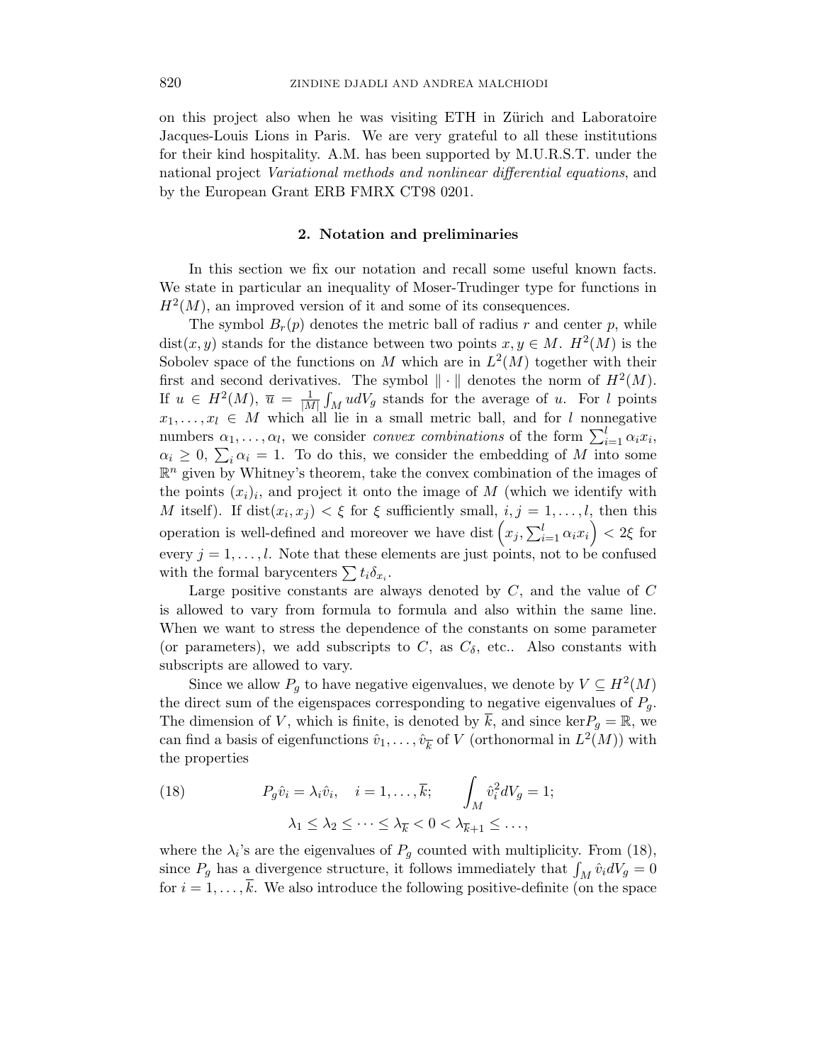on this project also when he was visiting ETH in Zürich and Laboratoire Jacques-Louis Lions in Paris. We are very grateful to all these institutions for their kind hospitality. A.M. has been supported by M.U.R.S.T. under the national project *Variational methods and nonlinear differential equations*, and by the European Grant ERB FMRX CT98 0201.

## 2. Notation and preliminaries

In this section we fix our notation and recall some useful known facts. We state in particular an inequality of Moser-Trudinger type for functions in $H^2(M)$, an improved version of it and some of its consequences.

The symbol $B_r(p)$ denotes the metric ball of radius $r$ and center $p$, while $\text{dist}(x, y)$ stands for the distance between two points $x, y \in M$. $H^2(M)$ is the Sobolev space of the functions on $M$ which are in $L^2(M)$ together with their first and second derivatives. The symbol $\|\cdot\|$ denotes the norm of $H^2(M)$. If $u \in H^2(M)$, $\overline{u} = \frac{1}{|M|}\int_M u dV_g$ stands for the average of $u$. For $l$ points $x_1, \dots, x_l \in M$ which all lie in a small metric ball, and for $l$ nonnegative numbers $\alpha_1, \dots, \alpha_l$, we consider *convex combinations* of the form $\sum_{i=1}^l \alpha_i x_i$, $\alpha_i \geq 0$, $\sum_i \alpha_i = 1$. To do this, we consider the embedding of $M$ into some $\mathbb{R}^n$ given by Whitney's theorem, take the convex combination of the images of the points $(x_i)_i$, and project it onto the image of $M$ (which we identify with $M$ itself). If $\text{dist}(x_i, x_j) < \xi$ for $\xi$ sufficiently small, $i, j = 1, \dots, l$, then this operation is well-defined and moreover we have $\text{dist}\left(x_j, \sum_{i=1}^l \alpha_i x_i\right) < 2\xi$ for every $j = 1, \dots, l$. Note that these elements are just points, not to be confused with the formal barycenters $\sum t_i \delta_{x_i}$.

Large positive constants are always denoted by $C$, and the value of $C$ is allowed to vary from formula to formula and also within the same line. When we want to stress the dependence of the constants on some parameter (or parameters), we add subscripts to $C$, as $C_\delta$, etc.. Also constants with subscripts are allowed to vary.

Since we allow $P_g$ to have negative eigenvalues, we denote by $V \subseteq H^2(M)$ the direct sum of the eigenspaces corresponding to negative eigenvalues of $P_g$. The dimension of $V$, which is finite, is denoted by $\overline{k}$, and since $\ker P_g = \mathbb{R}$, we can find a basis of eigenfunctions $\hat{v}_1, \dots, \hat{v}_{\overline{k}}$ of $V$ (orthonormal in $L^2(M)$) with the properties

$$
(18) \qquad P_g \hat{v}_i = \lambda_i \hat{v}_i, \quad i = 1, \dots, \overline{k}; \qquad \int_M \hat{v}_i^2 dV_g = 1;
$$
$$
\lambda_1 \leq \lambda_2 \leq \cdots \leq \lambda_{\overline{k}} < 0 < \lambda_{\overline{k}+1} \leq \dots,
$$

where the $\lambda_i$'s are the eigenvalues of $P_g$ counted with multiplicity. From (18), since $P_g$ has a divergence structure, it follows immediately that $\int_M \hat{v}_i dV_g = 0$ for $i = 1, \dots, \overline{k}$. We also introduce the following positive-definite (on the space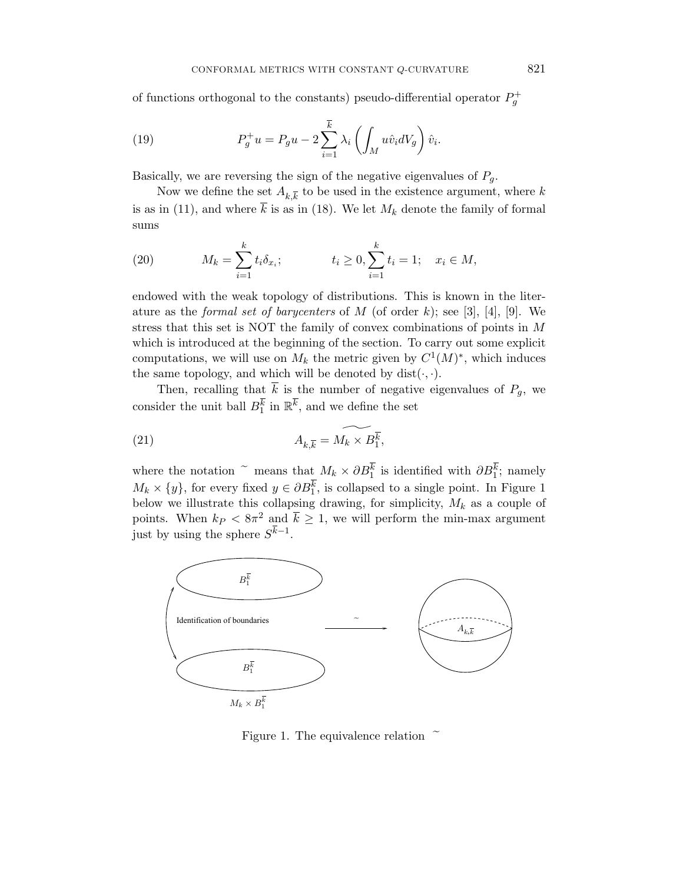of functions orthogonal to the constants) pseudo-differential operator $P_g^+$

$$P_g^+ u = P_g u - 2 \sum_{i=1}^{\overline{k}} \lambda_i \left( \int_M u \hat{v}_i dV_g \right) \hat{v}_i. \tag{19}$$

Basically, we are reversing the sign of the negative eigenvalues of $P_g$.

Now we define the set $A_{k,\overline{k}}$ to be used in the existence argument, where $k$ is as in (11), and where $\overline{k}$ is as in (18). We let $M_k$ denote the family of formal sums

$$M_k = \sum_{i=1}^{k} t_i \delta_{x_i}; \qquad t_i \geq 0, \sum_{i=1}^{k} t_i = 1; \quad x_i \in M, \tag{20}$$

endowed with the weak topology of distributions. This is known in the literature as the *formal set of barycenters* of $M$ (of order $k$); see [3], [4], [9]. We stress that this set is NOT the family of convex combinations of points in $M$ which is introduced at the beginning of the section. To carry out some explicit computations, we will use on $M_k$ the metric given by $C^1(M)^*$, which induces the same topology, and which will be denoted by $\mathrm{dist}(\cdot, \cdot)$.

Then, recalling that $\overline{k}$ is the number of negative eigenvalues of $P_g$, we consider the unit ball $B_1^{\overline{k}}$ in $\mathbb{R}^{\overline{k}}$, and we define the set

$$A_{k,\overline{k}} = \widetilde{M_k \times B_1^{\overline{k}}}, \tag{21}$$

where the notation $\sim$ means that $M_k \times \partial B_1^{\overline{k}}$ is identified with $\partial B_1^{\overline{k}}$; namely $M_k \times \{y\}$, for every fixed $y \in \partial B_1^{\overline{k}}$, is collapsed to a single point. In Figure 1 below we illustrate this collapsing drawing, for simplicity, $M_k$ as a couple of points. When $k_P < 8\pi^2$ and $\overline{k} \geq 1$, we will perform the min-max argument just by using the sphere $S^{\overline{k}-1}$.

Figure 1. The equivalence relation $\sim$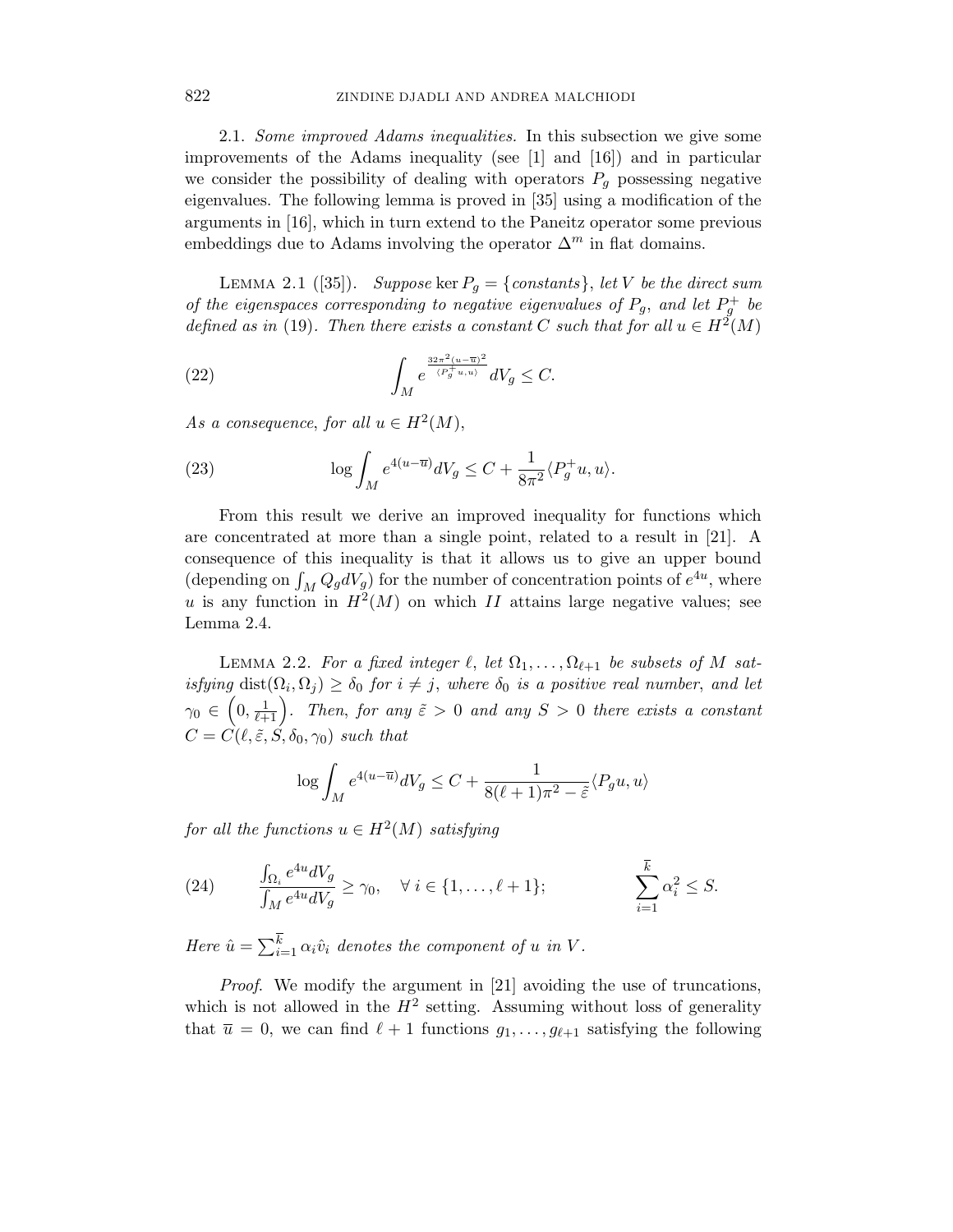2.1. *Some improved Adams inequalities.* In this subsection we give some improvements of the Adams inequality (see [1] and [16]) and in particular we consider the possibility of dealing with operators $P_g$ possessing negative eigenvalues. The following lemma is proved in [35] using a modification of the arguments in [16], which in turn extend to the Paneitz operator some previous embeddings due to Adams involving the operator $\Delta^m$ in flat domains.

LEMMA 2.1 ([35]). *Suppose* $\ker P_g = \{constants\}$, *let* $V$ *be the direct sum of the eigenspaces corresponding to negative eigenvalues of* $P_g$, *and let* $P_g^+$ *be defined as in* (19). *Then there exists a constant* $C$ *such that for all* $u \in H^2(M)$

$$\int_M e^{\frac{32\pi^2(u-\overline{u})^2}{\langle P_g^+ u,u\rangle}} dV_g \leq C. \tag{22}$$

*As a consequence*, *for all* $u \in H^2(M)$,

$$\log \int_M e^{4(u-\overline{u})} dV_g \leq C + \frac{1}{8\pi^2}\langle P_g^+ u, u\rangle. \tag{23}$$

From this result we derive an improved inequality for functions which are concentrated at more than a single point, related to a result in [21]. A consequence of this inequality is that it allows us to give an upper bound (depending on $\int_M Q_g dV_g$) for the number of concentration points of $e^{4u}$, where $u$ is any function in $H^2(M)$ on which $II$ attains large negative values; see Lemma 2.4.

LEMMA 2.2. *For a fixed integer* $\ell$, *let* $\Omega_1, \dots, \Omega_{\ell+1}$ *be subsets of* $M$ *satisfying* $\mathrm{dist}(\Omega_i, \Omega_j) \geq \delta_0$ *for* $i \neq j$, *where* $\delta_0$ *is a positive real number*, *and let* $\gamma_0 \in \left(0, \frac{1}{\ell+1}\right)$. *Then*, *for any* $\tilde{\varepsilon} > 0$ *and any* $S > 0$ *there exists a constant* $C = C(\ell, \tilde{\varepsilon}, S, \delta_0, \gamma_0)$ *such that*

$$\log \int_M e^{4(u-\overline{u})} dV_g \leq C + \frac{1}{8(\ell+1)\pi^2 - \tilde{\varepsilon}}\langle P_g u, u\rangle$$

*for all the functions* $u \in H^2(M)$ *satisfying*

$$\frac{\int_{\Omega_i} e^{4u} dV_g}{\int_M e^{4u} dV_g} \geq \gamma_0, \quad \forall\, i \in \{1, \dots, \ell+1\}; \qquad\qquad \sum_{i=1}^{\overline{k}} \alpha_i^2 \leq S. \tag{24}$$

*Here* $\hat{u} = \sum_{i=1}^{\overline{k}} \alpha_i \hat{v}_i$ *denotes the component of* $u$ *in* $V$.

*Proof.* We modify the argument in [21] avoiding the use of truncations, which is not allowed in the $H^2$ setting. Assuming without loss of generality that $\overline{u} = 0$, we can find $\ell + 1$ functions $g_1, \dots, g_{\ell+1}$ satisfying the following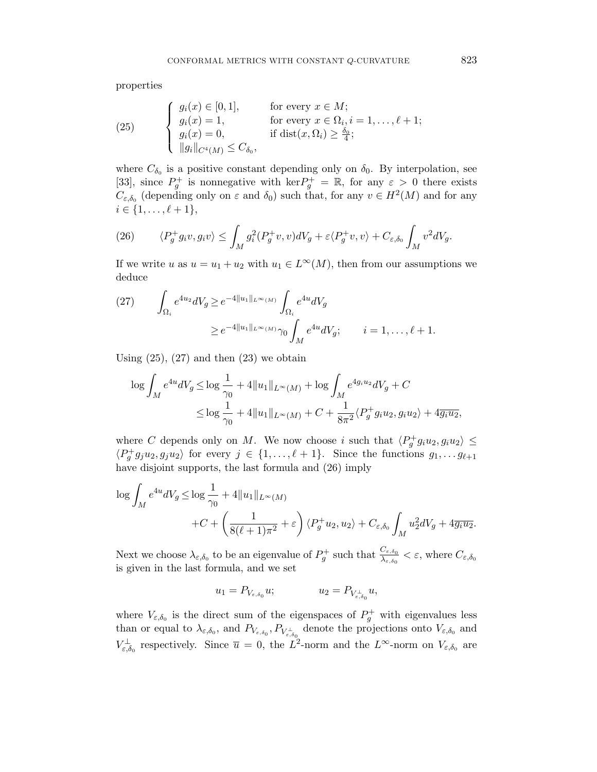properties

$$
(25) \qquad \begin{cases} g_i(x) \in [0,1], & \text{for every } x \in M; \\ g_i(x) = 1, & \text{for every } x \in \Omega_i, i = 1, \dots, \ell+1; \\ g_i(x) = 0, & \text{if } \operatorname{dist}(x, \Omega_i) \geq \frac{\delta_0}{4}; \\ \|g_i\|_{C^4(M)} \leq C_{\delta_0}, & \end{cases}
$$

where $C_{\delta_0}$ is a positive constant depending only on $\delta_0$. By interpolation, see [33], since $P_g^+$ is nonnegative with $\ker P_g^+ = \mathbb{R}$, for any $\varepsilon > 0$ there exists $C_{\varepsilon,\delta_0}$ (depending only on $\varepsilon$ and $\delta_0$) such that, for any $v \in H^2(M)$ and for any $i \in \{1, \dots, \ell+1\}$,

$$
(26) \qquad \langle P_g^+ g_i v, g_i v \rangle \leq \int_M g_i^2 (P_g^+ v, v) dV_g + \varepsilon \langle P_g^+ v, v \rangle + C_{\varepsilon,\delta_0} \int_M v^2 dV_g.
$$

If we write $u$ as $u = u_1 + u_2$ with $u_1 \in L^\infty(M)$, then from our assumptions we deduce

$$
(27) \qquad \int_{\Omega_i} e^{4u_2} dV_g \geq e^{-4\|u_1\|_{L^\infty(M)}} \int_{\Omega_i} e^{4u} dV_g \geq e^{-4\|u_1\|_{L^\infty(M)}} \gamma_0 \int_M e^{4u} dV_g; \qquad i = 1, \dots, \ell+1.
$$

Using (25), (27) and then (23) we obtain

$$
\begin{aligned}
\log \int_M e^{4u} dV_g &\leq \log \frac{1}{\gamma_0} + 4\|u_1\|_{L^\infty(M)} + \log \int_M e^{4 g_i u_2} dV_g + C \\
&\leq \log \frac{1}{\gamma_0} + 4\|u_1\|_{L^\infty(M)} + C + \frac{1}{8\pi^2} \langle P_g^+ g_i u_2, g_i u_2 \rangle + 4\overline{g_i u_2},
\end{aligned}
$$

where $C$ depends only on $M$. We now choose $i$ such that $\langle P_g^+ g_i u_2, g_i u_2 \rangle \leq \langle P_g^+ g_j u_2, g_j u_2 \rangle$ for every $j \in \{1, \dots, \ell+1\}$. Since the functions $g_1, \dots g_{\ell+1}$ have disjoint supports, the last formula and (26) imply

$$
\begin{aligned}
\log \int_M e^{4u} dV_g \leq& \log \frac{1}{\gamma_0} + 4\|u_1\|_{L^\infty(M)} \\
&+ C + \left( \frac{1}{8(\ell+1)\pi^2} + \varepsilon \right) \langle P_g^+ u_2, u_2 \rangle + C_{\varepsilon,\delta_0} \int_M u_2^2 dV_g + 4\overline{g_i u_2}.
\end{aligned}
$$

Next we choose $\lambda_{\varepsilon,\delta_0}$ to be an eigenvalue of $P_g^+$ such that $\frac{C_{\varepsilon,\delta_0}}{\lambda_{\varepsilon,\delta_0}} < \varepsilon$, where $C_{\varepsilon,\delta_0}$ is given in the last formula, and we set

$$
u_1 = P_{V_{\varepsilon,\delta_0}} u; \qquad u_2 = P_{V_{\varepsilon,\delta_0}^\perp} u,
$$

where $V_{\varepsilon,\delta_0}$ is the direct sum of the eigenspaces of $P_g^+$ with eigenvalues less than or equal to $\lambda_{\varepsilon,\delta_0}$, and $P_{V_{\varepsilon,\delta_0}}, P_{V_{\varepsilon,\delta_0}^\perp}$ denote the projections onto $V_{\varepsilon,\delta_0}$ and $V_{\varepsilon,\delta_0}^\perp$ respectively. Since $\overline{u} = 0$, the $L^2$-norm and the $L^\infty$-norm on $V_{\varepsilon,\delta_0}$ are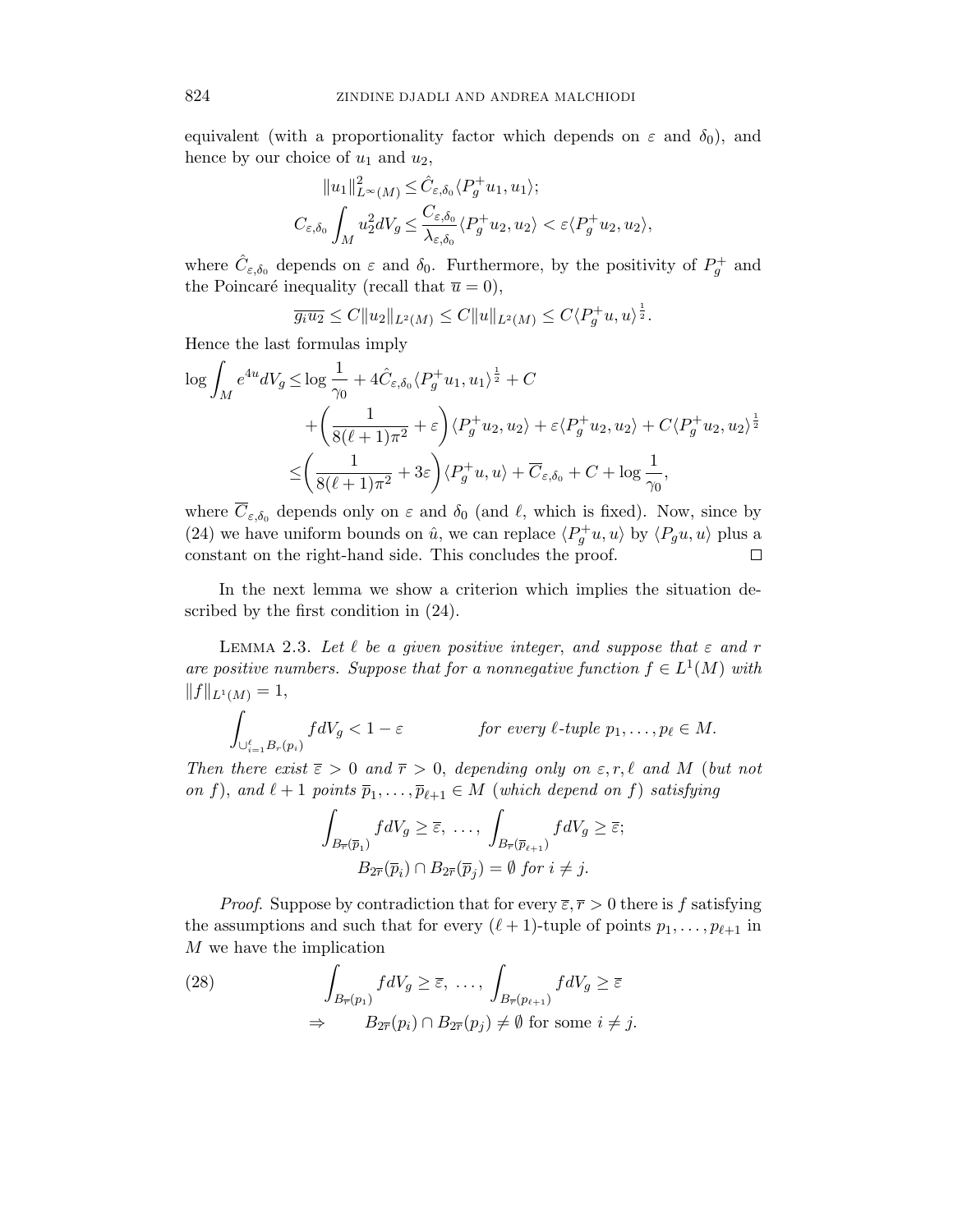equivalent (with a proportionality factor which depends on $\varepsilon$ and $\delta_0$), and hence by our choice of $u_1$ and $u_2$,

$$\|u_1\|^2_{L^\infty(M)} \leq \hat{C}_{\varepsilon,\delta_0} \langle P_g^+ u_1, u_1 \rangle;$$

$$C_{\varepsilon,\delta_0} \int_M u_2^2 dV_g \leq \frac{C_{\varepsilon,\delta_0}}{\lambda_{\varepsilon,\delta_0}} \langle P_g^+ u_2, u_2 \rangle < \varepsilon \langle P_g^+ u_2, u_2 \rangle,$$

where $\hat{C}_{\varepsilon,\delta_0}$ depends on $\varepsilon$ and $\delta_0$. Furthermore, by the positivity of $P_g^+$ and the Poincaré inequality (recall that $\overline{u} = 0$),

$$\overline{g_i u_2} \leq C \|u_2\|_{L^2(M)} \leq C \|u\|_{L^2(M)} \leq C \langle P_g^+ u, u \rangle^{\frac{1}{2}}.$$

Hence the last formulas imply

$$\begin{aligned}
\log \int_M e^{4u} dV_g \leq & \log \frac{1}{\gamma_0} + 4\hat{C}_{\varepsilon,\delta_0} \langle P_g^+ u_1, u_1 \rangle^{\frac{1}{2}} + C \\
& + \left( \frac{1}{8(\ell+1)\pi^2} + \varepsilon \right) \langle P_g^+ u_2, u_2 \rangle + \varepsilon \langle P_g^+ u_2, u_2 \rangle + C \langle P_g^+ u_2, u_2 \rangle^{\frac{1}{2}} \\
\leq & \left( \frac{1}{8(\ell+1)\pi^2} + 3\varepsilon \right) \langle P_g^+ u, u \rangle + \overline{C}_{\varepsilon,\delta_0} + C + \log \frac{1}{\gamma_0},
\end{aligned}$$

where $\overline{C}_{\varepsilon,\delta_0}$ depends only on $\varepsilon$ and $\delta_0$ (and $\ell$, which is fixed). Now, since by (24) we have uniform bounds on $\hat{u}$, we can replace $\langle P_g^+ u, u \rangle$ by $\langle P_g u, u \rangle$ plus a constant on the right-hand side. This concludes the proof. $\square$

In the next lemma we show a criterion which implies the situation described by the first condition in (24).

Lemma 2.3. *Let $\ell$ be a given positive integer, and suppose that $\varepsilon$ and $r$ are positive numbers. Suppose that for a nonnegative function $f \in L^1(M)$ with $\|f\|_{L^1(M)} = 1$,*

$$\int_{\cup_{i=1}^{\ell} B_r(p_i)} f dV_g < 1 - \varepsilon \qquad \text{for every } \ell\text{-tuple } p_1, \dots, p_\ell \in M.$$

*Then there exist $\overline{\varepsilon} > 0$ and $\overline{r} > 0$, depending only on $\varepsilon, r, \ell$ and $M$ (but not on $f$), and $\ell + 1$ points $\overline{p}_1, \dots, \overline{p}_{\ell+1} \in M$ (which depend on $f$) satisfying*

$$\int_{B_{\overline{r}}(\overline{p}_1)} f dV_g \geq \overline{\varepsilon}, \ \dots, \ \int_{B_{\overline{r}}(\overline{p}_{\ell+1})} f dV_g \geq \overline{\varepsilon};$$

$$B_{2\overline{r}}(\overline{p}_i) \cap B_{2\overline{r}}(\overline{p}_j) = \emptyset \text{ for } i \neq j.$$

*Proof.* Suppose by contradiction that for every $\overline{\varepsilon}, \overline{r} > 0$ there is $f$ satisfying the assumptions and such that for every $(\ell+1)$-tuple of points $p_1, \dots, p_{\ell+1}$ in $M$ we have the implication

$$\begin{aligned}
(28) \qquad & \int_{B_{\overline{r}}(p_1)} f dV_g \geq \overline{\varepsilon}, \ \dots, \ \int_{B_{\overline{r}}(p_{\ell+1})} f dV_g \geq \overline{\varepsilon} \\
\Rightarrow \qquad & B_{2\overline{r}}(p_i) \cap B_{2\overline{r}}(p_j) \neq \emptyset \text{ for some } i \neq j.
\end{aligned}$$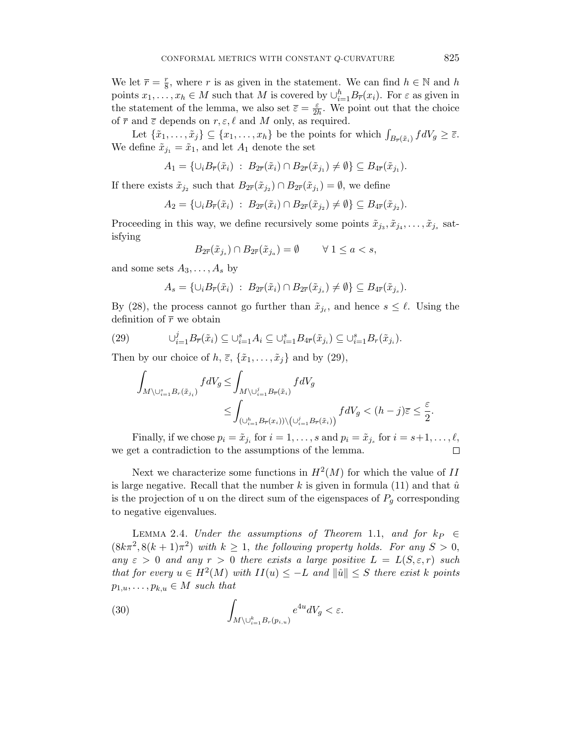We let $\overline{r} = \frac{r}{8}$, where $r$ is as given in the statement. We can find $h \in \mathbb{N}$ and $h$ points $x_1, \ldots, x_h \in M$ such that $M$ is covered by $\cup_{i=1}^h B_{\overline{r}}(x_i)$. For $\varepsilon$ as given in the statement of the lemma, we also set $\overline{\varepsilon} = \frac{\varepsilon}{2h}$. We point out that the choice of $\overline{r}$ and $\overline{\varepsilon}$ depends on $r, \varepsilon, \ell$ and $M$ only, as required.

Let $\{\tilde{x}_1, \ldots, \tilde{x}_j\} \subseteq \{x_1, \ldots, x_h\}$ be the points for which $\int_{B_{\overline{r}}(\tilde{x}_i)} f dV_g \geq \overline{\varepsilon}$. We define $\tilde{x}_{j_1} = \tilde{x}_1$, and let $A_1$ denote the set

$$A_1 = \{\cup_i B_{\overline{r}}(\tilde{x}_i) \;:\; B_{2\overline{r}}(\tilde{x}_i) \cap B_{2\overline{r}}(\tilde{x}_{j_1}) \neq \emptyset\} \subseteq B_{4\overline{r}}(\tilde{x}_{j_1}).$$

If there exists $\tilde{x}_{j_2}$ such that $B_{2\overline{r}}(\tilde{x}_{j_2}) \cap B_{2\overline{r}}(\tilde{x}_{j_1}) = \emptyset$, we define

$$A_2 = \{\cup_i B_{\overline{r}}(\tilde{x}_i) \;:\; B_{2\overline{r}}(\tilde{x}_i) \cap B_{2\overline{r}}(\tilde{x}_{j_2}) \neq \emptyset\} \subseteq B_{4\overline{r}}(\tilde{x}_{j_2}).$$

Proceeding in this way, we define recursively some points $\tilde{x}_{j_3}, \tilde{x}_{j_4}, \ldots, \tilde{x}_{j_s}$ satisfying

$$B_{2\overline{r}}(\tilde{x}_{j_s}) \cap B_{2\overline{r}}(\tilde{x}_{j_a}) = \emptyset \qquad \forall\, 1 \leq a < s,$$

and some sets $A_3, \ldots, A_s$ by

$$A_s = \{\cup_i B_{\overline{r}}(\tilde{x}_i) \;:\; B_{2\overline{r}}(\tilde{x}_i) \cap B_{2\overline{r}}(\tilde{x}_{j_s}) \neq \emptyset\} \subseteq B_{4\overline{r}}(\tilde{x}_{j_s}).$$

By (28), the process cannot go further than $\tilde{x}_{j_\ell}$, and hence $s \leq \ell$. Using the definition of $\overline{r}$ we obtain

$$\cup_{i=1}^j B_{\overline{r}}(\tilde{x}_i) \subseteq \cup_{i=1}^s A_i \subseteq \cup_{i=1}^s B_{4\overline{r}}(\tilde{x}_{j_i}) \subseteq \cup_{i=1}^s B_r(\tilde{x}_{j_i}). \tag{29}$$

Then by our choice of $h$, $\overline{\varepsilon}$, $\{\tilde{x}_1, \ldots, \tilde{x}_j\}$ and by (29),

$$\begin{aligned}
\int_{M \setminus \cup_{i=1}^s B_r(\tilde{x}_{j_i})} f dV_g &\leq \int_{M \setminus \cup_{i=1}^j B_{\overline{r}}(\tilde{x}_i)} f dV_g \\
&\leq \int_{\left(\cup_{i=1}^h B_{\overline{r}}(x_i)\right) \setminus \left(\cup_{i=1}^j B_{\overline{r}}(\tilde{x}_i)\right)} f dV_g < (h-j)\overline{\varepsilon} \leq \frac{\varepsilon}{2}.
\end{aligned}$$

Finally, if we chose $p_i = \tilde{x}_{j_i}$ for $i = 1, \ldots, s$ and $p_i = \tilde{x}_{j_s}$ for $i = s+1, \ldots, \ell$, we get a contradiction to the assumptions of the lemma. ∎

Next we characterize some functions in $H^2(M)$ for which the value of $II$ is large negative. Recall that the number $k$ is given in formula (11) and that $\hat{u}$ is the projection of u on the direct sum of the eigenspaces of $P_g$ corresponding to negative eigenvalues.

Lemma 2.4. *Under the assumptions of Theorem* 1.1, *and for* $k_P \in (8k\pi^2, 8(k+1)\pi^2)$ *with* $k \geq 1$, *the following property holds. For any* $S > 0$, *any* $\varepsilon > 0$ *and any* $r > 0$ *there exists a large positive* $L = L(S, \varepsilon, r)$ *such that for every* $u \in H^2(M)$ *with* $II(u) \leq -L$ *and* $\|\hat{u}\| \leq S$ *there exist* $k$ *points* $p_{1,u}, \ldots, p_{k,u} \in M$ *such that*

$$\int_{M \setminus \cup_{i=1}^k B_r(p_{i,u})} e^{4u} dV_g < \varepsilon. \tag{30}$$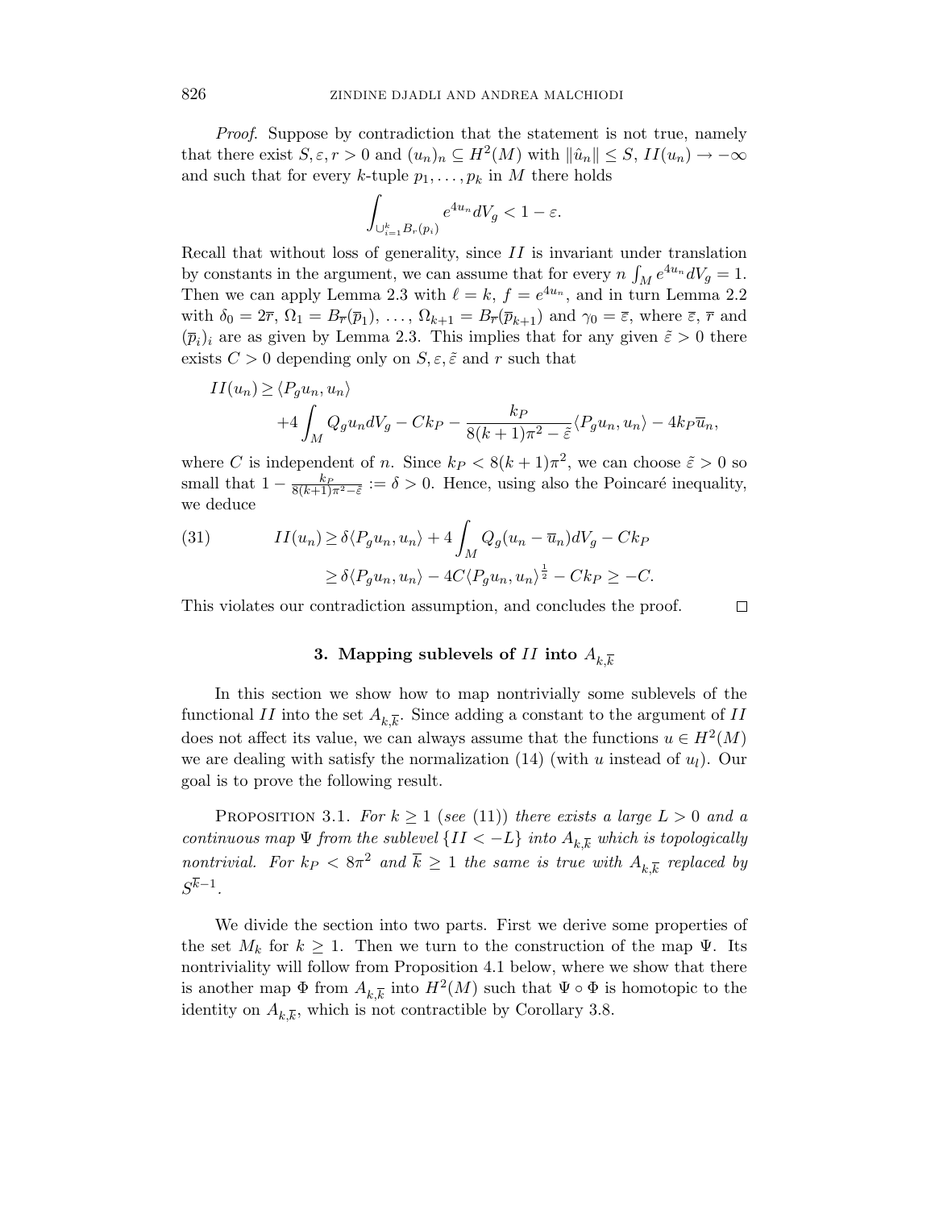*Proof.* Suppose by contradiction that the statement is not true, namely that there exist $S, \varepsilon, r > 0$ and $(u_n)_n \subseteq H^2(M)$ with $\|\hat{u}_n\| \leq S$, $II(u_n) \to -\infty$ and such that for every $k$-tuple $p_1, \dots, p_k$ in $M$ there holds

$$\int_{\cup_{i=1}^k B_r(p_i)} e^{4u_n} dV_g < 1 - \varepsilon.$$

Recall that without loss of generality, since $II$ is invariant under translation by constants in the argument, we can assume that for every $n$ $\int_M e^{4u_n} dV_g = 1$. Then we can apply Lemma 2.3 with $\ell = k$, $f = e^{4u_n}$, and in turn Lemma 2.2 with $\delta_0 = 2\overline{r}$, $\Omega_1 = B_{\overline{r}}(\overline{p}_1)$, $\dots$, $\Omega_{k+1} = B_{\overline{r}}(\overline{p}_{k+1})$ and $\gamma_0 = \overline{\varepsilon}$, where $\overline{\varepsilon}$, $\overline{r}$ and $(\overline{p}_i)_i$ are as given by Lemma 2.3. This implies that for any given $\tilde{\varepsilon} > 0$ there exists $C > 0$ depending only on $S, \varepsilon, \tilde{\varepsilon}$ and $r$ such that

$$\begin{aligned} II(u_n) \geq & \langle P_g u_n, u_n \rangle \\ & + 4 \int_M Q_g u_n dV_g - C k_P - \frac{k_P}{8(k+1)\pi^2 - \tilde{\varepsilon}} \langle P_g u_n, u_n \rangle - 4 k_P \overline{u}_n, \end{aligned}$$

where $C$ is independent of $n$. Since $k_P < 8(k+1)\pi^2$, we can choose $\tilde{\varepsilon} > 0$ so small that $1 - \frac{k_P}{8(k+1)\pi^2 - \tilde{\varepsilon}} := \delta > 0$. Hence, using also the Poincaré inequality, we deduce

$$\begin{aligned} II(u_n) & \geq \delta \langle P_g u_n, u_n \rangle + 4 \int_M Q_g (u_n - \overline{u}_n) dV_g - C k_P \\ & \geq \delta \langle P_g u_n, u_n \rangle - 4C \langle P_g u_n, u_n \rangle^{\frac{1}{2}} - C k_P \geq -C. \end{aligned} \tag{31}$$

This violates our contradiction assumption, and concludes the proof. $\square$

## 3. Mapping sublevels of $II$ into $A_{k,\overline{k}}$

In this section we show how to map nontrivially some sublevels of the functional $II$ into the set $A_{k,\overline{k}}$. Since adding a constant to the argument of $II$ does not affect its value, we can always assume that the functions $u \in H^2(M)$ we are dealing with satisfy the normalization (14) (with $u$ instead of $u_l$). Our goal is to prove the following result.

PROPOSITION 3.1. *For $k \geq 1$ (see (11)) there exists a large $L > 0$ and a continuous map $\Psi$ from the sublevel $\{II < -L\}$ into $A_{k,\overline{k}}$ which is topologically nontrivial. For $k_P < 8\pi^2$ and $\overline{k} \geq 1$ the same is true with $A_{k,\overline{k}}$ replaced by $S^{\overline{k}-1}$.*

We divide the section into two parts. First we derive some properties of the set $M_k$ for $k \geq 1$. Then we turn to the construction of the map $\Psi$. Its nontriviality will follow from Proposition 4.1 below, where we show that there is another map $\Phi$ from $A_{k,\overline{k}}$ into $H^2(M)$ such that $\Psi \circ \Phi$ is homotopic to the identity on $A_{k,\overline{k}}$, which is not contractible by Corollary 3.8.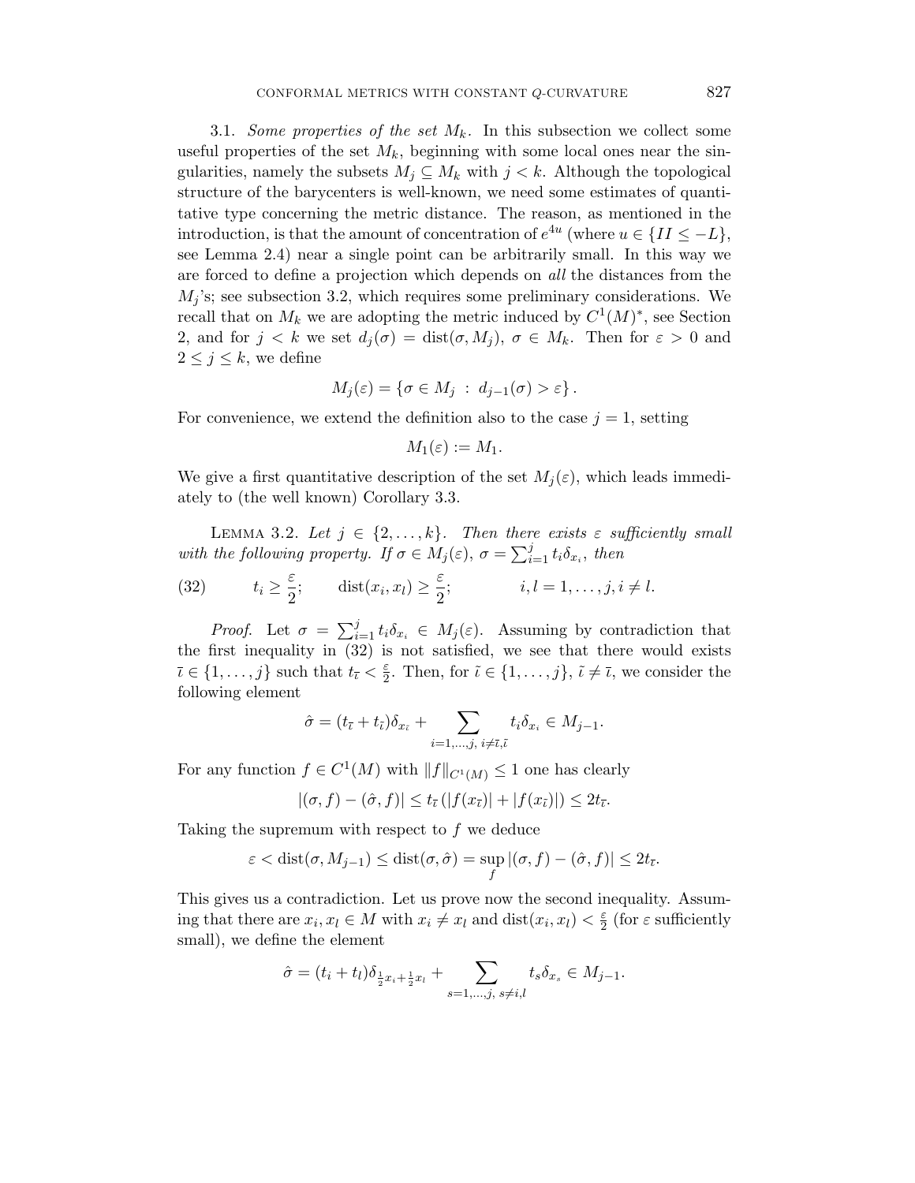3.1. *Some properties of the set $M_k$.* In this subsection we collect some useful properties of the set $M_k$, beginning with some local ones near the singularities, namely the subsets $M_j \subseteq M_k$ with $j < k$. Although the topological structure of the barycenters is well-known, we need some estimates of quantitative type concerning the metric distance. The reason, as mentioned in the introduction, is that the amount of concentration of $e^{4u}$ (where $u \in \{II \leq -L\}$, see Lemma 2.4) near a single point can be arbitrarily small. In this way we are forced to define a projection which depends on *all* the distances from the $M_j$'s; see subsection 3.2, which requires some preliminary considerations. We recall that on $M_k$ we are adopting the metric induced by $C^1(M)^*$, see Section 2, and for $j < k$ we set $d_j(\sigma) = \mathrm{dist}(\sigma, M_j)$, $\sigma \in M_k$. Then for $\varepsilon > 0$ and $2 \leq j \leq k$, we define

$$M_j(\varepsilon) = \{\sigma \in M_j \ : \ d_{j-1}(\sigma) > \varepsilon\}.$$

For convenience, we extend the definition also to the case $j = 1$, setting

$$M_1(\varepsilon) := M_1.$$

We give a first quantitative description of the set $M_j(\varepsilon)$, which leads immediately to (the well known) Corollary 3.3.

LEMMA 3.2. *Let $j \in \{2, \ldots, k\}$. Then there exists $\varepsilon$ sufficiently small with the following property. If $\sigma \in M_j(\varepsilon)$, $\sigma = \sum_{i=1}^{j} t_i \delta_{x_i}$, then*

$$t_i \geq \frac{\varepsilon}{2}; \qquad \mathrm{dist}(x_i, x_l) \geq \frac{\varepsilon}{2}; \qquad\qquad i, l = 1, \ldots, j, i \neq l. \tag{32}$$

*Proof.* Let $\sigma = \sum_{i=1}^{j} t_i \delta_{x_i} \in M_j(\varepsilon)$. Assuming by contradiction that the first inequality in (32) is not satisfied, we see that there would exists $\bar{\imath} \in \{1, \ldots, j\}$ such that $t_{\bar{\imath}} < \frac{\varepsilon}{2}$. Then, for $\tilde{\imath} \in \{1, \ldots, j\}$, $\tilde{\imath} \neq \bar{\imath}$, we consider the following element

$$\hat{\sigma} = (t_{\bar{\imath}} + t_{\tilde{\imath}})\delta_{x_{\tilde{\imath}}} + \sum_{i=1,\ldots,j,\ i \neq \bar{\imath},\tilde{\imath}} t_i \delta_{x_i} \in M_{j-1}.$$

For any function $f \in C^1(M)$ with $\|f\|_{C^1(M)} \leq 1$ one has clearly

$$|(\sigma, f) - (\hat{\sigma}, f)| \leq t_{\bar{\imath}} \left(|f(x_{\bar{\imath}})| + |f(x_{\tilde{\imath}})|\right) \leq 2t_{\bar{\imath}}.$$

Taking the supremum with respect to $f$ we deduce

$$\varepsilon < \mathrm{dist}(\sigma, M_{j-1}) \leq \mathrm{dist}(\sigma, \hat{\sigma}) = \sup_f |(\sigma, f) - (\hat{\sigma}, f)| \leq 2t_{\bar{\imath}}.$$

This gives us a contradiction. Let us prove now the second inequality. Assuming that there are $x_i, x_l \in M$ with $x_i \neq x_l$ and $\mathrm{dist}(x_i, x_l) < \frac{\varepsilon}{2}$ (for $\varepsilon$ sufficiently small), we define the element

$$\hat{\sigma} = (t_i + t_l)\delta_{\frac{1}{2}x_i + \frac{1}{2}x_l} + \sum_{s=1,\ldots,j,\ s \neq i,l} t_s \delta_{x_s} \in M_{j-1}.$$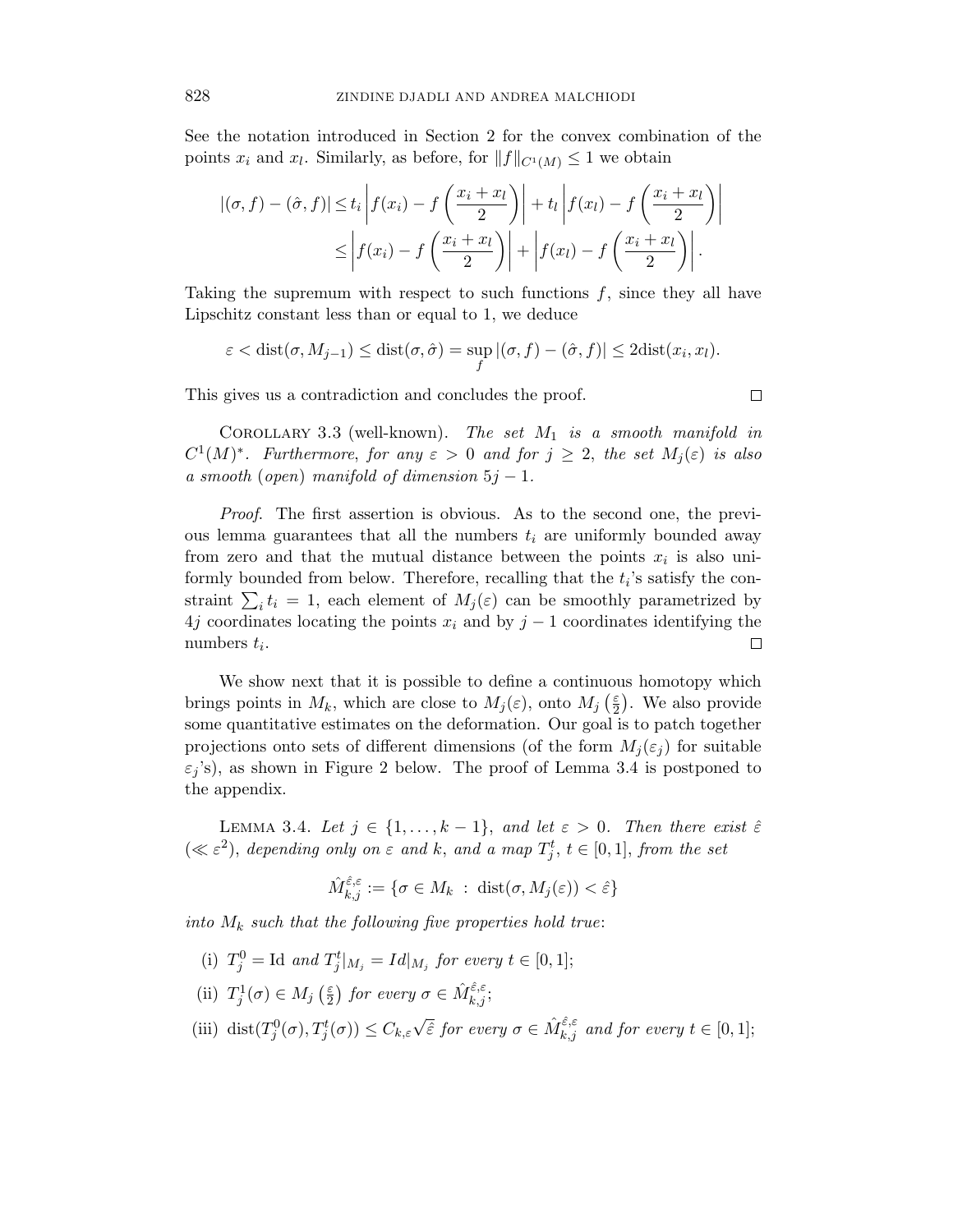See the notation introduced in Section 2 for the convex combination of the points $x_i$ and $x_l$. Similarly, as before, for $\|f\|_{C^1(M)} \leq 1$ we obtain

$$
\begin{aligned}
|(\sigma, f) - (\hat{\sigma}, f)| &\leq t_i \left| f(x_i) - f\left(\frac{x_i + x_l}{2}\right) \right| + t_l \left| f(x_l) - f\left(\frac{x_i + x_l}{2}\right) \right| \\
&\leq \left| f(x_i) - f\left(\frac{x_i + x_l}{2}\right) \right| + \left| f(x_l) - f\left(\frac{x_i + x_l}{2}\right) \right|.
\end{aligned}
$$

Taking the supremum with respect to such functions $f$, since they all have Lipschitz constant less than or equal to 1, we deduce

$$
\varepsilon < \operatorname{dist}(\sigma, M_{j-1}) \leq \operatorname{dist}(\sigma, \hat{\sigma}) = \sup_f |(\sigma, f) - (\hat{\sigma}, f)| \leq 2\operatorname{dist}(x_i, x_l).
$$

This gives us a contradiction and concludes the proof. $\square$

Corollary 3.3 (well-known). *The set $M_1$ is a smooth manifold in $C^1(M)^*$. Furthermore, for any $\varepsilon > 0$ and for $j \geq 2$, the set $M_j(\varepsilon)$ is also a smooth (open) manifold of dimension $5j - 1$.*

*Proof.* The first assertion is obvious. As to the second one, the previous lemma guarantees that all the numbers $t_i$ are uniformly bounded away from zero and that the mutual distance between the points $x_i$ is also uniformly bounded from below. Therefore, recalling that the $t_i$'s satisfy the constraint $\sum_i t_i = 1$, each element of $M_j(\varepsilon)$ can be smoothly parametrized by $4j$ coordinates locating the points $x_i$ and by $j - 1$ coordinates identifying the numbers $t_i$. $\square$

We show next that it is possible to define a continuous homotopy which brings points in $M_k$, which are close to $M_j(\varepsilon)$, onto $M_j\left(\frac{\varepsilon}{2}\right)$. We also provide some quantitative estimates on the deformation. Our goal is to patch together projections onto sets of different dimensions (of the form $M_j(\varepsilon_j)$ for suitable $\varepsilon_j$'s), as shown in Figure 2 below. The proof of Lemma 3.4 is postponed to the appendix.

Lemma 3.4. *Let $j \in \{1, \dots, k-1\}$, and let $\varepsilon > 0$. Then there exist $\hat{\varepsilon}$ ($\ll \varepsilon^2$), depending only on $\varepsilon$ and $k$, and a map $T_j^t$, $t \in [0, 1]$, from the set*

$$
\hat{M}_{k,j}^{\hat{\varepsilon},\varepsilon} := \{\sigma \in M_k \ : \ \operatorname{dist}(\sigma, M_j(\varepsilon)) < \hat{\varepsilon}\}
$$

*into $M_k$ such that the following five properties hold true:*

(i) $T_j^0 = \mathrm{Id}$ *and* $T_j^t|_{M_j} = Id|_{M_j}$ *for every* $t \in [0, 1]$;

(ii) $T_j^1(\sigma) \in M_j\left(\frac{\varepsilon}{2}\right)$ *for every* $\sigma \in \hat{M}_{k,j}^{\hat{\varepsilon},\varepsilon}$;

(iii) $\operatorname{dist}(T_j^0(\sigma), T_j^t(\sigma)) \leq C_{k,\varepsilon}\sqrt{\hat{\varepsilon}}$ *for every* $\sigma \in \hat{M}_{k,j}^{\hat{\varepsilon},\varepsilon}$ *and for every* $t \in [0, 1]$;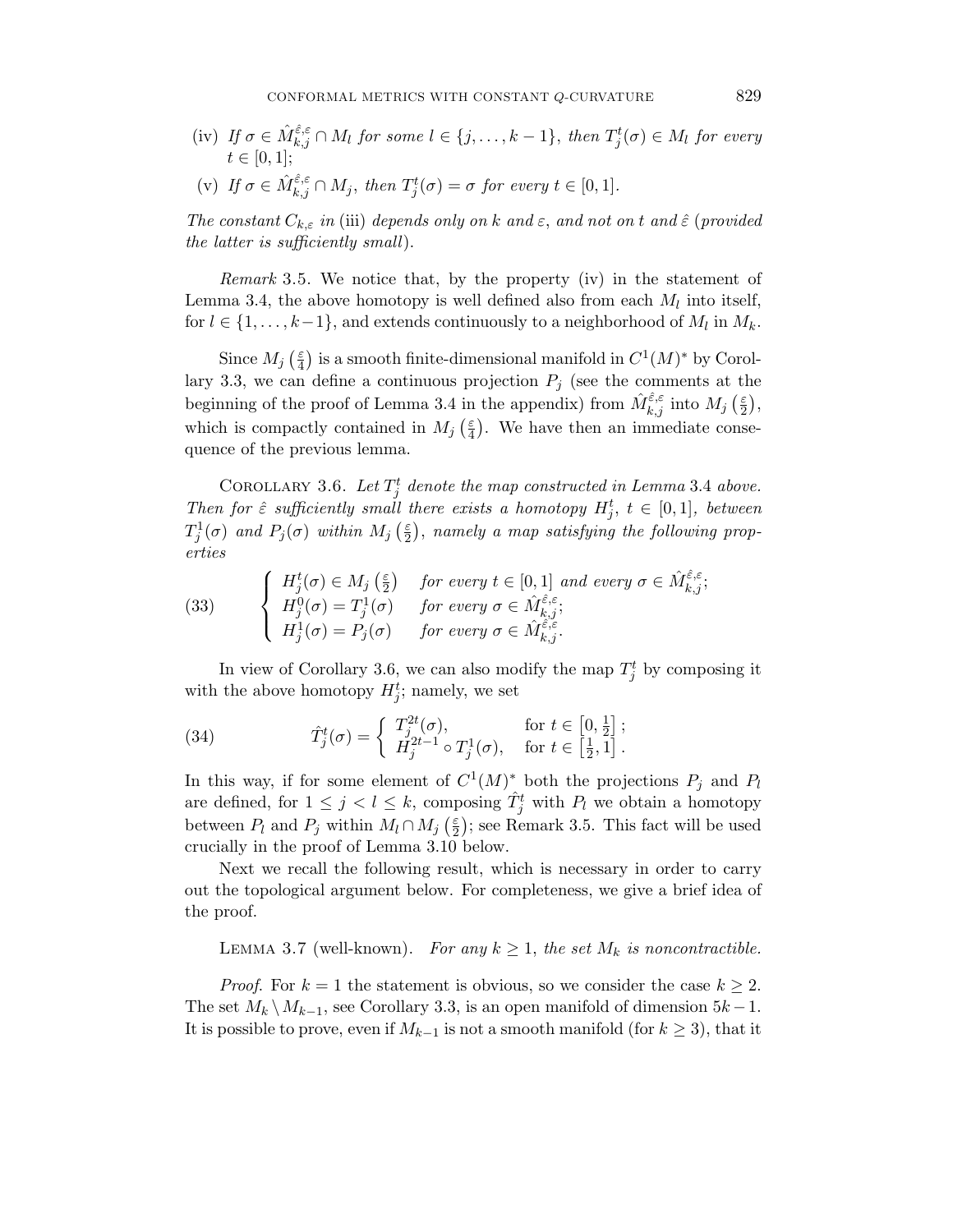(iv) *If* $\sigma \in \hat{M}_{k,j}^{\hat{\varepsilon},\varepsilon} \cap M_l$ *for some* $l \in \{j, \dots, k-1\}$, *then* $T_j^t(\sigma) \in M_l$ *for every* $t \in [0,1]$;

(v) *If* $\sigma \in \hat{M}_{k,j}^{\hat{\varepsilon},\varepsilon} \cap M_j$, *then* $T_j^t(\sigma) = \sigma$ *for every* $t \in [0,1]$.

*The constant* $C_{k,\varepsilon}$ *in* (iii) *depends only on* $k$ *and* $\varepsilon$, *and not on* $t$ *and* $\hat{\varepsilon}$ (*provided the latter is sufficiently small*).

*Remark* 3.5. We notice that, by the property (iv) in the statement of Lemma 3.4, the above homotopy is well defined also from each $M_l$ into itself, for $l \in \{1, \dots, k-1\}$, and extends continuously to a neighborhood of $M_l$ in $M_k$.

Since $M_j\left(\frac{\varepsilon}{4}\right)$ is a smooth finite-dimensional manifold in $C^1(M)^*$ by Corollary 3.3, we can define a continuous projection $P_j$ (see the comments at the beginning of the proof of Lemma 3.4 in the appendix) from $\hat{M}_{k,j}^{\hat{\varepsilon},\varepsilon}$ into $M_j\left(\frac{\varepsilon}{2}\right)$, which is compactly contained in $M_j\left(\frac{\varepsilon}{4}\right)$. We have then an immediate consequence of the previous lemma.

Corollary 3.6. *Let* $T_j^t$ *denote the map constructed in Lemma* 3.4 *above. Then for* $\hat{\varepsilon}$ *sufficiently small there exists a homotopy* $H_j^t$, $t \in [0,1]$, *between* $T_j^1(\sigma)$ *and* $P_j(\sigma)$ *within* $M_j\left(\frac{\varepsilon}{2}\right)$, *namely a map satisfying the following properties*

$$
(33) \qquad \begin{cases} H_j^t(\sigma) \in M_j\left(\frac{\varepsilon}{2}\right) & \text{for every } t \in [0,1] \text{ and every } \sigma \in \hat{M}_{k,j}^{\hat{\varepsilon},\varepsilon}; \\ H_j^0(\sigma) = T_j^1(\sigma) & \text{for every } \sigma \in \hat{M}_{k,j}^{\hat{\varepsilon},\varepsilon}; \\ H_j^1(\sigma) = P_j(\sigma) & \text{for every } \sigma \in \hat{M}_{k,j}^{\hat{\varepsilon},\varepsilon}. \end{cases}
$$

In view of Corollary 3.6, we can also modify the map $T_j^t$ by composing it with the above homotopy $H_j^t$; namely, we set

$$
(34) \qquad \hat{T}_j^t(\sigma) = \begin{cases} T_j^{2t}(\sigma), & \text{for } t \in \left[0, \frac{1}{2}\right]; \\ H_j^{2t-1} \circ T_j^1(\sigma), & \text{for } t \in \left[\frac{1}{2}, 1\right]. \end{cases}
$$

In this way, if for some element of $C^1(M)^*$ both the projections $P_j$ and $P_l$ are defined, for $1 \leq j < l \leq k$, composing $\hat{T}_j^t$ with $P_l$ we obtain a homotopy between $P_l$ and $P_j$ within $M_l \cap M_j\left(\frac{\varepsilon}{2}\right)$; see Remark 3.5. This fact will be used crucially in the proof of Lemma 3.10 below.

Next we recall the following result, which is necessary in order to carry out the topological argument below. For completeness, we give a brief idea of the proof.

Lemma 3.7 (well-known). *For any* $k \geq 1$, *the set* $M_k$ *is noncontractible.*

*Proof.* For $k = 1$ the statement is obvious, so we consider the case $k \geq 2$. The set $M_k \setminus M_{k-1}$, see Corollary 3.3, is an open manifold of dimension $5k-1$. It is possible to prove, even if $M_{k-1}$ is not a smooth manifold (for $k \geq 3$), that it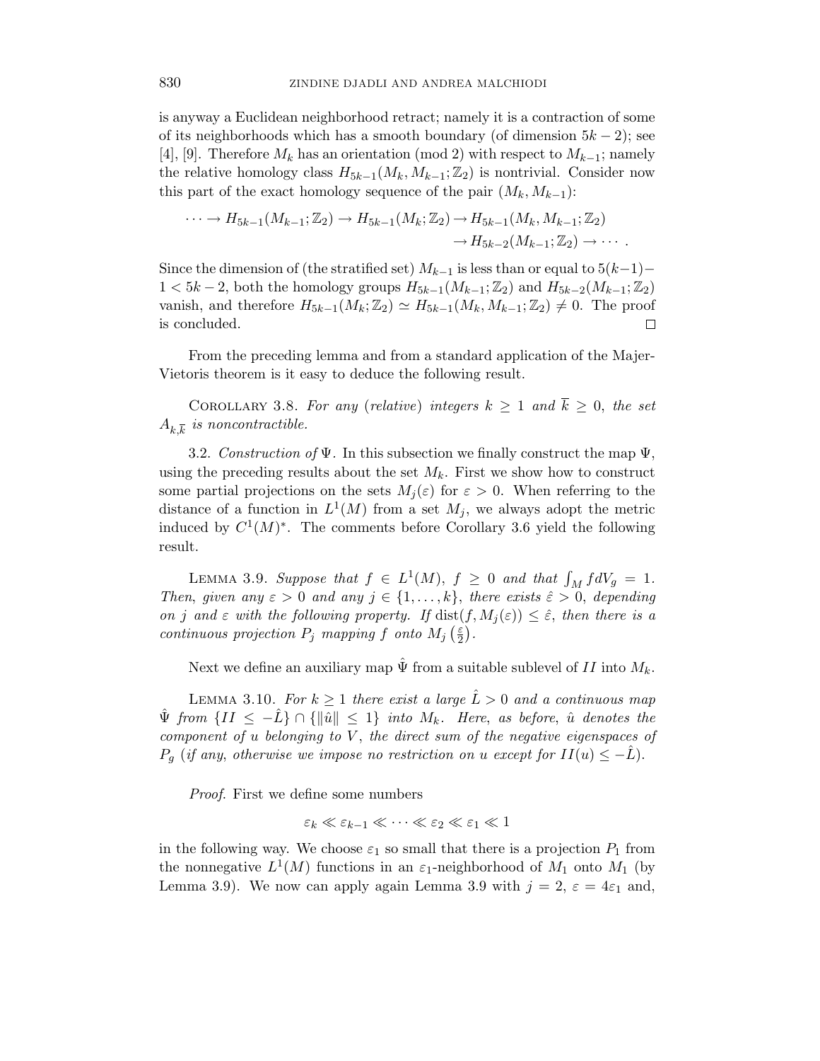is anyway a Euclidean neighborhood retract; namely it is a contraction of some of its neighborhoods which has a smooth boundary (of dimension $5k-2$); see [4], [9]. Therefore $M_k$ has an orientation (mod 2) with respect to $M_{k-1}$; namely the relative homology class $H_{5k-1}(M_k, M_{k-1}; \mathbb{Z}_2)$ is nontrivial. Consider now this part of the exact homology sequence of the pair $(M_k, M_{k-1})$:

$$\cdots \to H_{5k-1}(M_{k-1}; \mathbb{Z}_2) \to H_{5k-1}(M_k; \mathbb{Z}_2) \to H_{5k-1}(M_k, M_{k-1}; \mathbb{Z}_2) \\ \to H_{5k-2}(M_{k-1}; \mathbb{Z}_2) \to \cdots .$$

Since the dimension of (the stratified set) $M_{k-1}$ is less than or equal to $5(k-1) - 1 < 5k-2$, both the homology groups $H_{5k-1}(M_{k-1}; \mathbb{Z}_2)$ and $H_{5k-2}(M_{k-1}; \mathbb{Z}_2)$ vanish, and therefore $H_{5k-1}(M_k; \mathbb{Z}_2) \simeq H_{5k-1}(M_k, M_{k-1}; \mathbb{Z}_2) \neq 0$. The proof is concluded. $\square$

From the preceding lemma and from a standard application of the Majer-Vietoris theorem is it easy to deduce the following result.

Corollary 3.8. *For any* (*relative*) *integers $k \geq 1$ and $\overline{k} \geq 0$, the set $A_{k,\overline{k}}$ is noncontractible.*

3.2. *Construction of* $\Psi$. In this subsection we finally construct the map $\Psi$, using the preceding results about the set $M_k$. First we show how to construct some partial projections on the sets $M_j(\varepsilon)$ for $\varepsilon > 0$. When referring to the distance of a function in $L^1(M)$ from a set $M_j$, we always adopt the metric induced by $C^1(M)^*$. The comments before Corollary 3.6 yield the following result.

Lemma 3.9. *Suppose that $f \in L^1(M)$, $f \geq 0$ and that $\int_M f dV_g = 1$. Then, given any $\varepsilon > 0$ and any $j \in \{1, \dots, k\}$, there exists $\hat{\varepsilon} > 0$, depending on $j$ and $\varepsilon$ with the following property. If $\mathrm{dist}(f, M_j(\varepsilon)) \leq \hat{\varepsilon}$, then there is a continuous projection $P_j$ mapping $f$ onto $M_j\left(\frac{\varepsilon}{2}\right)$.*

Next we define an auxiliary map $\hat{\Psi}$ from a suitable sublevel of $II$ into $M_k$.

Lemma 3.10. *For $k \geq 1$ there exist a large $\hat{L} > 0$ and a continuous map $\hat{\Psi}$ from $\{II \leq -\hat{L}\} \cap \{\|\hat{u}\| \leq 1\}$ into $M_k$. Here, as before, $\hat{u}$ denotes the component of $u$ belonging to $V$, the direct sum of the negative eigenspaces of $P_g$ (if any, otherwise we impose no restriction on $u$ except for $II(u) \leq -\hat{L}$).*

*Proof.* First we define some numbers

$$\varepsilon_k \ll \varepsilon_{k-1} \ll \cdots \ll \varepsilon_2 \ll \varepsilon_1 \ll 1$$

in the following way. We choose $\varepsilon_1$ so small that there is a projection $P_1$ from the nonnegative $L^1(M)$ functions in an $\varepsilon_1$-neighborhood of $M_1$ onto $M_1$ (by Lemma 3.9). We now can apply again Lemma 3.9 with $j = 2$, $\varepsilon = 4\varepsilon_1$ and,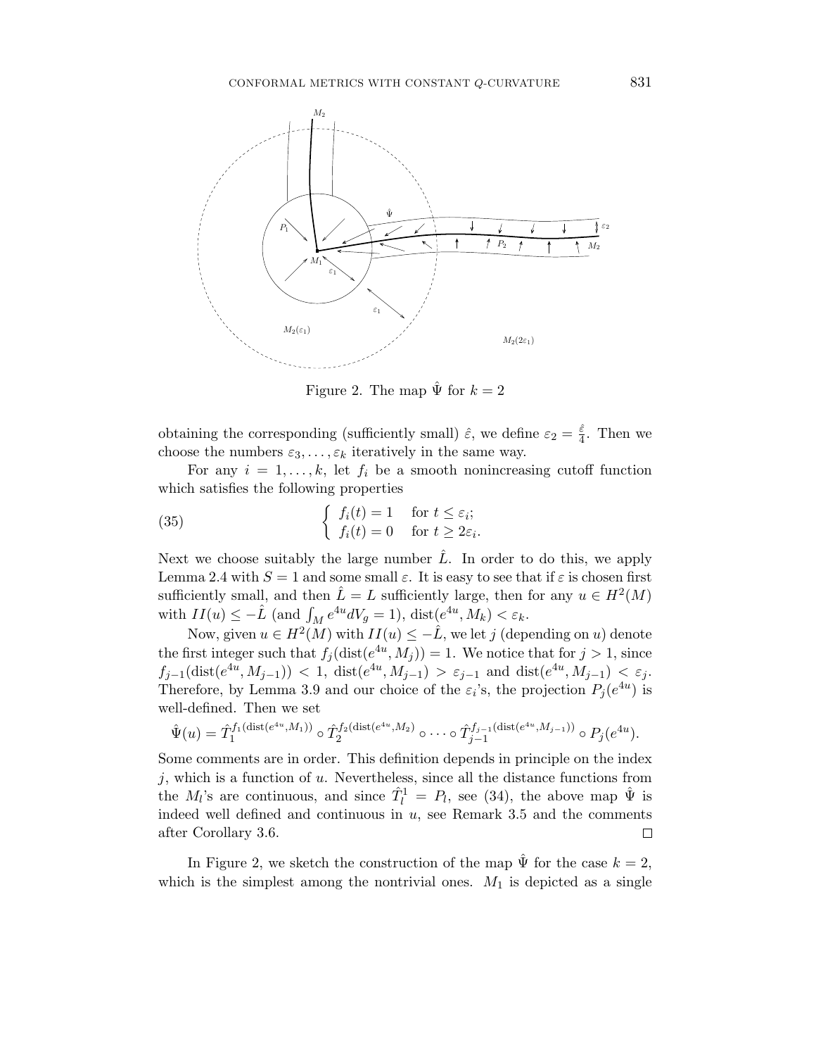Figure 2. The map $\hat{\Psi}$ for $k = 2$

obtaining the corresponding (sufficiently small) $\hat{\varepsilon}$, we define $\varepsilon_2 = \frac{\hat{\varepsilon}}{4}$. Then we choose the numbers $\varepsilon_3, \dots, \varepsilon_k$ iteratively in the same way.

For any $i = 1, \dots, k$, let $f_i$ be a smooth nonincreasing cutoff function which satisfies the following properties

$$
\begin{cases} f_i(t) = 1 & \text{for } t \leq \varepsilon_i; \\ f_i(t) = 0 & \text{for } t \geq 2\varepsilon_i. \end{cases} \tag{35}
$$

Next we choose suitably the large number $\hat{L}$. In order to do this, we apply Lemma 2.4 with $S = 1$ and some small $\varepsilon$. It is easy to see that if $\varepsilon$ is chosen first sufficiently small, and then $\hat{L} = L$ sufficiently large, then for any $u \in H^2(M)$ with $II(u) \leq -\hat{L}$ (and $\int_M e^{4u} dV_g = 1$), $\operatorname{dist}(e^{4u}, M_k) < \varepsilon_k$.

Now, given $u \in H^2(M)$ with $II(u) \leq -\hat{L}$, we let $j$ (depending on $u$) denote the first integer such that $f_j(\operatorname{dist}(e^{4u}, M_j)) = 1$. We notice that for $j > 1$, since $f_{j-1}(\operatorname{dist}(e^{4u}, M_{j-1})) < 1$, $\operatorname{dist}(e^{4u}, M_{j-1}) > \varepsilon_{j-1}$ and $\operatorname{dist}(e^{4u}, M_{j-1}) < \varepsilon_j$. Therefore, by Lemma 3.9 and our choice of the $\varepsilon_i$'s, the projection $P_j(e^{4u})$ is well-defined. Then we set

$$
\hat{\Psi}(u) = \hat{T}_1^{f_1(\operatorname{dist}(e^{4u}, M_1))} \circ \hat{T}_2^{f_2(\operatorname{dist}(e^{4u}, M_2))} \circ \cdots \circ \hat{T}_{j-1}^{f_{j-1}(\operatorname{dist}(e^{4u}, M_{j-1}))} \circ P_j(e^{4u}).
$$

Some comments are in order. This definition depends in principle on the index $j$, which is a function of $u$. Nevertheless, since all the distance functions from the $M_l$'s are continuous, and since $\hat{T}_l^1 = P_l$, see (34), the above map $\hat{\Psi}$ is indeed well defined and continuous in $u$, see Remark 3.5 and the comments after Corollary 3.6. ☐

In Figure 2, we sketch the construction of the map $\hat{\Psi}$ for the case $k = 2$, which is the simplest among the nontrivial ones. $M_1$ is depicted as a single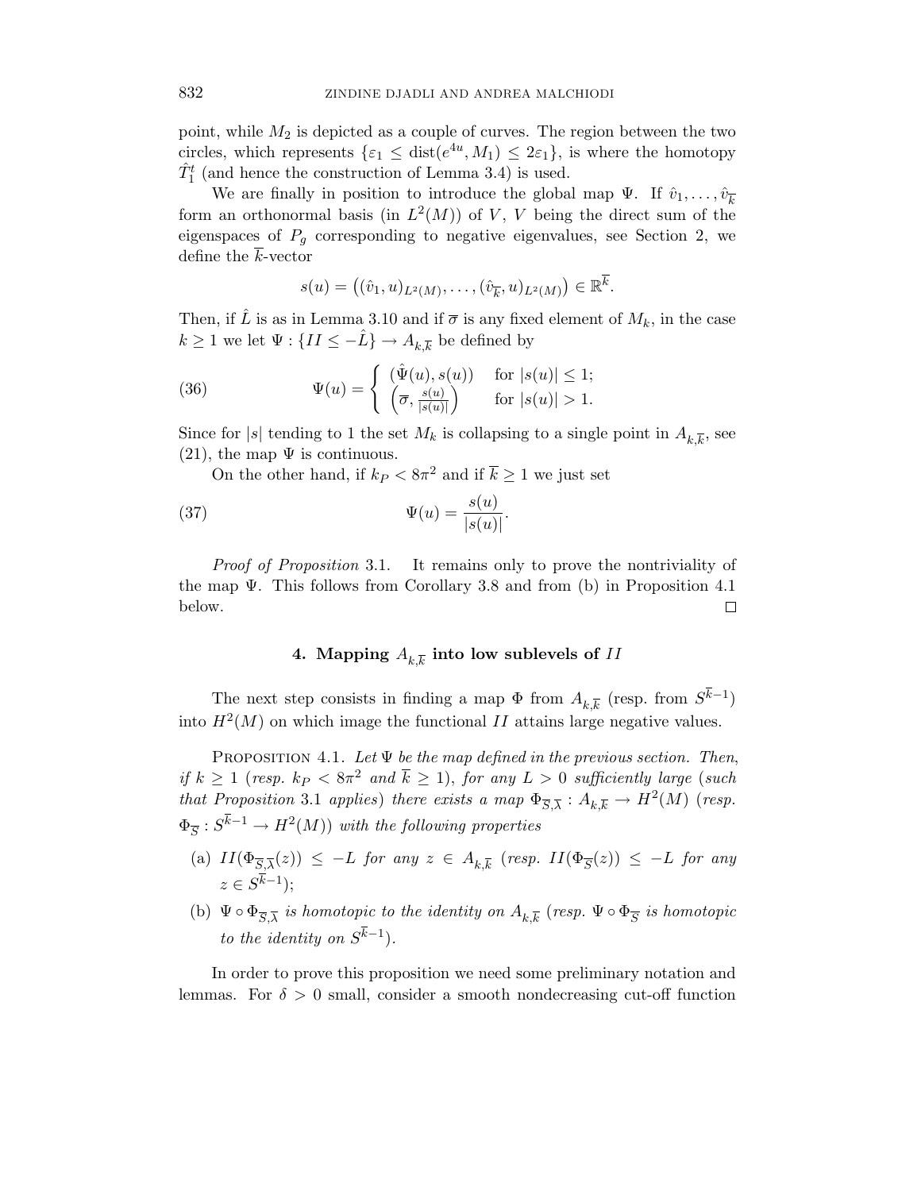point, while $M_2$ is depicted as a couple of curves. The region between the two circles, which represents $\{\varepsilon_1 \leq \text{dist}(e^{4u}, M_1) \leq 2\varepsilon_1\}$, is where the homotopy $\hat{T}_1^t$ (and hence the construction of Lemma 3.4) is used.

We are finally in position to introduce the global map $\Psi$. If $\hat{v}_1, \ldots, \hat{v}_{\overline{k}}$ form an orthonormal basis (in $L^2(M)$) of $V$, $V$ being the direct sum of the eigenspaces of $P_g$ corresponding to negative eigenvalues, see Section 2, we define the $\overline{k}$-vector

$$s(u) = \left((\hat{v}_1, u)_{L^2(M)}, \ldots, (\hat{v}_{\overline{k}}, u)_{L^2(M)}\right) \in \mathbb{R}^{\overline{k}}.$$

Then, if $\hat{L}$ is as in Lemma 3.10 and if $\overline{\sigma}$ is any fixed element of $M_k$, in the case $k \geq 1$ we let $\Psi : \{II \leq -\hat{L}\} \to A_{k,\overline{k}}$ be defined by

$$\Psi(u) = \begin{cases} (\hat{\Psi}(u), s(u)) & \text{for } |s(u)| \leq 1; \\ \left(\overline{\sigma}, \frac{s(u)}{|s(u)|}\right) & \text{for } |s(u)| > 1. \end{cases} \tag{36}$$

Since for $|s|$ tending to 1 the set $M_k$ is collapsing to a single point in $A_{k,\overline{k}}$, see (21), the map $\Psi$ is continuous.

On the other hand, if $k_P < 8\pi^2$ and if $\overline{k} \geq 1$ we just set

$$\Psi(u) = \frac{s(u)}{|s(u)|}. \tag{37}$$

*Proof of Proposition* 3.1. It remains only to prove the nontriviality of the map $\Psi$. This follows from Corollary 3.8 and from (b) in Proposition 4.1 below. □

## 4. Mapping $A_{k,\overline{k}}$ into low sublevels of $II$

The next step consists in finding a map $\Phi$ from $A_{k,\overline{k}}$ (resp. from $S^{\overline{k}-1}$) into $H^2(M)$ on which image the functional $II$ attains large negative values.

Proposition 4.1. *Let $\Psi$ be the map defined in the previous section. Then, if $k \geq 1$ (resp. $k_P < 8\pi^2$ and $\overline{k} \geq 1$), for any $L > 0$ sufficiently large (such that Proposition* 3.1 *applies) there exists a map $\Phi_{\overline{S},\overline{\lambda}} : A_{k,\overline{k}} \to H^2(M)$ (resp. $\Phi_{\overline{S}} : S^{\overline{k}-1} \to H^2(M)$) with the following properties*

(a) *$II(\Phi_{\overline{S},\overline{\lambda}}(z)) \leq -L$ for any $z \in A_{k,\overline{k}}$ (resp. $II(\Phi_{\overline{S}}(z)) \leq -L$ for any $z \in S^{\overline{k}-1}$);*

(b) *$\Psi \circ \Phi_{\overline{S},\overline{\lambda}}$ is homotopic to the identity on $A_{k,\overline{k}}$ (resp. $\Psi \circ \Phi_{\overline{S}}$ is homotopic to the identity on $S^{\overline{k}-1}$).*

In order to prove this proposition we need some preliminary notation and lemmas. For $\delta > 0$ small, consider a smooth nondecreasing cut-off function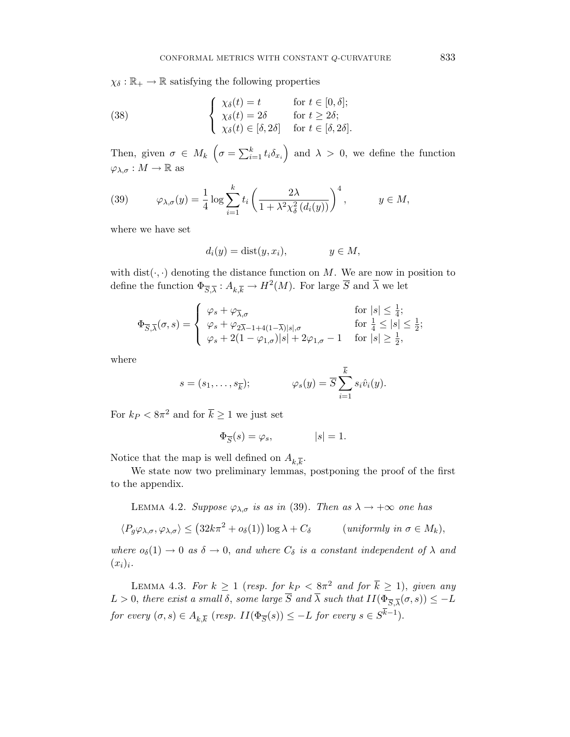$\chi_\delta : \mathbb{R}_+ \to \mathbb{R}$ satisfying the following properties

$$
\begin{cases} \chi_\delta(t) = t & \text{for } t \in [0, \delta]; \\ \chi_\delta(t) = 2\delta & \text{for } t \geq 2\delta; \\ \chi_\delta(t) \in [\delta, 2\delta] & \text{for } t \in [\delta, 2\delta]. \end{cases} \tag{38}
$$

Then, given $\sigma \in M_k$ $\left(\sigma = \sum_{i=1}^k t_i \delta_{x_i}\right)$ and $\lambda > 0$, we define the function $\varphi_{\lambda,\sigma} : M \to \mathbb{R}$ as

$$
\varphi_{\lambda,\sigma}(y) = \frac{1}{4} \log \sum_{i=1}^k t_i \left( \frac{2\lambda}{1 + \lambda^2 \chi_\delta^2 \left(d_i(y)\right)} \right)^4, \qquad y \in M, \tag{39}
$$

where we have set

$$
d_i(y) = \mathrm{dist}(y, x_i), \qquad y \in M,
$$

with $\mathrm{dist}(\cdot,\cdot)$ denoting the distance function on $M$. We are now in position to define the function $\Phi_{\overline{S},\overline{\lambda}} : A_{k,\overline{k}} \to H^2(M)$. For large $\overline{S}$ and $\overline{\lambda}$ we let

$$
\Phi_{\overline{S},\overline{\lambda}}(\sigma, s) = \begin{cases} \varphi_s + \varphi_{\overline{\lambda},\sigma} & \text{for } |s| \leq \frac{1}{4}; \\ \varphi_s + \varphi_{2\overline{\lambda}-1+4(1-\overline{\lambda})|s|,\sigma} & \text{for } \frac{1}{4} \leq |s| \leq \frac{1}{2}; \\ \varphi_s + 2(1 - \varphi_{1,\sigma})|s| + 2\varphi_{1,\sigma} - 1 & \text{for } |s| \geq \frac{1}{2}, \end{cases}
$$

where

$$
s = (s_1, \dots, s_{\overline{k}}); \qquad \varphi_s(y) = \overline{S} \sum_{i=1}^{\overline{k}} s_i \hat{v}_i(y).
$$

For $k_P < 8\pi^2$ and for $\overline{k} \geq 1$ we just set

$$
\Phi_{\overline{S}}(s) = \varphi_s, \qquad |s| = 1.
$$

Notice that the map is well defined on $A_{k,\overline{k}}$.

We state now two preliminary lemmas, postponing the proof of the first to the appendix.

Lemma 4.2. *Suppose $\varphi_{\lambda,\sigma}$ is as in* (39). *Then as $\lambda \to +\infty$ one has*

$$
\langle P_g \varphi_{\lambda,\sigma}, \varphi_{\lambda,\sigma} \rangle \leq \left(32k\pi^2 + o_\delta(1)\right) \log \lambda + C_\delta \qquad (\textit{uniformly in } \sigma \in M_k),
$$

*where $o_\delta(1) \to 0$ as $\delta \to 0$, and where $C_\delta$ is a constant independent of $\lambda$ and $(x_i)_i$.*

Lemma 4.3. *For $k \geq 1$ (resp. for $k_P < 8\pi^2$ and for $\overline{k} \geq 1$), given any $L > 0$, there exist a small $\delta$, some large $\overline{S}$ and $\overline{\lambda}$ such that $II(\Phi_{\overline{S},\overline{\lambda}}(\sigma, s)) \leq -L$ for every $(\sigma, s) \in A_{k,\overline{k}}$ (resp. $II(\Phi_{\overline{S}}(s)) \leq -L$ for every $s \in S^{\overline{k}-1}$).*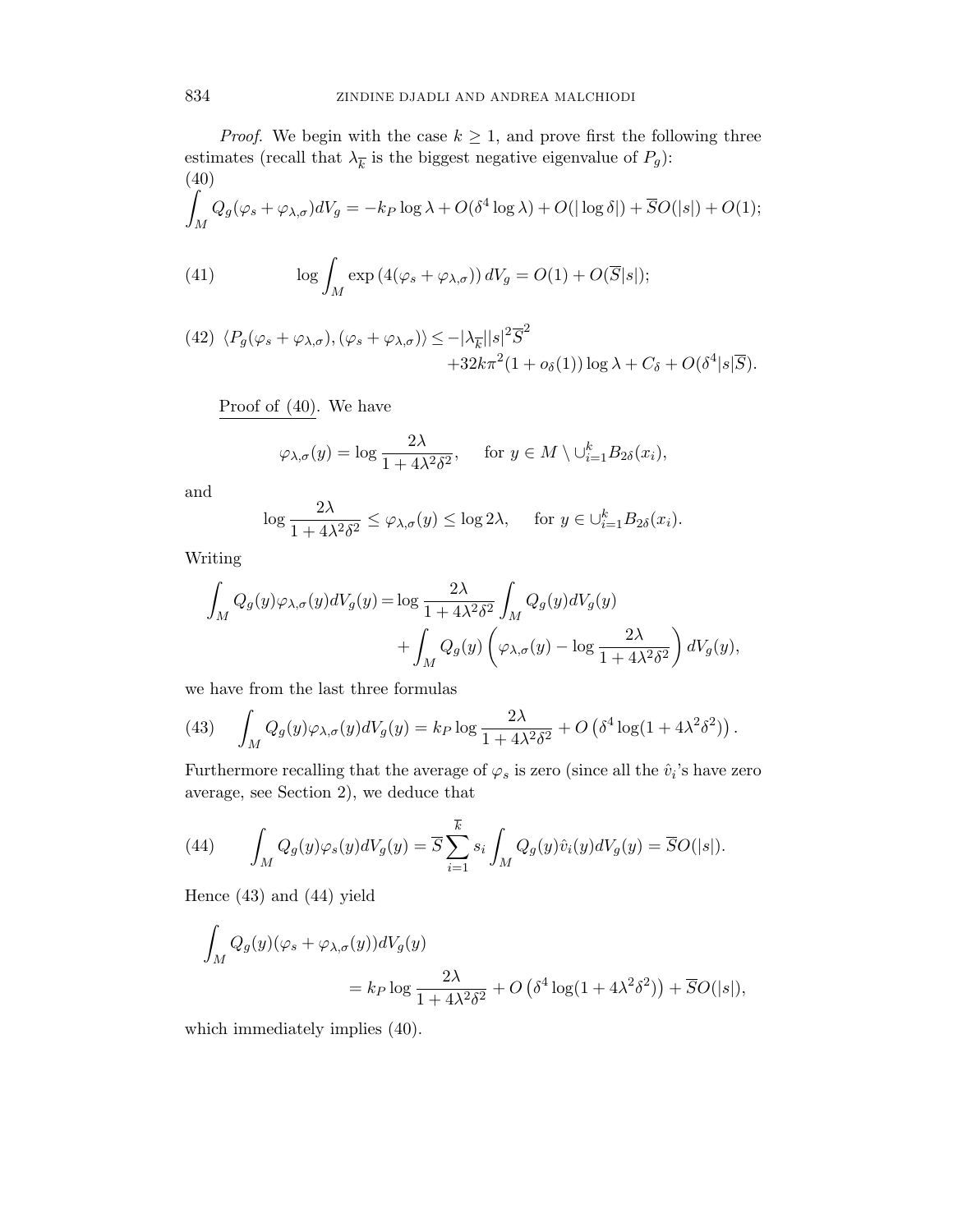*Proof.* We begin with the case $k \geq 1$, and prove first the following three estimates (recall that $\lambda_{\overline{k}}$ is the biggest negative eigenvalue of $P_g$):

$$\int_M Q_g(\varphi_s + \varphi_{\lambda,\sigma}) dV_g = -k_P \log \lambda + O(\delta^4 \log \lambda) + O(|\log \delta|) + \overline{S} O(|s|) + O(1); \tag{40}$$

$$\log \int_M \exp\left(4(\varphi_s + \varphi_{\lambda,\sigma})\right) dV_g = O(1) + O(\overline{S}|s|); \tag{41}$$

$$\langle P_g(\varphi_s + \varphi_{\lambda,\sigma}), (\varphi_s + \varphi_{\lambda,\sigma}) \rangle \leq -|\lambda_{\overline{k}}| |s|^2 \overline{S}^2 + 32 k \pi^2 (1 + o_\delta(1)) \log \lambda + C_\delta + O(\delta^4 |s| \overline{S}). \tag{42}$$

<u>Proof of (40)</u>. We have

$$\varphi_{\lambda,\sigma}(y) = \log \frac{2\lambda}{1 + 4\lambda^2 \delta^2}, \qquad \text{for } y \in M \setminus \cup_{i=1}^k B_{2\delta}(x_i),$$

and

$$\log \frac{2\lambda}{1 + 4\lambda^2 \delta^2} \leq \varphi_{\lambda,\sigma}(y) \leq \log 2\lambda, \qquad \text{for } y \in \cup_{i=1}^k B_{2\delta}(x_i).$$

Writing

$$\int_M Q_g(y) \varphi_{\lambda,\sigma}(y) dV_g(y) = \log \frac{2\lambda}{1 + 4\lambda^2 \delta^2} \int_M Q_g(y) dV_g(y) + \int_M Q_g(y) \left( \varphi_{\lambda,\sigma}(y) - \log \frac{2\lambda}{1 + 4\lambda^2 \delta^2} \right) dV_g(y),$$

we have from the last three formulas

$$\int_M Q_g(y) \varphi_{\lambda,\sigma}(y) dV_g(y) = k_P \log \frac{2\lambda}{1 + 4\lambda^2 \delta^2} + O\left(\delta^4 \log(1 + 4\lambda^2 \delta^2)\right). \tag{43}$$

Furthermore recalling that the average of $\varphi_s$ is zero (since all the $\hat{v}_i$'s have zero average, see Section 2), we deduce that

$$\int_M Q_g(y) \varphi_s(y) dV_g(y) = \overline{S} \sum_{i=1}^{\overline{k}} s_i \int_M Q_g(y) \hat{v}_i(y) dV_g(y) = \overline{S} O(|s|). \tag{44}$$

Hence (43) and (44) yield

$$\int_M Q_g(y)(\varphi_s + \varphi_{\lambda,\sigma}(y)) dV_g(y) = k_P \log \frac{2\lambda}{1 + 4\lambda^2 \delta^2} + O\left(\delta^4 \log(1 + 4\lambda^2 \delta^2)\right) + \overline{S} O(|s|),$$

which immediately implies (40).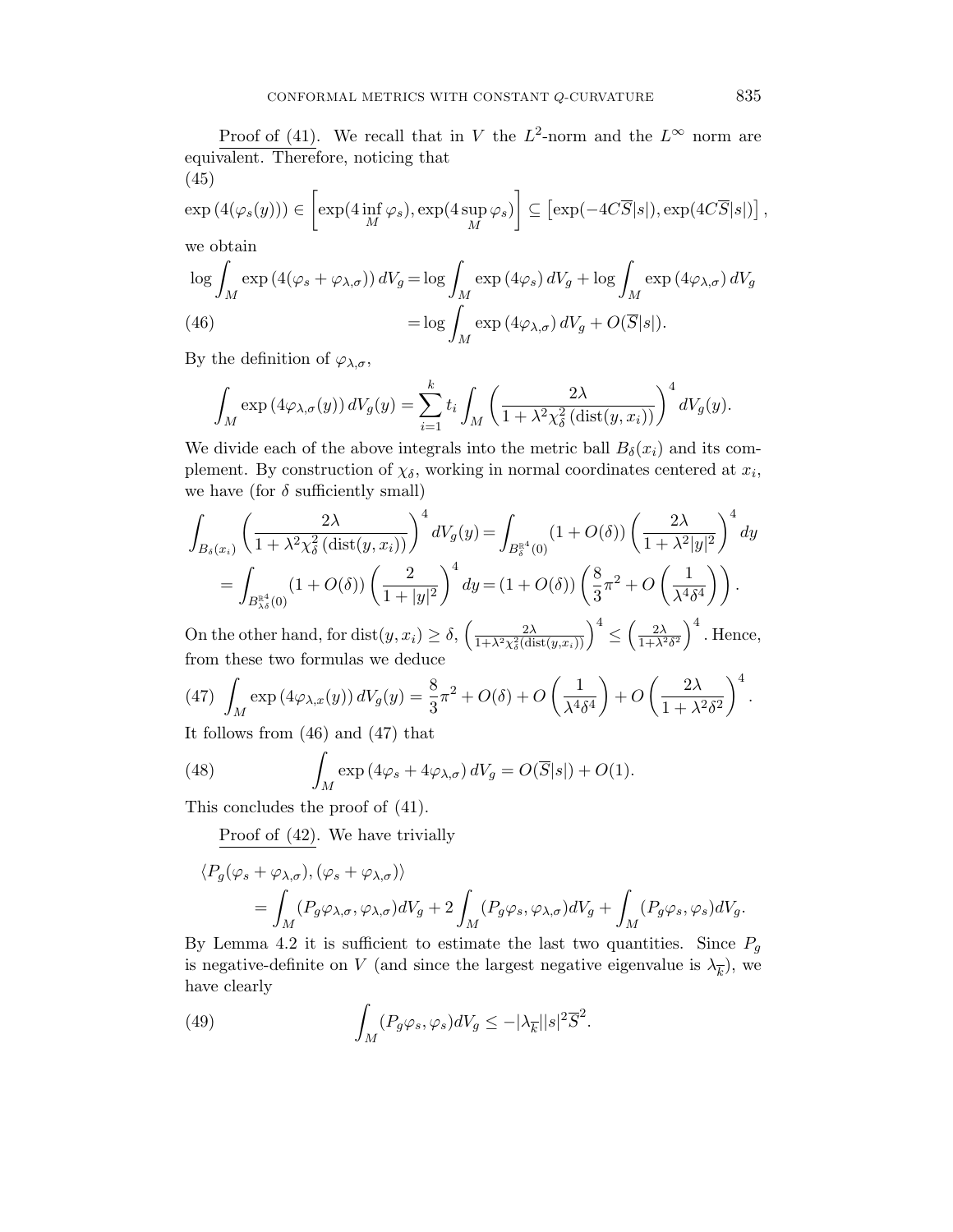Proof of (41). We recall that in $V$ the $L^2$-norm and the $L^\infty$ norm are equivalent. Therefore, noticing that

$$\exp\left(4(\varphi_s(y))\right) \in \left[\exp(4\inf_M \varphi_s), \exp(4\sup_M \varphi_s)\right] \subseteq \left[\exp(-4C\overline{S}|s|), \exp(4C\overline{S}|s|)\right], \tag{45}$$

we obtain

$$\begin{aligned}
\log \int_M \exp\left(4(\varphi_s + \varphi_{\lambda,\sigma})\right) dV_g &= \log \int_M \exp\left(4\varphi_s\right) dV_g + \log \int_M \exp\left(4\varphi_{\lambda,\sigma}\right) dV_g \\
&= \log \int_M \exp\left(4\varphi_{\lambda,\sigma}\right) dV_g + O(\overline{S}|s|).
\end{aligned} \tag{46}$$

By the definition of $\varphi_{\lambda,\sigma}$,

$$\int_M \exp\left(4\varphi_{\lambda,\sigma}(y)\right) dV_g(y) = \sum_{i=1}^k t_i \int_M \left(\frac{2\lambda}{1+\lambda^2\chi_\delta^2\left(\mathrm{dist}(y,x_i)\right)}\right)^4 dV_g(y).$$

We divide each of the above integrals into the metric ball $B_\delta(x_i)$ and its complement. By construction of $\chi_\delta$, working in normal coordinates centered at $x_i$, we have (for $\delta$ sufficiently small)

$$\begin{aligned}
\int_{B_\delta(x_i)} \left(\frac{2\lambda}{1+\lambda^2\chi_\delta^2\left(\mathrm{dist}(y,x_i)\right)}\right)^4 dV_g(y) &= \int_{B_\delta^{\mathbb{R}^4}(0)} (1+O(\delta)) \left(\frac{2\lambda}{1+\lambda^2|y|^2}\right)^4 dy \\
= \int_{B_{\lambda\delta}^{\mathbb{R}^4}(0)} (1+O(\delta)) \left(\frac{2}{1+|y|^2}\right)^4 dy &= (1+O(\delta))\left(\frac{8}{3}\pi^2 + O\left(\frac{1}{\lambda^4\delta^4}\right)\right).
\end{aligned}$$

On the other hand, for $\mathrm{dist}(y,x_i) \geq \delta$, $\left(\frac{2\lambda}{1+\lambda^2\chi_\delta^2(\mathrm{dist}(y,x_i))}\right)^4 \leq \left(\frac{2\lambda}{1+\lambda^2\delta^2}\right)^4$. Hence, from these two formulas we deduce

$$\int_M \exp\left(4\varphi_{\lambda,x}(y)\right) dV_g(y) = \frac{8}{3}\pi^2 + O(\delta) + O\left(\frac{1}{\lambda^4\delta^4}\right) + O\left(\frac{2\lambda}{1+\lambda^2\delta^2}\right)^4. \tag{47}$$

It follows from (46) and (47) that

$$\int_M \exp\left(4\varphi_s + 4\varphi_{\lambda,\sigma}\right) dV_g = O(\overline{S}|s|) + O(1). \tag{48}$$

This concludes the proof of (41).

Proof of (42). We have trivially

$$\begin{aligned}
&\langle P_g(\varphi_s + \varphi_{\lambda,\sigma}), (\varphi_s + \varphi_{\lambda,\sigma})\rangle \\
&\qquad = \int_M (P_g\varphi_{\lambda,\sigma}, \varphi_{\lambda,\sigma}) dV_g + 2\int_M (P_g\varphi_s, \varphi_{\lambda,\sigma}) dV_g + \int_M (P_g\varphi_s, \varphi_s) dV_g.
\end{aligned}$$

By Lemma 4.2 it is sufficient to estimate the last two quantities. Since $P_g$ is negative-definite on $V$ (and since the largest negative eigenvalue is $\lambda_{\overline{k}}$), we have clearly

$$\int_M (P_g\varphi_s, \varphi_s) dV_g \leq -|\lambda_{\overline{k}}||s|^2\overline{S}^2. \tag{49}$$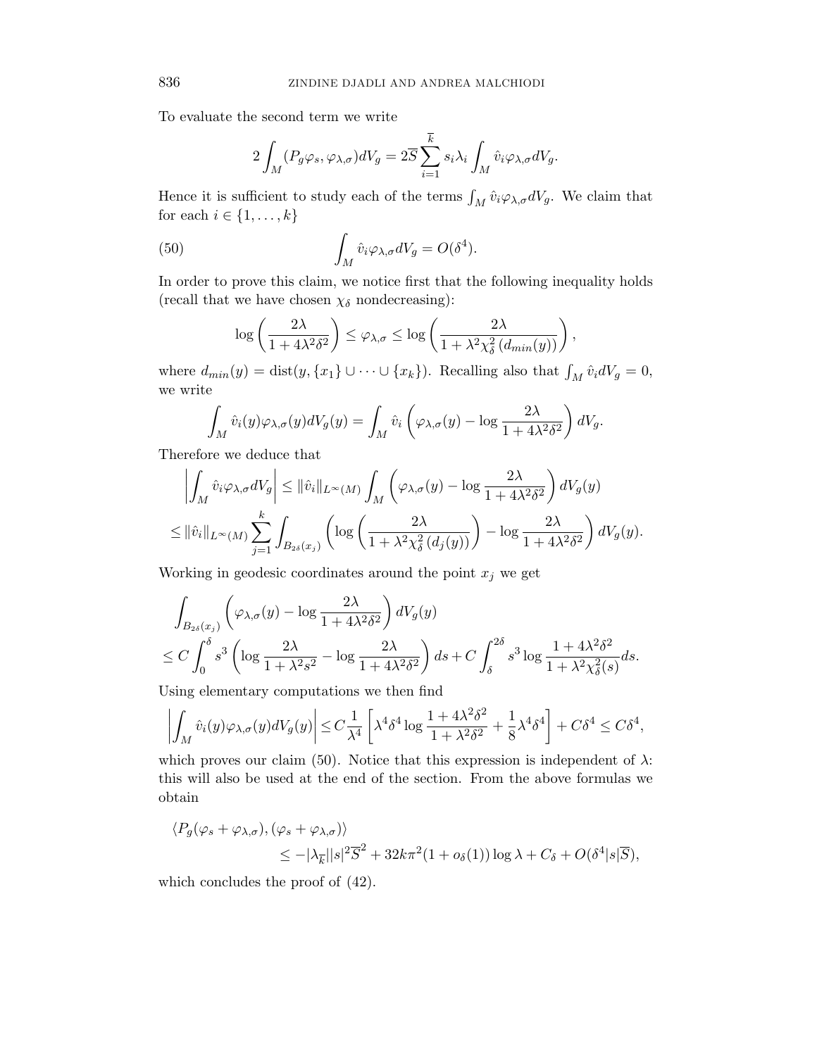To evaluate the second term we write

$$2\int_M (P_g \varphi_s, \varphi_{\lambda,\sigma}) dV_g = 2\overline{S} \sum_{i=1}^{\overline{k}} s_i \lambda_i \int_M \hat{v}_i \varphi_{\lambda,\sigma} dV_g.$$

Hence it is sufficient to study each of the terms $\int_M \hat{v}_i \varphi_{\lambda,\sigma} dV_g$. We claim that for each $i \in \{1, \dots, k\}$

$$\int_M \hat{v}_i \varphi_{\lambda,\sigma} dV_g = O(\delta^4). \tag{50}$$

In order to prove this claim, we notice first that the following inequality holds (recall that we have chosen $\chi_\delta$ nondecreasing):

$$\log\left(\frac{2\lambda}{1+4\lambda^2\delta^2}\right) \leq \varphi_{\lambda,\sigma} \leq \log\left(\frac{2\lambda}{1+\lambda^2\chi_\delta^2\left(d_{min}(y)\right)}\right),$$

where $d_{min}(y) = \mathrm{dist}(y, \{x_1\} \cup \cdots \cup \{x_k\})$. Recalling also that $\int_M \hat{v}_i dV_g = 0$, we write

$$\int_M \hat{v}_i(y) \varphi_{\lambda,\sigma}(y) dV_g(y) = \int_M \hat{v}_i \left(\varphi_{\lambda,\sigma}(y) - \log\frac{2\lambda}{1+4\lambda^2\delta^2}\right) dV_g.$$

Therefore we deduce that

$$\left|\int_M \hat{v}_i \varphi_{\lambda,\sigma} dV_g\right| \leq \|\hat{v}_i\|_{L^\infty(M)} \int_M \left(\varphi_{\lambda,\sigma}(y) - \log\frac{2\lambda}{1+4\lambda^2\delta^2}\right) dV_g(y)$$
$$\leq \|\hat{v}_i\|_{L^\infty(M)} \sum_{j=1}^k \int_{B_{2\delta}(x_j)} \left(\log\left(\frac{2\lambda}{1+\lambda^2\chi_\delta^2\left(d_j(y)\right)}\right) - \log\frac{2\lambda}{1+4\lambda^2\delta^2}\right) dV_g(y).$$

Working in geodesic coordinates around the point $x_j$ we get

$$\int_{B_{2\delta}(x_j)} \left(\varphi_{\lambda,\sigma}(y) - \log\frac{2\lambda}{1+4\lambda^2\delta^2}\right) dV_g(y)$$
$$\leq C\int_0^\delta s^3 \left(\log\frac{2\lambda}{1+\lambda^2 s^2} - \log\frac{2\lambda}{1+4\lambda^2\delta^2}\right) ds + C\int_\delta^{2\delta} s^3 \log\frac{1+4\lambda^2\delta^2}{1+\lambda^2\chi_\delta^2(s)} ds.$$

Using elementary computations we then find

$$\left|\int_M \hat{v}_i(y)\varphi_{\lambda,\sigma}(y) dV_g(y)\right| \leq C\frac{1}{\lambda^4}\left[\lambda^4\delta^4 \log\frac{1+4\lambda^2\delta^2}{1+\lambda^2\delta^2} + \frac{1}{8}\lambda^4\delta^4\right] + C\delta^4 \leq C\delta^4,$$

which proves our claim (50). Notice that this expression is independent of $\lambda$: this will also be used at the end of the section. From the above formulas we obtain

$$\langle P_g(\varphi_s + \varphi_{\lambda,\sigma}), (\varphi_s + \varphi_{\lambda,\sigma})\rangle$$
$$\leq -|\lambda_{\overline{k}}||s|^2\overline{S}^2 + 32k\pi^2(1+o_\delta(1))\log\lambda + C_\delta + O(\delta^4|s|\overline{S}),$$

which concludes the proof of (42).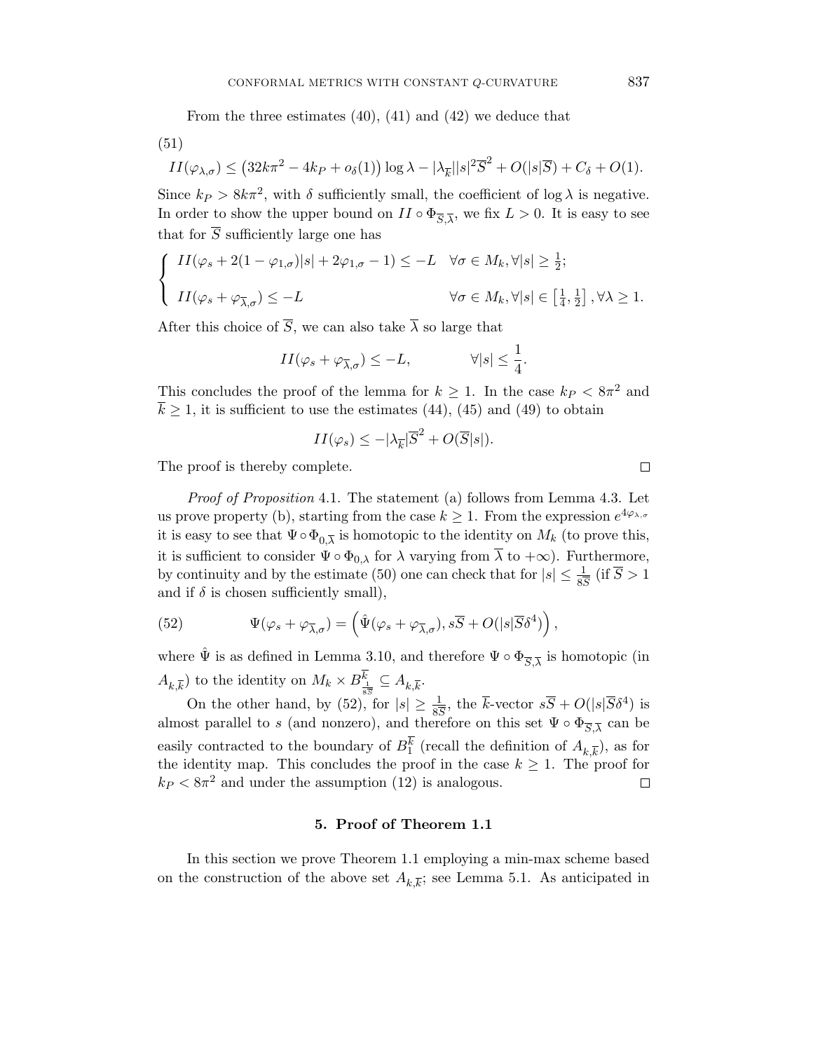From the three estimates (40), (41) and (42) we deduce that

(51)

$$II(\varphi_{\lambda,\sigma}) \leq \left(32k\pi^2 - 4k_P + o_\delta(1)\right)\log\lambda - |\lambda_{\overline{k}}||s|^2\overline{S}^2 + O(|s|\overline{S}) + C_\delta + O(1).$$

Since $k_P > 8k\pi^2$, with $\delta$ sufficiently small, the coefficient of $\log\lambda$ is negative. In order to show the upper bound on $II \circ \Phi_{\overline{S},\overline{\lambda}}$, we fix $L > 0$. It is easy to see that for $\overline{S}$ sufficiently large one has

$$\begin{cases} II(\varphi_s + 2(1-\varphi_{1,\sigma})|s| + 2\varphi_{1,\sigma} - 1) \leq -L & \forall\sigma \in M_k, \forall |s| \geq \frac{1}{2}; \\ II(\varphi_s + \varphi_{\overline{\lambda},\sigma}) \leq -L & \forall\sigma \in M_k, \forall |s| \in \left[\frac{1}{4}, \frac{1}{2}\right], \forall\lambda \geq 1. \end{cases}$$

After this choice of $\overline{S}$, we can also take $\overline{\lambda}$ so large that

$$II(\varphi_s + \varphi_{\overline{\lambda},\sigma}) \leq -L, \qquad \forall |s| \leq \frac{1}{4}.$$

This concludes the proof of the lemma for $k \geq 1$. In the case $k_P < 8\pi^2$ and $\overline{k} \geq 1$, it is sufficient to use the estimates (44), (45) and (49) to obtain

$$II(\varphi_s) \leq -|\lambda_{\overline{k}}|\overline{S}^2 + O(\overline{S}|s|).$$

The proof is thereby complete. □

*Proof of Proposition* 4.1. The statement (a) follows from Lemma 4.3. Let us prove property (b), starting from the case $k \geq 1$. From the expression $e^{4\varphi_{\lambda,\sigma}}$ it is easy to see that $\Psi \circ \Phi_{0,\overline{\lambda}}$ is homotopic to the identity on $M_k$ (to prove this, it is sufficient to consider $\Psi \circ \Phi_{0,\lambda}$ for $\lambda$ varying from $\overline{\lambda}$ to $+\infty$). Furthermore, by continuity and by the estimate (50) one can check that for $|s| \leq \frac{1}{8\overline{S}}$ (if $\overline{S} > 1$ and if $\delta$ is chosen sufficiently small),

$$\Psi(\varphi_s + \varphi_{\overline{\lambda},\sigma}) = \left(\hat{\Psi}(\varphi_s + \varphi_{\overline{\lambda},\sigma}), s\overline{S} + O(|s|\overline{S}\delta^4)\right), \tag{52}$$

where $\hat{\Psi}$ is as defined in Lemma 3.10, and therefore $\Psi \circ \Phi_{\overline{S},\overline{\lambda}}$ is homotopic (in $A_{k,\overline{k}}$) to the identity on $M_k \times B^{\overline{k}}_{\frac{1}{8\overline{S}}} \subseteq A_{k,\overline{k}}$.

On the other hand, by (52), for $|s| \geq \frac{1}{8\overline{S}}$, the $\overline{k}$-vector $s\overline{S} + O(|s|\overline{S}\delta^4)$ is almost parallel to $s$ (and nonzero), and therefore on this set $\Psi \circ \Phi_{\overline{S},\overline{\lambda}}$ can be easily contracted to the boundary of $B^{\overline{k}}_1$ (recall the definition of $A_{k,\overline{k}}$), as for the identity map. This concludes the proof in the case $k \geq 1$. The proof for $k_P < 8\pi^2$ and under the assumption (12) is analogous. □

## 5. Proof of Theorem 1.1

In this section we prove Theorem 1.1 employing a min-max scheme based on the construction of the above set $A_{k,\overline{k}}$; see Lemma 5.1. As anticipated in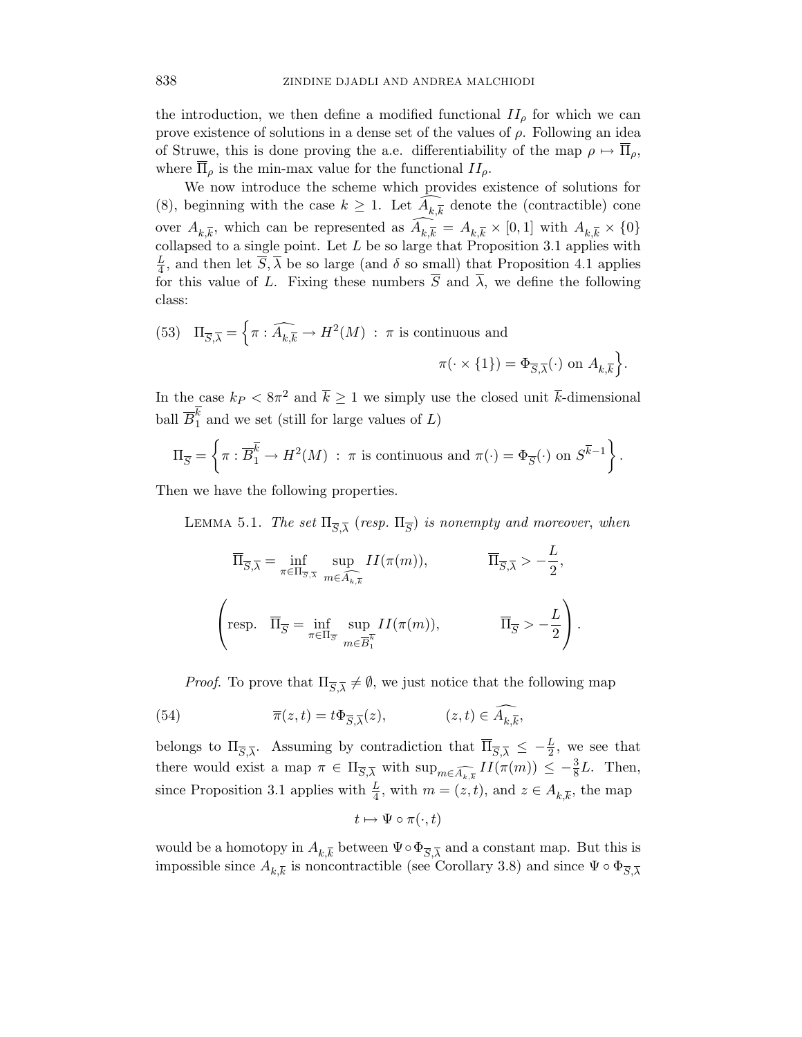the introduction, we then define a modified functional $II_\rho$ for which we can prove existence of solutions in a dense set of the values of $\rho$. Following an idea of Struwe, this is done proving the a.e. differentiability of the map $\rho \mapsto \overline{\Pi}_\rho$, where $\overline{\Pi}_\rho$ is the min-max value for the functional $II_\rho$.

We now introduce the scheme which provides existence of solutions for (8), beginning with the case $k \geq 1$. Let $\widehat{A_{k,\overline{k}}}$ denote the (contractible) cone over $A_{k,\overline{k}}$, which can be represented as $\widehat{A_{k,\overline{k}}} = A_{k,\overline{k}} \times [0,1]$ with $A_{k,\overline{k}} \times \{0\}$ collapsed to a single point. Let $L$ be so large that Proposition 3.1 applies with $\frac{L}{4}$, and then let $\overline{S}, \overline{\lambda}$ be so large (and $\delta$ so small) that Proposition 4.1 applies for this value of $L$. Fixing these numbers $\overline{S}$ and $\overline{\lambda}$, we define the following class:

$$\Pi_{\overline{S},\overline{\lambda}} = \Big\{ \pi : \widehat{A_{k,\overline{k}}} \to H^2(M) \ : \ \pi \text{ is continuous and } \pi(\cdot \times \{1\}) = \Phi_{\overline{S},\overline{\lambda}}(\cdot) \text{ on } A_{k,\overline{k}} \Big\}. \tag{53}$$

In the case $k_P < 8\pi^2$ and $\overline{k} \geq 1$ we simply use the closed unit $\overline{k}$-dimensional ball $\overline{B}_1^{\overline{k}}$ and we set (still for large values of $L$)

$$\Pi_{\overline{S}} = \left\{ \pi : \overline{B}_1^{\overline{k}} \to H^2(M) \ : \ \pi \text{ is continuous and } \pi(\cdot) = \Phi_{\overline{S}}(\cdot) \text{ on } S^{\overline{k}-1} \right\}.$$

Then we have the following properties.

Lemma 5.1. *The set $\Pi_{\overline{S},\overline{\lambda}}$ (resp. $\Pi_{\overline{S}}$) is nonempty and moreover, when*

$$\overline{\Pi}_{\overline{S},\overline{\lambda}} = \inf_{\pi \in \Pi_{\overline{S},\overline{\lambda}}} \sup_{m \in \widehat{A_{k,\overline{k}}}} II(\pi(m)), \qquad \overline{\Pi}_{\overline{S},\overline{\lambda}} > -\frac{L}{2},$$

$$\left( \text{resp.} \quad \overline{\Pi}_{\overline{S}} = \inf_{\pi \in \Pi_{\overline{S}}} \sup_{m \in \overline{B}_1^{\overline{k}}} II(\pi(m)), \qquad \overline{\Pi}_{\overline{S}} > -\frac{L}{2} \right).$$

*Proof.* To prove that $\Pi_{\overline{S},\overline{\lambda}} \neq \emptyset$, we just notice that the following map

$$\overline{\pi}(z,t) = t \Phi_{\overline{S},\overline{\lambda}}(z), \qquad (z,t) \in \widehat{A_{k,\overline{k}}}, \tag{54}$$

belongs to $\Pi_{\overline{S},\overline{\lambda}}$. Assuming by contradiction that $\overline{\Pi}_{\overline{S},\overline{\lambda}} \leq -\frac{L}{2}$, we see that there would exist a map $\pi \in \Pi_{\overline{S},\overline{\lambda}}$ with $\sup_{m \in \widehat{A_{k,\overline{k}}}} II(\pi(m)) \leq -\frac{3}{8}L$. Then, since Proposition 3.1 applies with $\frac{L}{4}$, with $m = (z,t)$, and $z \in A_{k,\overline{k}}$, the map

$$t \mapsto \Psi \circ \pi(\cdot, t)$$

would be a homotopy in $A_{k,\overline{k}}$ between $\Psi \circ \Phi_{\overline{S},\overline{\lambda}}$ and a constant map. But this is impossible since $A_{k,\overline{k}}$ is noncontractible (see Corollary 3.8) and since $\Psi \circ \Phi_{\overline{S},\overline{\lambda}}$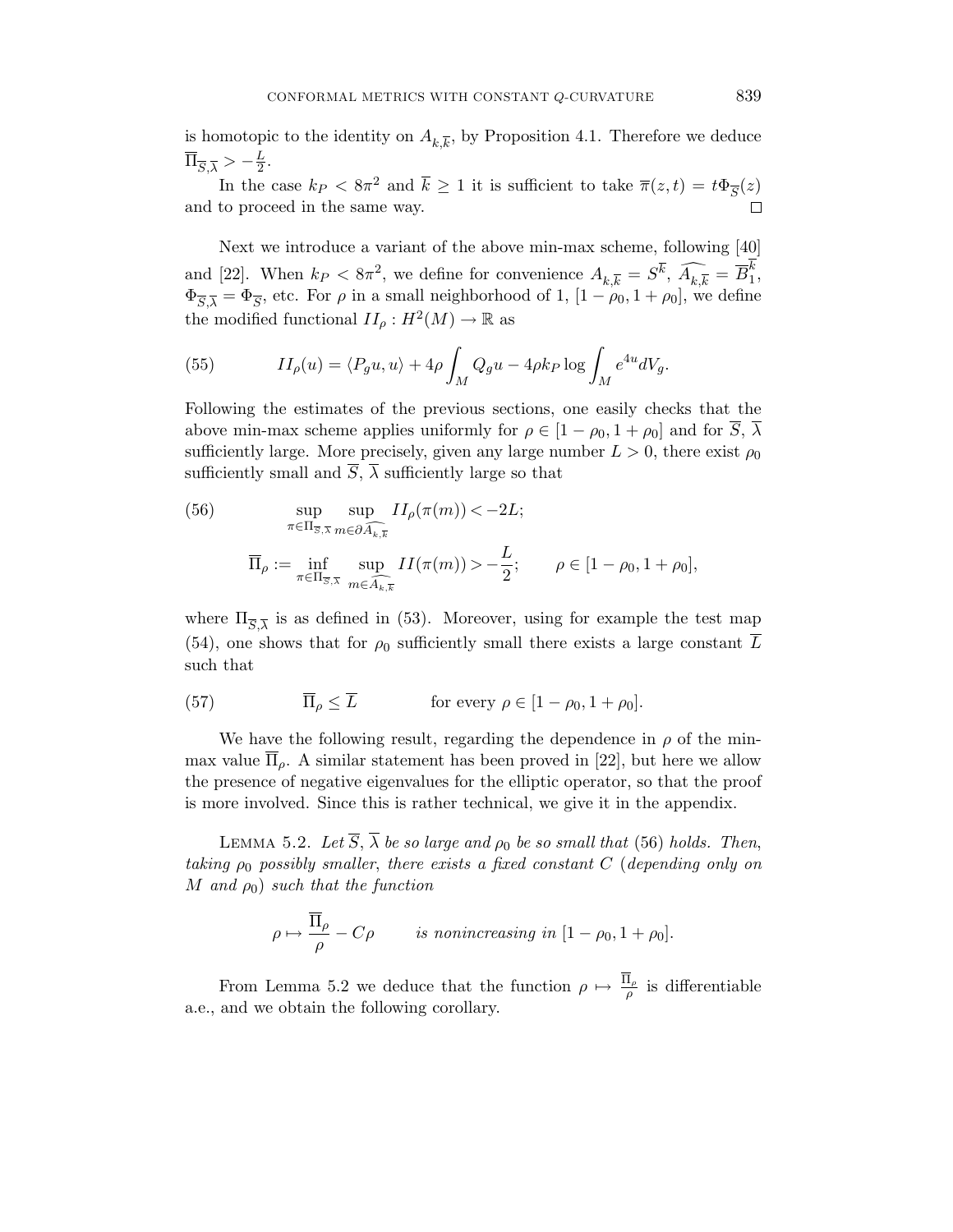is homotopic to the identity on $A_{k,\overline{k}}$, by Proposition 4.1. Therefore we deduce $\overline{\Pi}_{\overline{S},\overline{\lambda}} > -\frac{L}{2}$.

In the case $k_P < 8\pi^2$ and $\overline{k} \geq 1$ it is sufficient to take $\overline{\pi}(z,t) = t\Phi_{\overline{S}}(z)$ and to proceed in the same way. □

Next we introduce a variant of the above min-max scheme, following [40] and [22]. When $k_P < 8\pi^2$, we define for convenience $A_{k,\overline{k}} = S^{\overline{k}}$, $\widehat{A_{k,\overline{k}}} = \overline{B}_1^{\overline{k}}$, $\Phi_{\overline{S},\overline{\lambda}} = \Phi_{\overline{S}}$, etc. For $\rho$ in a small neighborhood of 1, $[1-\rho_0, 1+\rho_0]$, we define the modified functional $II_\rho : H^2(M) \to \mathbb{R}$ as

$$II_\rho(u) = \langle P_g u, u\rangle + 4\rho \int_M Q_g u - 4\rho k_P \log \int_M e^{4u} dV_g. \tag{55}$$

Following the estimates of the previous sections, one easily checks that the above min-max scheme applies uniformly for $\rho \in [1-\rho_0, 1+\rho_0]$ and for $\overline{S}$, $\overline{\lambda}$ sufficiently large. More precisely, given any large number $L > 0$, there exist $\rho_0$ sufficiently small and $\overline{S}$, $\overline{\lambda}$ sufficiently large so that

$$\sup_{\pi \in \Pi_{\overline{S},\overline{\lambda}}} \sup_{m \in \partial \widehat{A_{k,\overline{k}}}} II_\rho(\pi(m)) < -2L; \tag{56}$$

$$\overline{\Pi}_\rho := \inf_{\pi \in \Pi_{\overline{S},\overline{\lambda}}} \sup_{m \in \widehat{A_{k,\overline{k}}}} II(\pi(m)) > -\frac{L}{2}; \qquad \rho \in [1-\rho_0, 1+\rho_0],$$

where $\Pi_{\overline{S},\overline{\lambda}}$ is as defined in (53). Moreover, using for example the test map (54), one shows that for $\rho_0$ sufficiently small there exists a large constant $\overline{L}$ such that

$$\overline{\Pi}_\rho \leq \overline{L} \qquad \text{for every } \rho \in [1-\rho_0, 1+\rho_0]. \tag{57}$$

We have the following result, regarding the dependence in $\rho$ of the min-max value $\overline{\Pi}_\rho$. A similar statement has been proved in [22], but here we allow the presence of negative eigenvalues for the elliptic operator, so that the proof is more involved. Since this is rather technical, we give it in the appendix.

Lemma 5.2. *Let $\overline{S}$, $\overline{\lambda}$ be so large and $\rho_0$ be so small that* (56) *holds. Then, taking $\rho_0$ possibly smaller, there exists a fixed constant $C$ (depending only on $M$ and $\rho_0$) such that the function*

$$\rho \mapsto \frac{\overline{\Pi}_\rho}{\rho} - C\rho \qquad \textit{is nonincreasing in } [1-\rho_0, 1+\rho_0].$$

From Lemma 5.2 we deduce that the function $\rho \mapsto \frac{\overline{\Pi}_\rho}{\rho}$ is differentiable a.e., and we obtain the following corollary.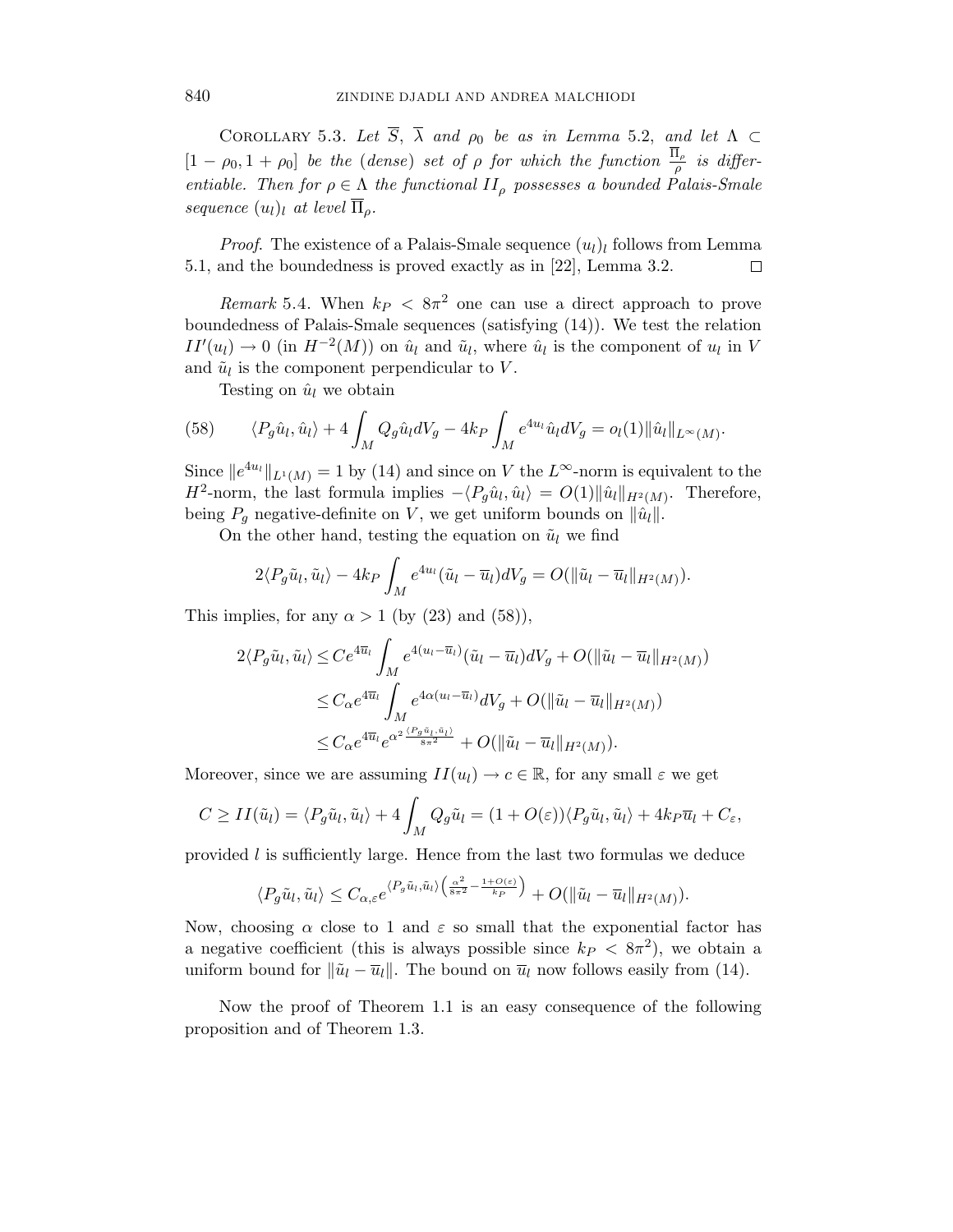COROLLARY 5.3. *Let $\overline{S}$, $\overline{\lambda}$ and $\rho_0$ be as in Lemma* 5.2, *and let $\Lambda \subset [1-\rho_0, 1+\rho_0]$ be the* (*dense*) *set of $\rho$ for which the function $\frac{\overline{\Pi}_\rho}{\rho}$ is differentiable. Then for $\rho \in \Lambda$ the functional $II_\rho$ possesses a bounded Palais-Smale sequence $(u_l)_l$ at level $\overline{\Pi}_\rho$.*

*Proof.* The existence of a Palais-Smale sequence $(u_l)_l$ follows from Lemma 5.1, and the boundedness is proved exactly as in [22], Lemma 3.2. □

*Remark* 5.4. When $k_P < 8\pi^2$ one can use a direct approach to prove boundedness of Palais-Smale sequences (satisfying (14)). We test the relation $II'(u_l) \to 0$ (in $H^{-2}(M)$) on $\hat{u}_l$ and $\tilde{u}_l$, where $\hat{u}_l$ is the component of $u_l$ in $V$ and $\tilde{u}_l$ is the component perpendicular to $V$.

Testing on $\hat{u}_l$ we obtain

$$\langle P_g \hat{u}_l, \hat{u}_l \rangle + 4 \int_M Q_g \hat{u}_l dV_g - 4k_P \int_M e^{4u_l} \hat{u}_l dV_g = o_l(1) \|\hat{u}_l\|_{L^\infty(M)}. \tag{58}$$

Since $\|e^{4u_l}\|_{L^1(M)} = 1$ by (14) and since on $V$ the $L^\infty$-norm is equivalent to the $H^2$-norm, the last formula implies $-\langle P_g \hat{u}_l, \hat{u}_l \rangle = O(1) \|\hat{u}_l\|_{H^2(M)}$. Therefore, being $P_g$ negative-definite on $V$, we get uniform bounds on $\|\hat{u}_l\|$.

On the other hand, testing the equation on $\tilde{u}_l$ we find

$$2\langle P_g \tilde{u}_l, \tilde{u}_l \rangle - 4k_P \int_M e^{4u_l} (\tilde{u}_l - \overline{u}_l) dV_g = O(\|\tilde{u}_l - \overline{u}_l\|_{H^2(M)}).$$

This implies, for any $\alpha > 1$ (by (23) and (58)),

$$\begin{aligned}
2\langle P_g \tilde{u}_l, \tilde{u}_l \rangle &\leq C e^{4\overline{u}_l} \int_M e^{4(u_l - \overline{u}_l)} (\tilde{u}_l - \overline{u}_l) dV_g + O(\|\tilde{u}_l - \overline{u}_l\|_{H^2(M)}) \\
&\leq C_\alpha e^{4\overline{u}_l} \int_M e^{4\alpha(u_l - \overline{u}_l)} dV_g + O(\|\tilde{u}_l - \overline{u}_l\|_{H^2(M)}) \\
&\leq C_\alpha e^{4\overline{u}_l} e^{\alpha^2 \frac{\langle P_g \tilde{u}_l, \tilde{u}_l \rangle}{8\pi^2}} + O(\|\tilde{u}_l - \overline{u}_l\|_{H^2(M)}).
\end{aligned}$$

Moreover, since we are assuming $II(u_l) \to c \in \mathbb{R}$, for any small $\varepsilon$ we get

$$C \geq II(\tilde{u}_l) = \langle P_g \tilde{u}_l, \tilde{u}_l \rangle + 4 \int_M Q_g \tilde{u}_l = (1 + O(\varepsilon)) \langle P_g \tilde{u}_l, \tilde{u}_l \rangle + 4k_P \overline{u}_l + C_\varepsilon,$$

provided $l$ is sufficiently large. Hence from the last two formulas we deduce

$$\langle P_g \tilde{u}_l, \tilde{u}_l \rangle \leq C_{\alpha,\varepsilon} e^{\langle P_g \tilde{u}_l, \tilde{u}_l \rangle \left( \frac{\alpha^2}{8\pi^2} - \frac{1+O(\varepsilon)}{k_P} \right)} + O(\|\tilde{u}_l - \overline{u}_l\|_{H^2(M)}).$$

Now, choosing $\alpha$ close to 1 and $\varepsilon$ so small that the exponential factor has a negative coefficient (this is always possible since $k_P < 8\pi^2$), we obtain a uniform bound for $\|\tilde{u}_l - \overline{u}_l\|$. The bound on $\overline{u}_l$ now follows easily from (14).

Now the proof of Theorem 1.1 is an easy consequence of the following proposition and of Theorem 1.3.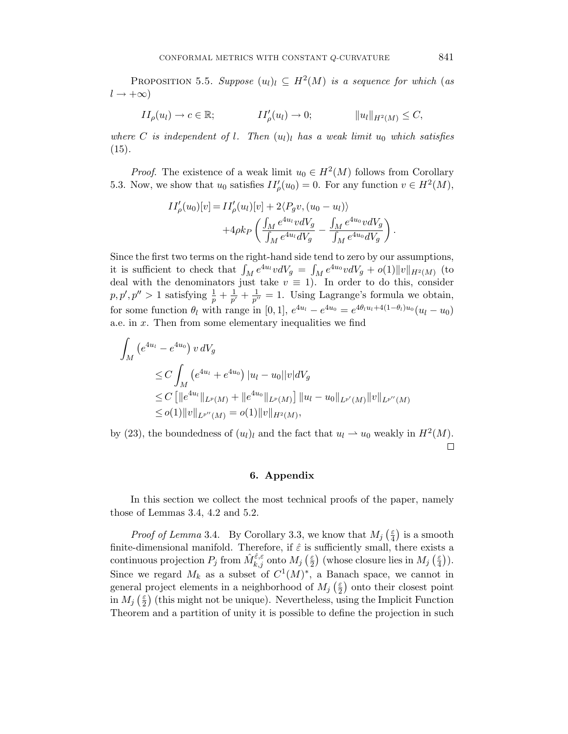PROPOSITION 5.5. *Suppose $(u_l)_l \subseteq H^2(M)$ is a sequence for which (as $l \to +\infty$)*

$$II_\rho(u_l) \to c \in \mathbb{R}; \qquad II'_\rho(u_l) \to 0; \qquad \|u_l\|_{H^2(M)} \leq C,$$

*where $C$ is independent of $l$. Then $(u_l)_l$ has a weak limit $u_0$ which satisfies (15).*

*Proof.* The existence of a weak limit $u_0 \in H^2(M)$ follows from Corollary 5.3. Now, we show that $u_0$ satisfies $II'_\rho(u_0) = 0$. For any function $v \in H^2(M)$,

$$\begin{aligned} II'_\rho(u_0)[v] = & \, II'_\rho(u_l)[v] + 2\langle P_g v, (u_0 - u_l)\rangle \\ & + 4\rho k_P \left( \frac{\int_M e^{4u_l} v dV_g}{\int_M e^{4u_l} dV_g} - \frac{\int_M e^{4u_0} v dV_g}{\int_M e^{4u_0} dV_g} \right). \end{aligned}$$

Since the first two terms on the right-hand side tend to zero by our assumptions, it is sufficient to check that $\int_M e^{4u_l} v dV_g = \int_M e^{4u_0} v dV_g + o(1)\|v\|_{H^2(M)}$ (to deal with the denominators just take $v \equiv 1$). In order to do this, consider $p, p', p'' > 1$ satisfying $\frac{1}{p} + \frac{1}{p'} + \frac{1}{p''} = 1$. Using Lagrange's formula we obtain, for some function $\theta_l$ with range in $[0,1]$, $e^{4u_l} - e^{4u_0} = e^{4\theta_l u_l + 4(1-\theta_l)u_0}(u_l - u_0)$ a.e. in $x$. Then from some elementary inequalities we find

$$\begin{aligned} \int_M & \left(e^{4u_l} - e^{4u_0}\right) v \, dV_g \\ & \leq C \int_M \left(e^{4u_l} + e^{4u_0}\right) |u_l - u_0||v| dV_g \\ & \leq C \left[ \|e^{4u_l}\|_{L^p(M)} + \|e^{4u_0}\|_{L^p(M)} \right] \|u_l - u_0\|_{L^{p'}(M)} \|v\|_{L^{p''}(M)} \\ & \leq o(1)\|v\|_{L^{p''}(M)} = o(1)\|v\|_{H^2(M)}, \end{aligned}$$

by (23), the boundedness of $(u_l)_l$ and the fact that $u_l \rightharpoonup u_0$ weakly in $H^2(M)$. □

## 6. Appendix

In this section we collect the most technical proofs of the paper, namely those of Lemmas 3.4, 4.2 and 5.2.

*Proof of Lemma* 3.4. By Corollary 3.3, we know that $M_j\left(\frac{\varepsilon}{4}\right)$ is a smooth finite-dimensional manifold. Therefore, if $\hat{\varepsilon}$ is sufficiently small, there exists a continuous projection $P_j$ from $\hat{M}^{\hat{\varepsilon},\varepsilon}_{k,j}$ onto $M_j\left(\frac{\varepsilon}{2}\right)$ (whose closure lies in $M_j\left(\frac{\varepsilon}{4}\right)$). Since we regard $M_k$ as a subset of $C^1(M)^*$, a Banach space, we cannot in general project elements in a neighborhood of $M_j\left(\frac{\varepsilon}{2}\right)$ onto their closest point in $M_j\left(\frac{\varepsilon}{2}\right)$ (this might not be unique). Nevertheless, using the Implicit Function Theorem and a partition of unity it is possible to define the projection in such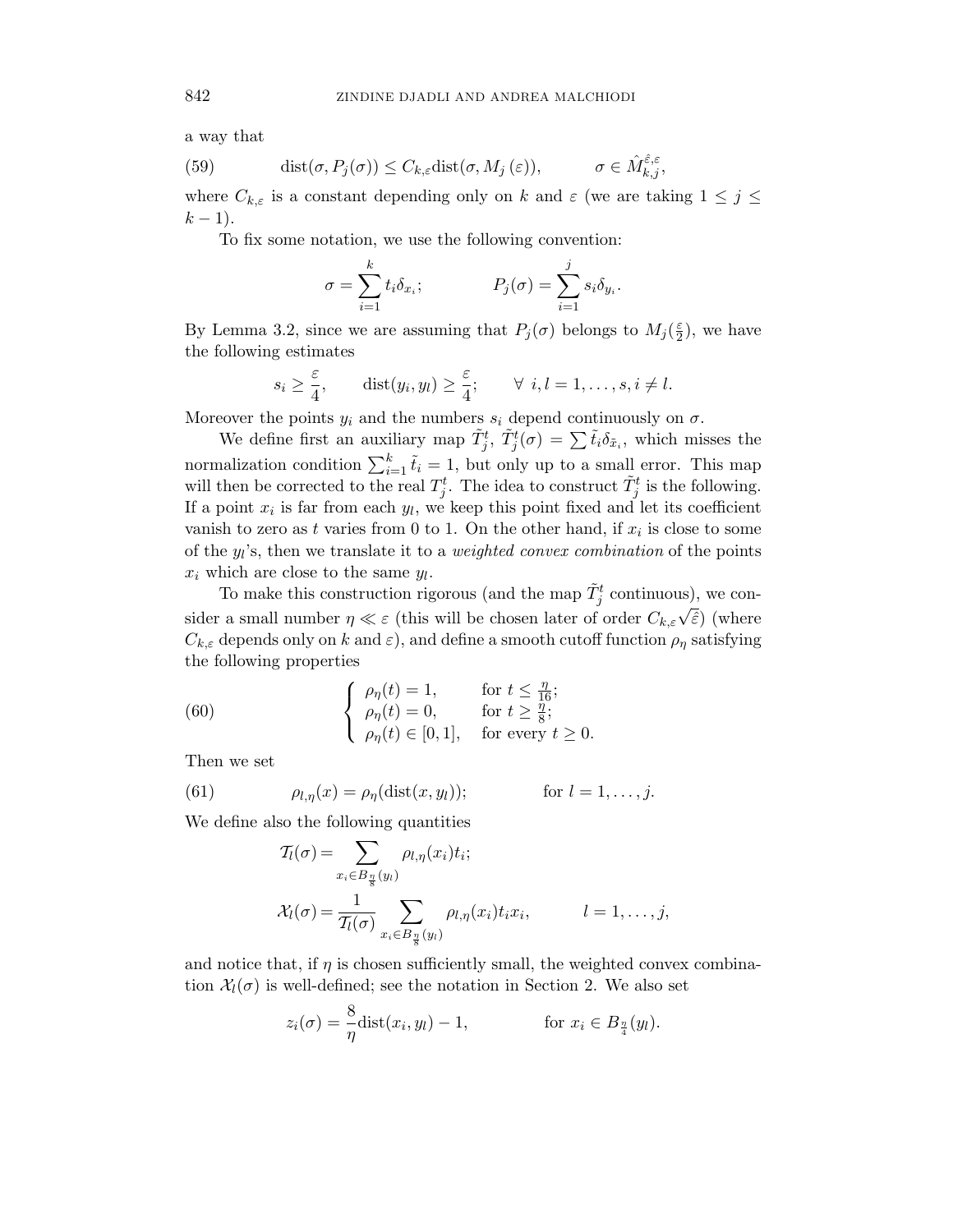a way that

$$\mathrm{dist}(\sigma, P_j(\sigma)) \leq C_{k,\varepsilon} \mathrm{dist}(\sigma, M_j(\varepsilon)), \qquad \sigma \in \hat{M}_{k,j}^{\hat{\varepsilon},\varepsilon}, \tag{59}$$

where $C_{k,\varepsilon}$ is a constant depending only on $k$ and $\varepsilon$ (we are taking $1 \leq j \leq k-1$).

To fix some notation, we use the following convention:

$$\sigma = \sum_{i=1}^{k} t_i \delta_{x_i}; \qquad P_j(\sigma) = \sum_{i=1}^{j} s_i \delta_{y_i}.$$

By Lemma 3.2, since we are assuming that $P_j(\sigma)$ belongs to $M_j(\frac{\varepsilon}{2})$, we have the following estimates

$$s_i \geq \frac{\varepsilon}{4}, \qquad \mathrm{dist}(y_i, y_l) \geq \frac{\varepsilon}{4}; \qquad \forall\ i, l = 1, \dots, s, i \neq l.$$

Moreover the points $y_i$ and the numbers $s_i$ depend continuously on $\sigma$.

We define first an auxiliary map $\tilde{T}_j^t$, $\tilde{T}_j^t(\sigma) = \sum \tilde{t}_i \delta_{\tilde{x}_i}$, which misses the normalization condition $\sum_{i=1}^k \tilde{t}_i = 1$, but only up to a small error. This map will then be corrected to the real $T_j^t$. The idea to construct $\tilde{T}_j^t$ is the following. If a point $x_i$ is far from each $y_l$, we keep this point fixed and let its coefficient vanish to zero as $t$ varies from 0 to 1. On the other hand, if $x_i$ is close to some of the $y_l$'s, then we translate it to a *weighted convex combination* of the points $x_i$ which are close to the same $y_l$.

To make this construction rigorous (and the map $\tilde{T}_j^t$ continuous), we consider a small number $\eta \ll \varepsilon$ (this will be chosen later of order $C_{k,\varepsilon}\sqrt{\hat{\varepsilon}}$) (where $C_{k,\varepsilon}$ depends only on $k$ and $\varepsilon$), and define a smooth cutoff function $\rho_\eta$ satisfying the following properties

$$\begin{cases} \rho_\eta(t) = 1, & \text{for } t \leq \frac{\eta}{16}; \\ \rho_\eta(t) = 0, & \text{for } t \geq \frac{\eta}{8}; \\ \rho_\eta(t) \in [0,1], & \text{for every } t \geq 0. \end{cases} \tag{60}$$

Then we set

$$\rho_{l,\eta}(x) = \rho_\eta(\mathrm{dist}(x, y_l)); \qquad \text{for } l = 1, \dots, j. \tag{61}$$

We define also the following quantities

$$\mathcal{T}_l(\sigma) = \sum_{x_i \in B_{\frac{\eta}{8}}(y_l)} \rho_{l,\eta}(x_i) t_i;$$

$$\mathcal{X}_l(\sigma) = \frac{1}{\mathcal{T}_l(\sigma)} \sum_{x_i \in B_{\frac{\eta}{8}}(y_l)} \rho_{l,\eta}(x_i) t_i x_i, \qquad l = 1, \dots, j,$$

and notice that, if $\eta$ is chosen sufficiently small, the weighted convex combination $\mathcal{X}_l(\sigma)$ is well-defined; see the notation in Section 2. We also set

$$z_i(\sigma) = \frac{8}{\eta} \mathrm{dist}(x_i, y_l) - 1, \qquad \text{for } x_i \in B_{\frac{\eta}{4}}(y_l).$$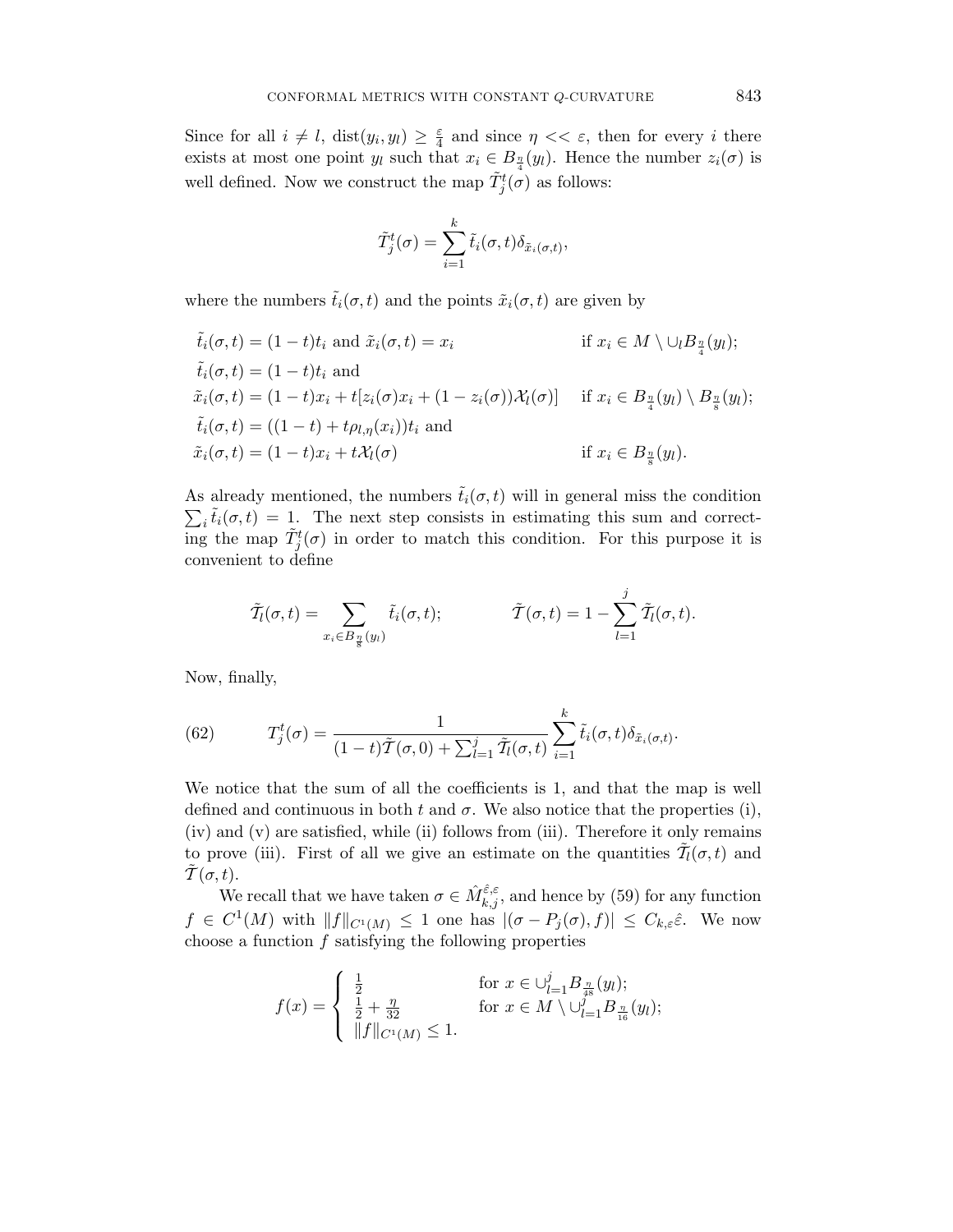Since for all $i \neq l$, $\text{dist}(y_i, y_l) \geq \frac{\varepsilon}{4}$ and since $\eta << \varepsilon$, then for every $i$ there exists at most one point $y_l$ such that $x_i \in B_{\frac{\eta}{4}}(y_l)$. Hence the number $z_i(\sigma)$ is well defined. Now we construct the map $\tilde{T}^t_j(\sigma)$ as follows:

$$\tilde{T}^t_j(\sigma) = \sum_{i=1}^{k} \tilde{t}_i(\sigma, t)\delta_{\tilde{x}_i(\sigma,t)},$$

where the numbers $\tilde{t}_i(\sigma, t)$ and the points $\tilde{x}_i(\sigma, t)$ are given by

$$\begin{aligned}
&\tilde{t}_i(\sigma, t) = (1-t)t_i \text{ and } \tilde{x}_i(\sigma, t) = x_i && \text{if } x_i \in M \setminus \cup_l B_{\frac{\eta}{4}}(y_l);\\
&\tilde{t}_i(\sigma, t) = (1-t)t_i \text{ and} && \\
&\tilde{x}_i(\sigma, t) = (1-t)x_i + t[z_i(\sigma)x_i + (1 - z_i(\sigma))\mathcal{X}_l(\sigma)] && \text{if } x_i \in B_{\frac{\eta}{4}}(y_l) \setminus B_{\frac{\eta}{8}}(y_l);\\
&\tilde{t}_i(\sigma, t) = ((1-t) + t\rho_{l,\eta}(x_i))t_i \text{ and} && \\
&\tilde{x}_i(\sigma, t) = (1-t)x_i + t\mathcal{X}_l(\sigma) && \text{if } x_i \in B_{\frac{\eta}{8}}(y_l).
\end{aligned}$$

As already mentioned, the numbers $\tilde{t}_i(\sigma, t)$ will in general miss the condition $\sum_i \tilde{t}_i(\sigma, t) = 1$. The next step consists in estimating this sum and correcting the map $\tilde{T}^t_j(\sigma)$ in order to match this condition. For this purpose it is convenient to define

$$\tilde{\mathcal{T}}_l(\sigma, t) = \sum_{x_i \in B_{\frac{\eta}{8}}(y_l)} \tilde{t}_i(\sigma, t); \qquad \tilde{\mathcal{T}}(\sigma, t) = 1 - \sum_{l=1}^{j} \tilde{\mathcal{T}}_l(\sigma, t).$$

Now, finally,

$$T^t_j(\sigma) = \frac{1}{(1-t)\tilde{\mathcal{T}}(\sigma, 0) + \sum_{l=1}^{j} \tilde{\mathcal{T}}_l(\sigma, t)} \sum_{i=1}^{k} \tilde{t}_i(\sigma, t)\delta_{\tilde{x}_i(\sigma,t)}. \tag{62}$$

We notice that the sum of all the coefficients is 1, and that the map is well defined and continuous in both $t$ and $\sigma$. We also notice that the properties (i), (iv) and (v) are satisfied, while (ii) follows from (iii). Therefore it only remains to prove (iii). First of all we give an estimate on the quantities $\tilde{\mathcal{T}}_l(\sigma, t)$ and $\tilde{\mathcal{T}}(\sigma, t)$.

We recall that we have taken $\sigma \in \hat{M}^{\hat{\varepsilon},\varepsilon}_{k,j}$, and hence by (59) for any function $f \in C^1(M)$ with $\|f\|_{C^1(M)} \leq 1$ one has $|(\sigma - P_j(\sigma), f)| \leq C_{k,\varepsilon}\hat{\varepsilon}$. We now choose a function $f$ satisfying the following properties

$$f(x) = \begin{cases} \frac{1}{2} & \text{for } x \in \cup_{l=1}^{j} B_{\frac{\eta}{48}}(y_l);\\ \frac{1}{2} + \frac{\eta}{32} & \text{for } x \in M \setminus \cup_{l=1}^{j} B_{\frac{\eta}{16}}(y_l);\\ \|f\|_{C^1(M)} \leq 1. & \end{cases}$$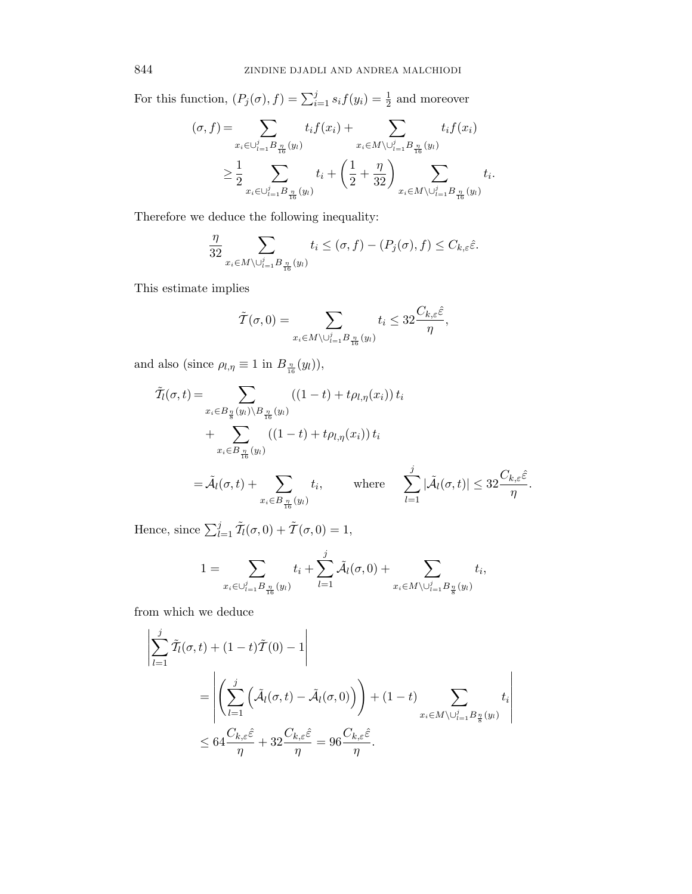For this function, $(P_j(\sigma), f) = \sum_{i=1}^{j} s_i f(y_i) = \frac{1}{2}$ and moreover

$$
\begin{aligned}
(\sigma, f) &= \sum_{x_i \in \cup_{l=1}^{j} B_{\frac{\eta}{16}}(y_l)} t_i f(x_i) + \sum_{x_i \in M \setminus \cup_{l=1}^{j} B_{\frac{\eta}{16}}(y_l)} t_i f(x_i) \\
&\geq \frac{1}{2} \sum_{x_i \in \cup_{l=1}^{j} B_{\frac{\eta}{16}}(y_l)} t_i + \left( \frac{1}{2} + \frac{\eta}{32} \right) \sum_{x_i \in M \setminus \cup_{l=1}^{j} B_{\frac{\eta}{16}}(y_l)} t_i .
\end{aligned}
$$

Therefore we deduce the following inequality:

$$
\frac{\eta}{32} \sum_{x_i \in M \setminus \cup_{l=1}^{j} B_{\frac{\eta}{16}}(y_l)} t_i \leq (\sigma, f) - (P_j(\sigma), f) \leq C_{k,\varepsilon} \hat{\varepsilon}.
$$

This estimate implies

$$
\tilde{\mathcal{T}}(\sigma, 0) = \sum_{x_i \in M \setminus \cup_{l=1}^{j} B_{\frac{\eta}{16}}(y_l)} t_i \leq 32 \frac{C_{k,\varepsilon} \hat{\varepsilon}}{\eta},
$$

and also (since $\rho_{l,\eta} \equiv 1$ in $B_{\frac{\eta}{16}}(y_l)$),

$$
\begin{aligned}
\tilde{\mathcal{T}}_l(\sigma, t) &= \sum_{x_i \in B_{\frac{\eta}{8}}(y_l) \setminus B_{\frac{\eta}{16}}(y_l)} \left( (1-t) + t \rho_{l,\eta}(x_i) \right) t_i \\
&\quad + \sum_{x_i \in B_{\frac{\eta}{16}}(y_l)} \left( (1-t) + t \rho_{l,\eta}(x_i) \right) t_i \\
&= \tilde{\mathcal{A}}_l(\sigma, t) + \sum_{x_i \in B_{\frac{\eta}{16}}(y_l)} t_i, \qquad \text{where} \qquad \sum_{l=1}^{j} |\tilde{\mathcal{A}}_l(\sigma, t)| \leq 32 \frac{C_{k,\varepsilon} \hat{\varepsilon}}{\eta}.
\end{aligned}
$$

Hence, since $\sum_{l=1}^{j} \tilde{\mathcal{T}}_l(\sigma, 0) + \tilde{\mathcal{T}}(\sigma, 0) = 1$,

$$
1 = \sum_{x_i \in \cup_{l=1}^{j} B_{\frac{\eta}{16}}(y_l)} t_i + \sum_{l=1}^{j} \tilde{\mathcal{A}}_l(\sigma, 0) + \sum_{x_i \in M \setminus \cup_{l=1}^{j} B_{\frac{\eta}{8}}(y_l)} t_i,
$$

from which we deduce

$$
\begin{aligned}
&\left| \sum_{l=1}^{j} \tilde{\mathcal{T}}_l(\sigma, t) + (1-t) \tilde{\mathcal{T}}(0) - 1 \right| \\
&\qquad = \left| \left( \sum_{l=1}^{j} \left( \tilde{\mathcal{A}}_l(\sigma, t) - \tilde{\mathcal{A}}_l(\sigma, 0) \right) \right) + (1-t) \sum_{x_i \in M \setminus \cup_{l=1}^{j} B_{\frac{\eta}{8}}(y_l)} t_i \right| \\
&\qquad \leq 64 \frac{C_{k,\varepsilon} \hat{\varepsilon}}{\eta} + 32 \frac{C_{k,\varepsilon} \hat{\varepsilon}}{\eta} = 96 \frac{C_{k,\varepsilon} \hat{\varepsilon}}{\eta}.
\end{aligned}
$$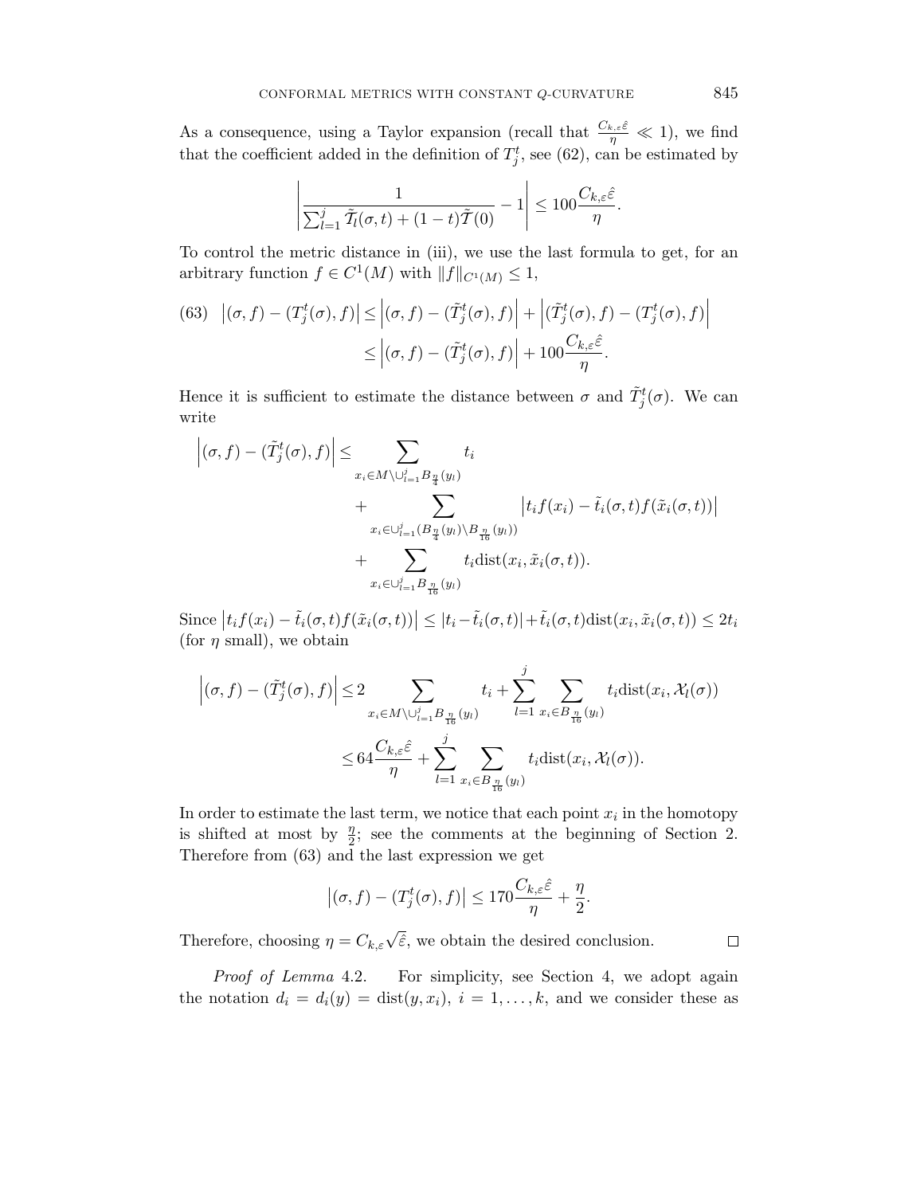As a consequence, using a Taylor expansion (recall that $\frac{C_{k,\varepsilon}\hat{\varepsilon}}{\eta} \ll 1$), we find that the coefficient added in the definition of $T_j^t$, see (62), can be estimated by

$$\left| \frac{1}{\sum_{l=1}^{j} \tilde{\mathcal{T}}_l(\sigma, t) + (1-t)\tilde{\mathcal{T}}(0)} - 1 \right| \leq 100 \frac{C_{k,\varepsilon}\hat{\varepsilon}}{\eta}.$$

To control the metric distance in (iii), we use the last formula to get, for an arbitrary function $f \in C^1(M)$ with $\|f\|_{C^1(M)} \leq 1$,

$$\begin{aligned}
(63) \quad \left|(\sigma, f) - (T_j^t(\sigma), f)\right| &\leq \left|(\sigma, f) - (\tilde{T}_j^t(\sigma), f)\right| + \left|(\tilde{T}_j^t(\sigma), f) - (T_j^t(\sigma), f)\right| \\
&\leq \left|(\sigma, f) - (\tilde{T}_j^t(\sigma), f)\right| + 100 \frac{C_{k,\varepsilon}\hat{\varepsilon}}{\eta}.
\end{aligned}$$

Hence it is sufficient to estimate the distance between $\sigma$ and $\tilde{T}_j^t(\sigma)$. We can write

$$\begin{aligned}
\left|(\sigma, f) - (\tilde{T}_j^t(\sigma), f)\right| \leq & \sum_{x_i \in M \setminus \cup_{l=1}^{j} B_{\frac{\eta}{4}}(y_l)} t_i \\
& + \sum_{x_i \in \cup_{l=1}^{j} (B_{\frac{\eta}{4}}(y_l) \setminus B_{\frac{\eta}{16}}(y_l))} \left| t_i f(x_i) - \tilde{t}_i(\sigma, t) f(\tilde{x}_i(\sigma, t)) \right| \\
& + \sum_{x_i \in \cup_{l=1}^{j} B_{\frac{\eta}{16}}(y_l)} t_i \mathrm{dist}(x_i, \tilde{x}_i(\sigma, t)).
\end{aligned}$$

Since $\left|t_i f(x_i) - \tilde{t}_i(\sigma, t) f(\tilde{x}_i(\sigma, t))\right| \leq |t_i - \tilde{t}_i(\sigma, t)| + \tilde{t}_i(\sigma, t) \mathrm{dist}(x_i, \tilde{x}_i(\sigma, t)) \leq 2t_i$ (for $\eta$ small), we obtain

$$\begin{aligned}
\left|(\sigma, f) - (\tilde{T}_j^t(\sigma), f)\right| &\leq 2 \sum_{x_i \in M \setminus \cup_{l=1}^{j} B_{\frac{\eta}{16}}(y_l)} t_i + \sum_{l=1}^{j} \sum_{x_i \in B_{\frac{\eta}{16}}(y_l)} t_i \mathrm{dist}(x_i, \mathcal{X}_l(\sigma)) \\
&\leq 64 \frac{C_{k,\varepsilon}\hat{\varepsilon}}{\eta} + \sum_{l=1}^{j} \sum_{x_i \in B_{\frac{\eta}{16}}(y_l)} t_i \mathrm{dist}(x_i, \mathcal{X}_l(\sigma)).
\end{aligned}$$

In order to estimate the last term, we notice that each point $x_i$ in the homotopy is shifted at most by $\frac{\eta}{2}$; see the comments at the beginning of Section 2. Therefore from (63) and the last expression we get

$$\left|(\sigma, f) - (T_j^t(\sigma), f)\right| \leq 170 \frac{C_{k,\varepsilon}\hat{\varepsilon}}{\eta} + \frac{\eta}{2}.$$

Therefore, choosing $\eta = C_{k,\varepsilon}\sqrt{\hat{\varepsilon}}$, we obtain the desired conclusion. $\square$

*Proof of Lemma* 4.2. For simplicity, see Section 4, we adopt again the notation $d_i = d_i(y) = \mathrm{dist}(y, x_i)$, $i = 1, \ldots, k$, and we consider these as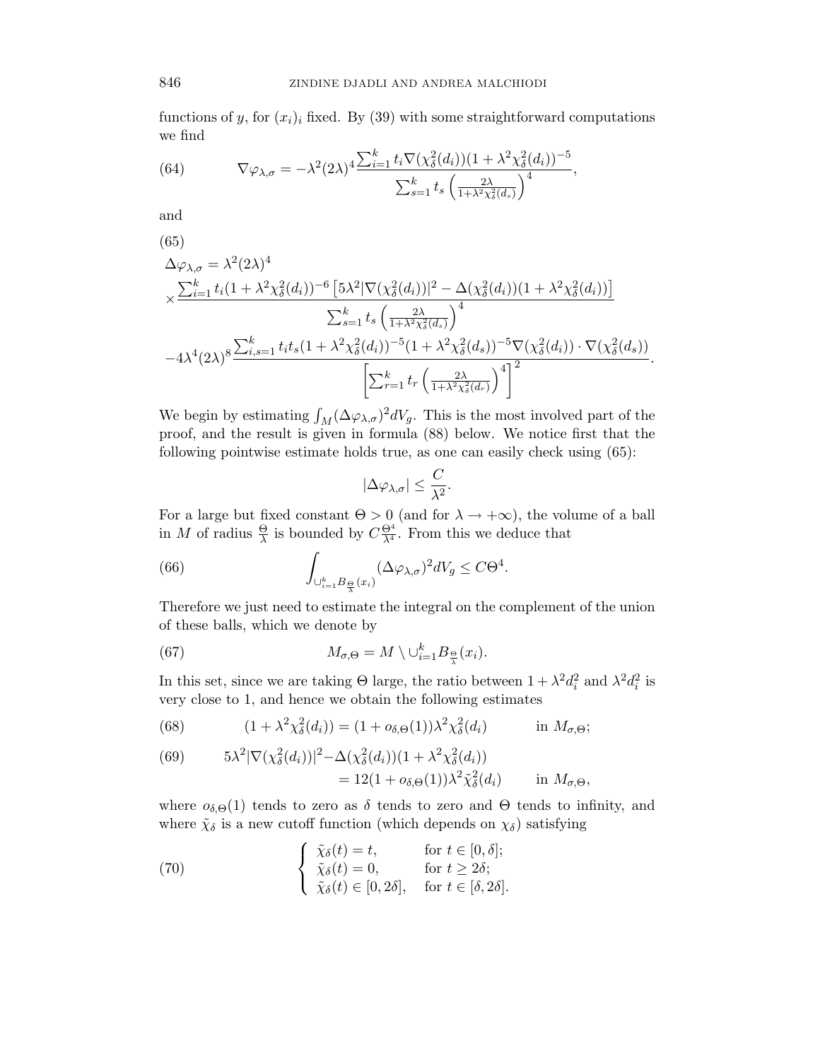functions of $y$, for $(x_i)_i$ fixed. By (39) with some straightforward computations we find

$$\nabla \varphi_{\lambda,\sigma} = -\lambda^2 (2\lambda)^4 \frac{\sum_{i=1}^k t_i \nabla(\chi_\delta^2(d_i))(1+\lambda^2\chi_\delta^2(d_i))^{-5}}{\sum_{s=1}^k t_s \left(\frac{2\lambda}{1+\lambda^2\chi_\delta^2(d_s)}\right)^4}, \tag{64}$$

and

$$\begin{aligned}
&\Delta \varphi_{\lambda,\sigma} = \lambda^2(2\lambda)^4 \\
&\times \frac{\sum_{i=1}^k t_i (1+\lambda^2\chi_\delta^2(d_i))^{-6}\left[5\lambda^2|\nabla(\chi_\delta^2(d_i))|^2 - \Delta(\chi_\delta^2(d_i))(1+\lambda^2\chi_\delta^2(d_i))\right]}{\sum_{s=1}^k t_s \left(\frac{2\lambda}{1+\lambda^2\chi_\delta^2(d_s)}\right)^4} \\
&-4\lambda^4(2\lambda)^8 \frac{\sum_{i,s=1}^k t_i t_s (1+\lambda^2\chi_\delta^2(d_i))^{-5}(1+\lambda^2\chi_\delta^2(d_s))^{-5}\nabla(\chi_\delta^2(d_i))\cdot\nabla(\chi_\delta^2(d_s))}{\left[\sum_{r=1}^k t_r \left(\frac{2\lambda}{1+\lambda^2\chi_\delta^2(d_r)}\right)^4\right]^2}.
\end{aligned} \tag{65}$$

We begin by estimating $\int_M (\Delta\varphi_{\lambda,\sigma})^2 dV_g$. This is the most involved part of the proof, and the result is given in formula (88) below. We notice first that the following pointwise estimate holds true, as one can easily check using (65):

$$|\Delta \varphi_{\lambda,\sigma}| \leq \frac{C}{\lambda^2}.$$

For a large but fixed constant $\Theta > 0$ (and for $\lambda \to +\infty$), the volume of a ball in $M$ of radius $\frac{\Theta}{\lambda}$ is bounded by $C\frac{\Theta^4}{\lambda^4}$. From this we deduce that

$$\int_{\cup_{i=1}^k B_{\frac{\Theta}{\lambda}}(x_i)} (\Delta\varphi_{\lambda,\sigma})^2 dV_g \leq C\Theta^4. \tag{66}$$

Therefore we just need to estimate the integral on the complement of the union of these balls, which we denote by

$$M_{\sigma,\Theta} = M \setminus \cup_{i=1}^k B_{\frac{\Theta}{\lambda}}(x_i). \tag{67}$$

In this set, since we are taking $\Theta$ large, the ratio between $1+\lambda^2 d_i^2$ and $\lambda^2 d_i^2$ is very close to 1, and hence we obtain the following estimates

$$(1+\lambda^2\chi_\delta^2(d_i)) = (1+o_{\delta,\Theta}(1))\lambda^2\chi_\delta^2(d_i) \qquad \text{in } M_{\sigma,\Theta}; \tag{68}$$

$$\begin{aligned}
5\lambda^2|\nabla(\chi_\delta^2(d_i))|^2 &- \Delta(\chi_\delta^2(d_i))(1+\lambda^2\chi_\delta^2(d_i)) \\
&= 12(1+o_{\delta,\Theta}(1))\lambda^2\tilde{\chi}_\delta^2(d_i) \qquad \text{in } M_{\sigma,\Theta},
\end{aligned} \tag{69}$$

where $o_{\delta,\Theta}(1)$ tends to zero as $\delta$ tends to zero and $\Theta$ tends to infinity, and where $\tilde{\chi}_\delta$ is a new cutoff function (which depends on $\chi_\delta$) satisfying

$$\begin{cases} \tilde{\chi}_\delta(t) = t, & \text{for } t \in [0,\delta]; \\ \tilde{\chi}_\delta(t) = 0, & \text{for } t \geq 2\delta; \\ \tilde{\chi}_\delta(t) \in [0,2\delta], & \text{for } t \in [\delta,2\delta]. \end{cases} \tag{70}$$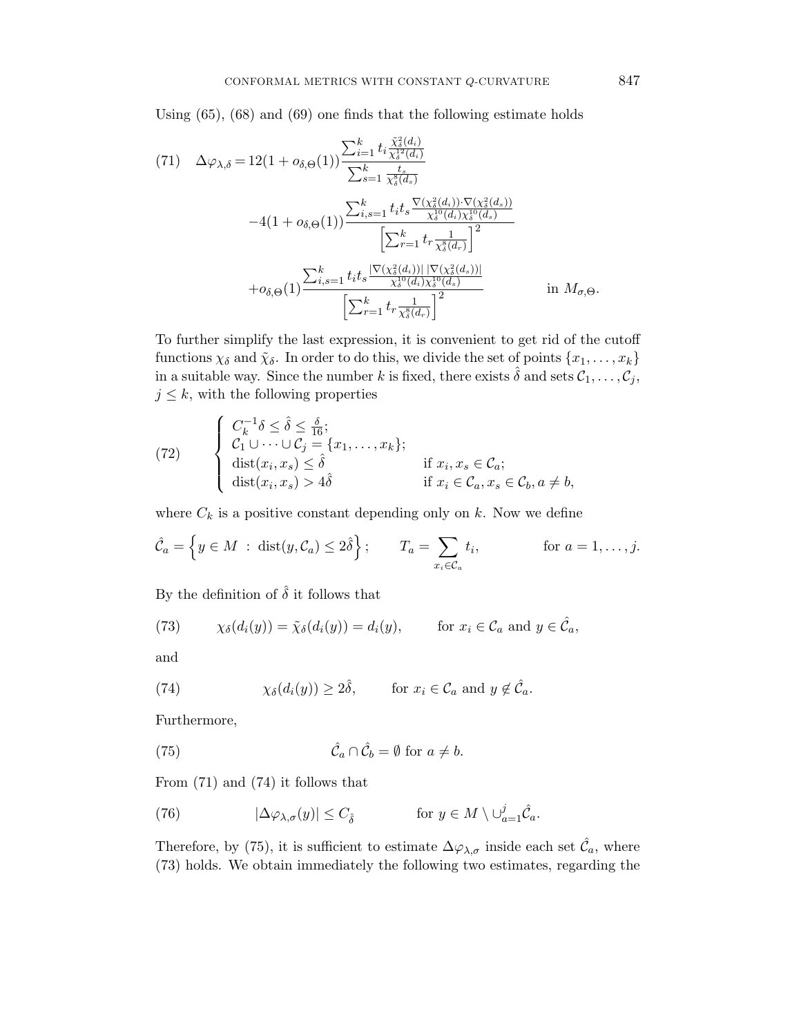Using (65), (68) and (69) one finds that the following estimate holds

$$
\begin{aligned}
(71)\quad \Delta\varphi_{\lambda,\delta} = {} & 12(1+o_{\delta,\Theta}(1)) \frac{\sum_{i=1}^k t_i \frac{\tilde{\chi}_\delta^2(d_i)}{\chi_\delta^{12}(d_i)}}{\sum_{s=1}^k \frac{t_s}{\chi_\delta^8(d_s)}} \\
& -4(1+o_{\delta,\Theta}(1)) \frac{\sum_{i,s=1}^k t_i t_s \frac{\nabla(\chi_\delta^2(d_i))\cdot\nabla(\chi_\delta^2(d_s))}{\chi_\delta^{10}(d_i)\chi_\delta^{10}(d_s)}}{\left[\sum_{r=1}^k t_r \frac{1}{\chi_\delta^8(d_r)}\right]^2} \\
& + o_{\delta,\Theta}(1) \frac{\sum_{i,s=1}^k t_i t_s \frac{|\nabla(\chi_\delta^2(d_i))|\,|\nabla(\chi_\delta^2(d_s))|}{\chi_\delta^{10}(d_i)\chi_\delta^{10}(d_s)}}{\left[\sum_{r=1}^k t_r \frac{1}{\chi_\delta^8(d_r)}\right]^2} \qquad \text{in } M_{\sigma,\Theta}.
\end{aligned}
$$

To further simplify the last expression, it is convenient to get rid of the cutoff functions $\chi_\delta$ and $\tilde{\chi}_\delta$. In order to do this, we divide the set of points $\{x_1, \dots, x_k\}$ in a suitable way. Since the number $k$ is fixed, there exists $\hat{\delta}$ and sets $\mathcal{C}_1, \dots, \mathcal{C}_j$, $j \leq k$, with the following properties

$$
(72)\qquad \begin{cases}
C_k^{-1}\delta \leq \hat{\delta} \leq \frac{\delta}{16}; \\
\mathcal{C}_1 \cup \dots \cup \mathcal{C}_j = \{x_1, \dots, x_k\}; \\
\text{dist}(x_i, x_s) \leq \hat{\delta} & \text{if } x_i, x_s \in \mathcal{C}_a; \\
\text{dist}(x_i, x_s) > 4\hat{\delta} & \text{if } x_i \in \mathcal{C}_a, x_s \in \mathcal{C}_b, a \neq b,
\end{cases}
$$

where $C_k$ is a positive constant depending only on $k$. Now we define

$$
\hat{\mathcal{C}}_a = \left\{ y \in M \;:\; \text{dist}(y, \mathcal{C}_a) \leq 2\hat{\delta} \right\}; \qquad T_a = \sum_{x_i \in \mathcal{C}_a} t_i, \qquad \text{for } a = 1, \dots, j.
$$

By the definition of $\hat{\delta}$ it follows that

$$
(73)\qquad \chi_\delta(d_i(y)) = \tilde{\chi}_\delta(d_i(y)) = d_i(y), \qquad \text{for } x_i \in \mathcal{C}_a \text{ and } y \in \hat{\mathcal{C}}_a,
$$

and

$$
(74)\qquad \chi_\delta(d_i(y)) \geq 2\hat{\delta}, \qquad \text{for } x_i \in \mathcal{C}_a \text{ and } y \notin \hat{\mathcal{C}}_a.
$$

Furthermore,

$$
(75)\qquad \hat{\mathcal{C}}_a \cap \hat{\mathcal{C}}_b = \emptyset \text{ for } a \neq b.
$$

From (71) and (74) it follows that

$$
(76)\qquad |\Delta\varphi_{\lambda,\sigma}(y)| \leq C_{\hat{\delta}} \qquad \text{for } y \in M \setminus \cup_{a=1}^j \hat{\mathcal{C}}_a.
$$

Therefore, by (75), it is sufficient to estimate $\Delta\varphi_{\lambda,\sigma}$ inside each set $\hat{\mathcal{C}}_a$, where (73) holds. We obtain immediately the following two estimates, regarding the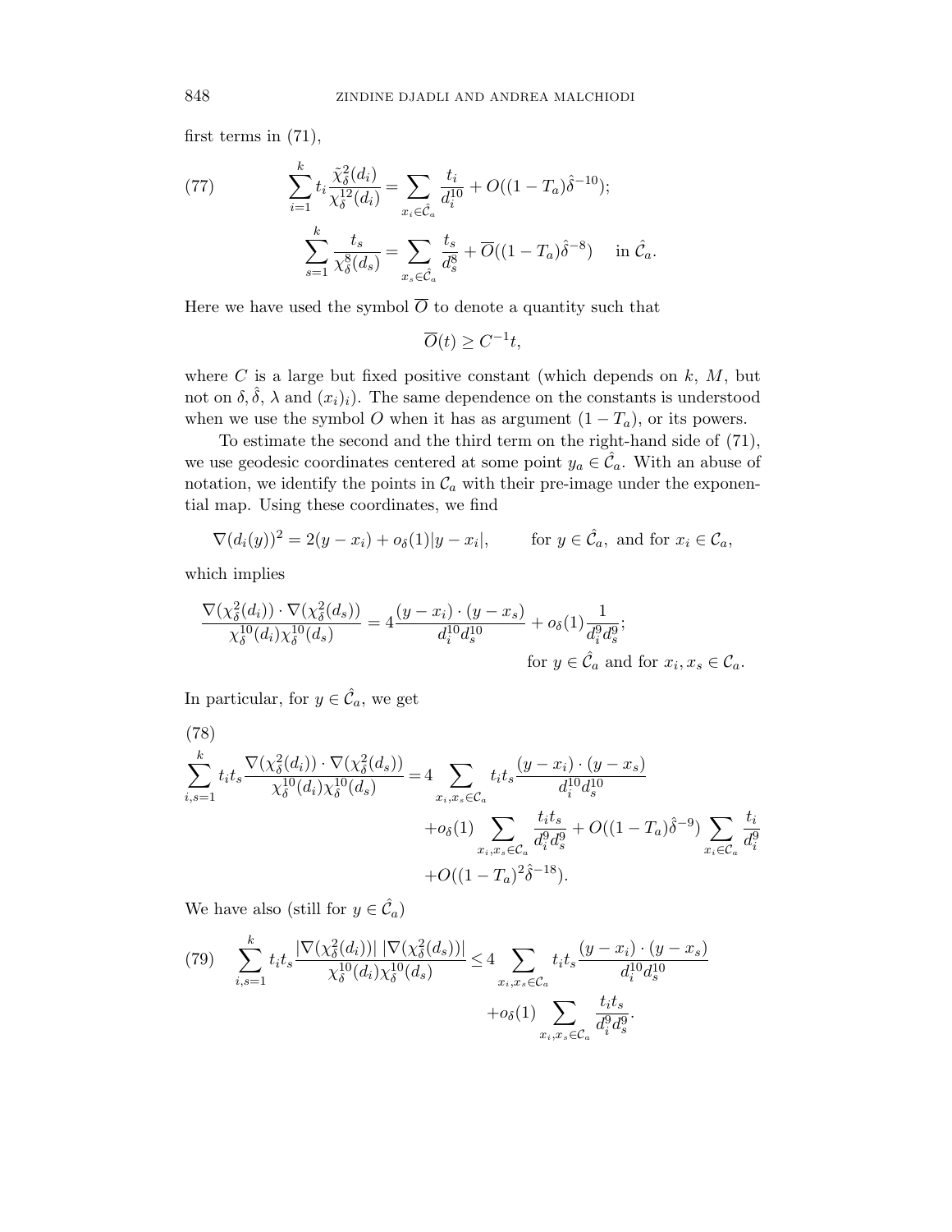first terms in (71),

$$
\sum_{i=1}^{k} t_i \frac{\tilde{\chi}_\delta^2(d_i)}{\chi_\delta^{12}(d_i)} = \sum_{x_i \in \hat{\mathcal{C}}_a} \frac{t_i}{d_i^{10}} + O((1-T_a)\hat{\delta}^{-10}); \tag{77}
$$

$$
\sum_{s=1}^{k} \frac{t_s}{\chi_\delta^8(d_s)} = \sum_{x_s \in \hat{\mathcal{C}}_a} \frac{t_s}{d_s^8} + \overline{O}((1-T_a)\hat{\delta}^{-8}) \quad \text{ in } \hat{\mathcal{C}}_a.
$$

Here we have used the symbol $\overline{O}$ to denote a quantity such that

$$
\overline{O}(t) \geq C^{-1} t,
$$

where $C$ is a large but fixed positive constant (which depends on $k$, $M$, but not on $\delta, \hat{\delta}$, $\lambda$ and $(x_i)_i$). The same dependence on the constants is understood when we use the symbol $O$ when it has as argument $(1-T_a)$, or its powers.

To estimate the second and the third term on the right-hand side of (71), we use geodesic coordinates centered at some point $y_a \in \hat{\mathcal{C}}_a$. With an abuse of notation, we identify the points in $\mathcal{C}_a$ with their pre-image under the exponential map. Using these coordinates, we find

$$
\nabla(d_i(y))^2 = 2(y-x_i) + o_\delta(1)|y-x_i|, \qquad \text{for } y \in \hat{\mathcal{C}}_a, \text{ and for } x_i \in \mathcal{C}_a,
$$

which implies

$$
\frac{\nabla(\chi_\delta^2(d_i)) \cdot \nabla(\chi_\delta^2(d_s))}{\chi_\delta^{10}(d_i)\chi_\delta^{10}(d_s)} = 4\frac{(y-x_i)\cdot(y-x_s)}{d_i^{10}d_s^{10}} + o_\delta(1)\frac{1}{d_i^9 d_s^9}; \qquad \text{for } y \in \hat{\mathcal{C}}_a \text{ and for } x_i, x_s \in \mathcal{C}_a.
$$

In particular, for $y \in \hat{\mathcal{C}}_a$, we get

$$
\begin{aligned}
\sum_{i,s=1}^{k} t_i t_s \frac{\nabla(\chi_\delta^2(d_i)) \cdot \nabla(\chi_\delta^2(d_s))}{\chi_\delta^{10}(d_i)\chi_\delta^{10}(d_s)} = {} & 4 \sum_{x_i, x_s \in \mathcal{C}_a} t_i t_s \frac{(y-x_i)\cdot(y-x_s)}{d_i^{10}d_s^{10}} \\
& + o_\delta(1) \sum_{x_i, x_s \in \mathcal{C}_a} \frac{t_i t_s}{d_i^9 d_s^9} + O((1-T_a)\hat{\delta}^{-9}) \sum_{x_i \in \mathcal{C}_a} \frac{t_i}{d_i^9} \\
& + O((1-T_a)^2 \hat{\delta}^{-18}).
\end{aligned} \tag{78}
$$

We have also (still for $y \in \hat{\mathcal{C}}_a$)

$$
\begin{aligned}
\sum_{i,s=1}^{k} t_i t_s \frac{|\nabla(\chi_\delta^2(d_i))| \, |\nabla(\chi_\delta^2(d_s))|}{\chi_\delta^{10}(d_i)\chi_\delta^{10}(d_s)} \leq {} & 4 \sum_{x_i, x_s \in \mathcal{C}_a} t_i t_s \frac{(y-x_i)\cdot(y-x_s)}{d_i^{10}d_s^{10}} \\
& + o_\delta(1) \sum_{x_i, x_s \in \mathcal{C}_a} \frac{t_i t_s}{d_i^9 d_s^9}.
\end{aligned} \tag{79}
$$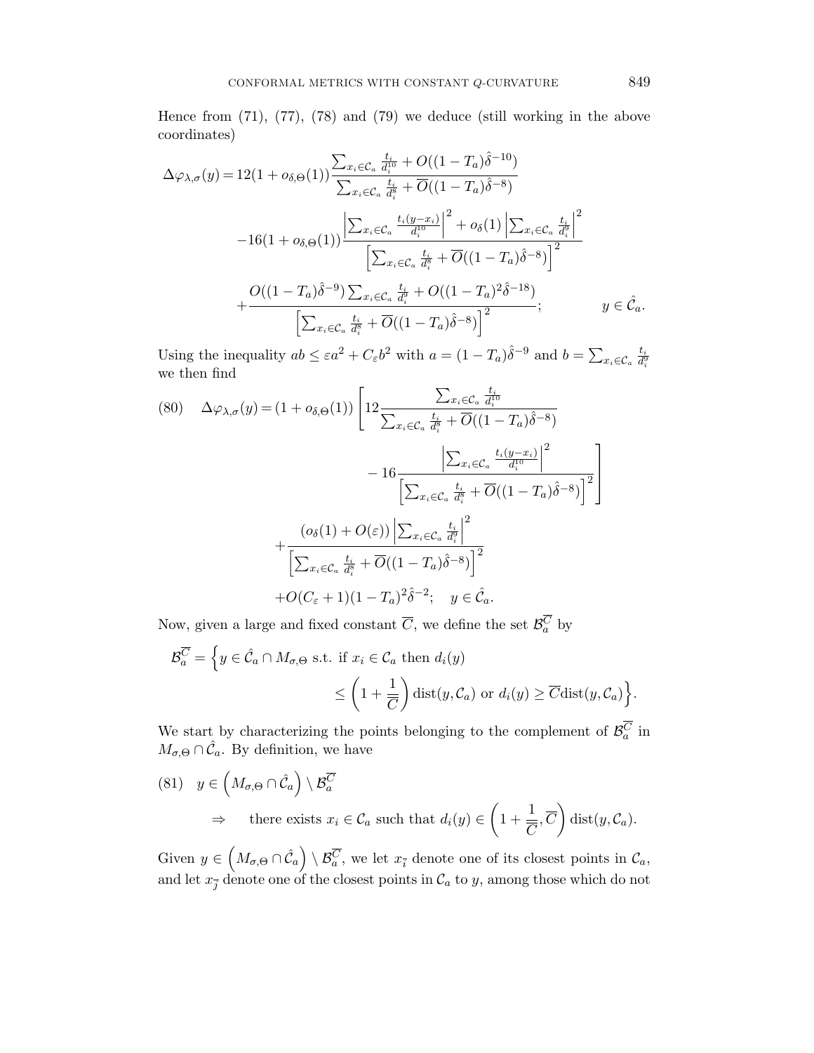Hence from (71), (77), (78) and (79) we deduce (still working in the above coordinates)

$$
\begin{aligned}
\Delta\varphi_{\lambda,\sigma}(y) = {}& 12(1+o_{\delta,\Theta}(1)) \frac{\sum_{x_i\in\mathcal{C}_a} \frac{t_i}{d_i^{10}} + O((1-T_a)\hat{\delta}^{-10})}{\sum_{x_i\in\mathcal{C}_a} \frac{t_i}{d_i^{8}} + \overline{O}((1-T_a)\hat{\delta}^{-8})} \\
& -16(1+o_{\delta,\Theta}(1)) \frac{\left|\sum_{x_i\in\mathcal{C}_a} \frac{t_i(y-x_i)}{d_i^{10}}\right|^2 + o_\delta(1)\left|\sum_{x_i\in\mathcal{C}_a} \frac{t_i}{d_i^{9}}\right|^2}{\left[\sum_{x_i\in\mathcal{C}_a} \frac{t_i}{d_i^{8}} + \overline{O}((1-T_a)\hat{\delta}^{-8})\right]^2} \\
& + \frac{O((1-T_a)\hat{\delta}^{-9})\sum_{x_i\in\mathcal{C}_a} \frac{t_i}{d_i^{9}} + O((1-T_a)^2\hat{\delta}^{-18})}{\left[\sum_{x_i\in\mathcal{C}_a} \frac{t_i}{d_i^{8}} + \overline{O}((1-T_a)\hat{\delta}^{-8})\right]^2}; \qquad y \in \hat{\mathcal{C}}_a.
\end{aligned}
$$

Using the inequality $ab \leq \varepsilon a^2 + C_\varepsilon b^2$ with $a = (1-T_a)\hat{\delta}^{-9}$ and $b = \sum_{x_i\in\mathcal{C}_a} \frac{t_i}{d_i^9}$ we then find

$$
\begin{aligned}
(80) \quad \Delta\varphi_{\lambda,\sigma}(y) = {}& (1+o_{\delta,\Theta}(1)) \left[ 12 \frac{\sum_{x_i\in\mathcal{C}_a} \frac{t_i}{d_i^{10}}}{\sum_{x_i\in\mathcal{C}_a} \frac{t_i}{d_i^{8}} + \overline{O}((1-T_a)\hat{\delta}^{-8})} \right. \\
& \left. - 16 \frac{\left|\sum_{x_i\in\mathcal{C}_a} \frac{t_i(y-x_i)}{d_i^{10}}\right|^2}{\left[\sum_{x_i\in\mathcal{C}_a} \frac{t_i}{d_i^{8}} + \overline{O}((1-T_a)\hat{\delta}^{-8})\right]^2} \right] \\
& + \frac{(o_\delta(1)+O(\varepsilon))\left|\sum_{x_i\in\mathcal{C}_a} \frac{t_i}{d_i^{9}}\right|^2}{\left[\sum_{x_i\in\mathcal{C}_a} \frac{t_i}{d_i^{8}} + \overline{O}((1-T_a)\hat{\delta}^{-8})\right]^2} \\
& + O(C_\varepsilon+1)(1-T_a)^2\hat{\delta}^{-2}; \quad y \in \hat{\mathcal{C}}_a.
\end{aligned}
$$

Now, given a large and fixed constant $\overline{C}$, we define the set $\mathcal{B}_a^{\overline{C}}$ by

$$
\mathcal{B}_a^{\overline{C}} = \Big\{ y \in \hat{\mathcal{C}}_a \cap M_{\sigma,\Theta} \text{ s.t. if } x_i \in \mathcal{C}_a \text{ then } d_i(y) \leq \left(1+\frac{1}{\overline{C}}\right)\operatorname{dist}(y,\mathcal{C}_a) \text{ or } d_i(y) \geq \overline{C}\operatorname{dist}(y,\mathcal{C}_a) \Big\}.
$$

We start by characterizing the points belonging to the complement of $\mathcal{B}_a^{\overline{C}}$ in $M_{\sigma,\Theta} \cap \hat{\mathcal{C}}_a$. By definition, we have

$$
(81) \quad y \in \left(M_{\sigma,\Theta} \cap \hat{\mathcal{C}}_a\right) \setminus \mathcal{B}_a^{\overline{C}} \quad \Rightarrow \quad \text{there exists } x_i \in \mathcal{C}_a \text{ such that } d_i(y) \in \left(1+\frac{1}{\overline{C}}, \overline{C}\right)\operatorname{dist}(y,\mathcal{C}_a).
$$

Given $y \in \left(M_{\sigma,\Theta} \cap \hat{\mathcal{C}}_a\right) \setminus \mathcal{B}_a^{\overline{C}}$, we let $x_{\overline{i}}$ denote one of its closest points in $\mathcal{C}_a$, and let $x_{\overline{j}}$ denote one of the closest points in $\mathcal{C}_a$ to $y$, among those which do not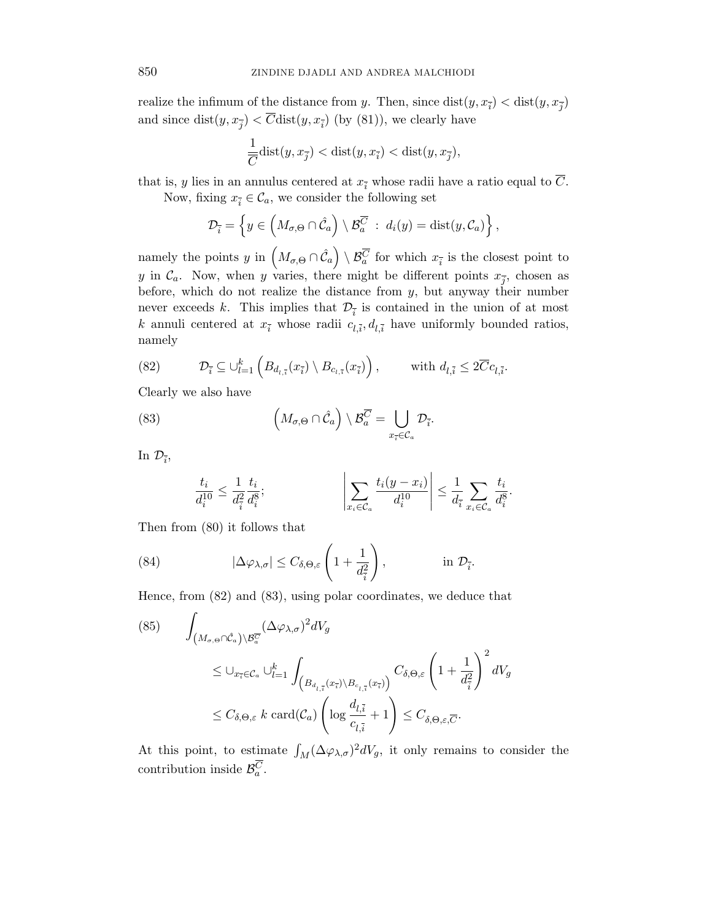realize the infimum of the distance from $y$. Then, since $\text{dist}(y, x_{\bar{i}}) < \text{dist}(y, x_{\bar{j}})$ and since $\text{dist}(y, x_{\bar{j}}) < \overline{C} \text{dist}(y, x_{\bar{i}})$ (by (81)), we clearly have

$$\frac{1}{\overline{C}} \text{dist}(y, x_{\bar{j}}) < \text{dist}(y, x_{\bar{i}}) < \text{dist}(y, x_{\bar{j}}),$$

that is, $y$ lies in an annulus centered at $x_{\bar{i}}$ whose radii have a ratio equal to $\overline{C}$.

Now, fixing $x_{\bar{i}} \in \mathcal{C}_a$, we consider the following set

$$\mathcal{D}_{\bar{i}} = \left\{ y \in \left( M_{\sigma,\Theta} \cap \hat{\mathcal{C}}_a \right) \setminus \mathcal{B}_a^{\overline{C}} \; : \; d_i(y) = \text{dist}(y, \mathcal{C}_a) \right\},$$

namely the points $y$ in $\left( M_{\sigma,\Theta} \cap \hat{\mathcal{C}}_a \right) \setminus \mathcal{B}_a^{\overline{C}}$ for which $x_{\bar{i}}$ is the closest point to $y$ in $\mathcal{C}_a$. Now, when $y$ varies, there might be different points $x_{\bar{j}}$, chosen as before, which do not realize the distance from $y$, but anyway their number never exceeds $k$. This implies that $\mathcal{D}_{\bar{i}}$ is contained in the union of at most $k$ annuli centered at $x_{\bar{i}}$ whose radii $c_{l,\bar{i}}, d_{l,\bar{i}}$ have uniformly bounded ratios, namely

$$\mathcal{D}_{\bar{i}} \subseteq \cup_{l=1}^k \left( B_{d_{l,\bar{i}}}(x_{\bar{i}}) \setminus B_{c_{l,\bar{i}}}(x_{\bar{i}}) \right), \qquad \text{with } d_{l,\bar{i}} \leq 2\overline{C} c_{l,\bar{i}}. \tag{82}$$

Clearly we also have

$$\left( M_{\sigma,\Theta} \cap \hat{\mathcal{C}}_a \right) \setminus \mathcal{B}_a^{\overline{C}} = \bigcup_{x_{\bar{i}} \in \mathcal{C}_a} \mathcal{D}_{\bar{i}}. \tag{83}$$

In $\mathcal{D}_{\bar{i}}$,

$$\frac{t_i}{d_i^{10}} \leq \frac{1}{d_{\bar{i}}^2} \frac{t_i}{d_i^8}; \qquad\qquad \left| \sum_{x_i \in \mathcal{C}_a} \frac{t_i (y - x_i)}{d_i^{10}} \right| \leq \frac{1}{d_{\bar{i}}} \sum_{x_i \in \mathcal{C}_a} \frac{t_i}{d_i^8}.$$

Then from (80) it follows that

$$|\Delta \varphi_{\lambda,\sigma}| \leq C_{\delta,\Theta,\varepsilon} \left( 1 + \frac{1}{d_{\bar{i}}^2} \right), \qquad\qquad \text{in } \mathcal{D}_{\bar{i}}. \tag{84}$$

Hence, from (82) and (83), using polar coordinates, we deduce that

$$\begin{aligned}
&\int_{\left( M_{\sigma,\Theta} \cap \hat{\mathcal{C}}_a \right) \setminus \mathcal{B}_a^{\overline{C}}} (\Delta \varphi_{\lambda,\sigma})^2 dV_g \\
&\qquad \leq \cup_{x_{\bar{i}} \in \mathcal{C}_a} \cup_{l=1}^k \int_{\left( B_{d_{l,\bar{i}}}(x_{\bar{i}}) \setminus B_{c_{l,\bar{i}}}(x_{\bar{i}}) \right)} C_{\delta,\Theta,\varepsilon} \left( 1 + \frac{1}{d_{\bar{i}}^2} \right)^2 dV_g \\
&\qquad \leq C_{\delta,\Theta,\varepsilon} \; k \; \text{card}(\mathcal{C}_a) \left( \log \frac{d_{l,\bar{i}}}{c_{l,\bar{i}}} + 1 \right) \leq C_{\delta,\Theta,\varepsilon,\overline{C}}.
\end{aligned} \tag{85}$$

At this point, to estimate $\int_M (\Delta \varphi_{\lambda,\sigma})^2 dV_g$, it only remains to consider the contribution inside $\mathcal{B}_a^{\overline{C}}$.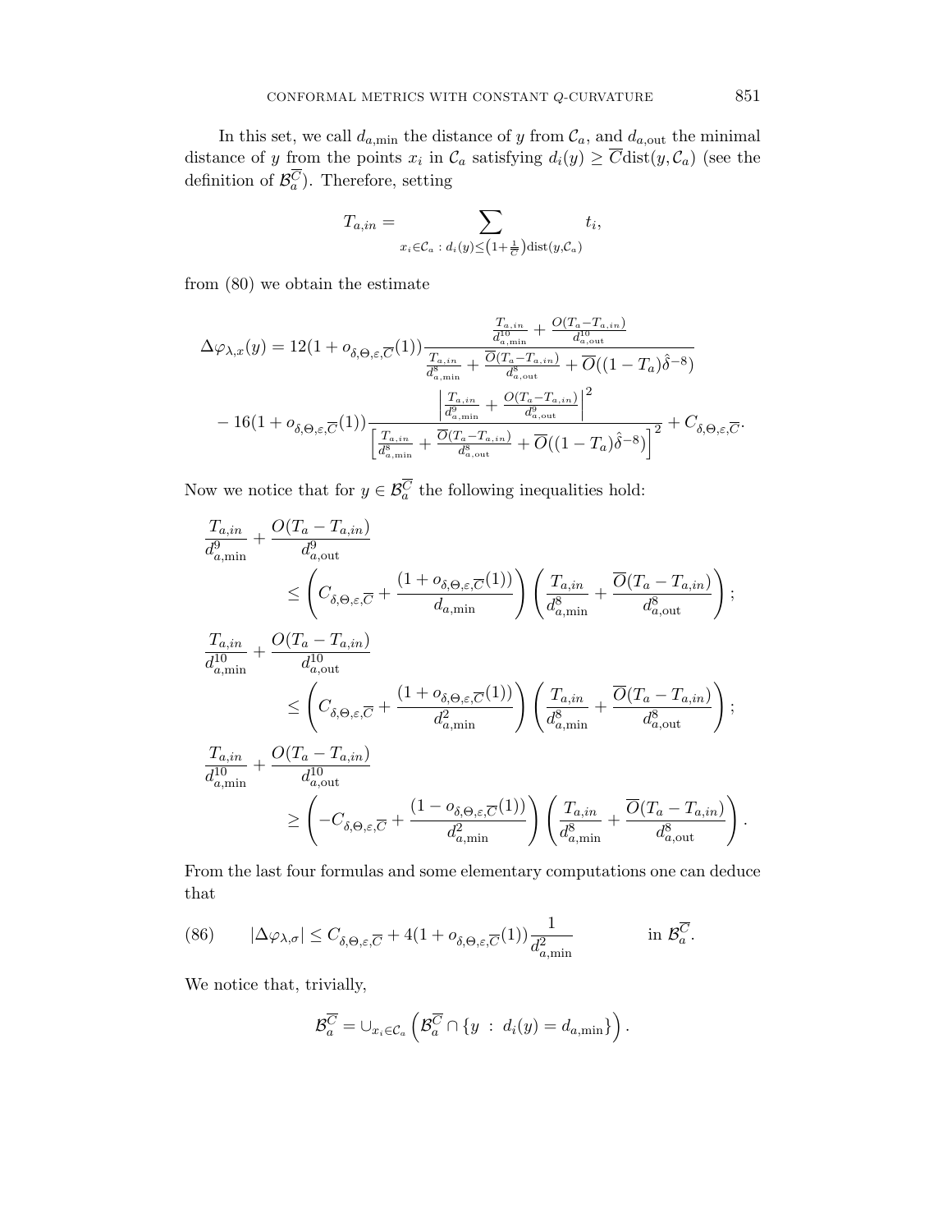In this set, we call $d_{a,\min}$ the distance of $y$ from $\mathcal{C}_a$, and $d_{a,\text{out}}$ the minimal distance of $y$ from the points $x_i$ in $\mathcal{C}_a$ satisfying $d_i(y) \geq \overline{C}\text{dist}(y, \mathcal{C}_a)$ (see the definition of $\mathcal{B}_a^{\overline{C}}$). Therefore, setting

$$T_{a,in} = \sum_{x_i \in \mathcal{C}_a \,:\, d_i(y) \leq \left(1+\frac{1}{\overline{C}}\right)\text{dist}(y,\mathcal{C}_a)} t_i,$$

from (80) we obtain the estimate

$$\Delta\varphi_{\lambda,x}(y) = 12(1 + o_{\delta,\Theta,\varepsilon,\overline{C}}(1)) \frac{\frac{T_{a,in}}{d_{a,\min}^{10}} + \frac{O(T_a - T_{a,in})}{d_{a,\text{out}}^{10}}}{\frac{T_{a,in}}{d_{a,\min}^{8}} + \frac{\overline{O}(T_a - T_{a,in})}{d_{a,\text{out}}^{8}} + \overline{O}((1-T_a)\hat{\delta}^{-8})}$$

$$- 16(1 + o_{\delta,\Theta,\varepsilon,\overline{C}}(1)) \frac{\left|\frac{T_{a,in}}{d_{a,\min}^{9}} + \frac{O(T_a - T_{a,in})}{d_{a,\text{out}}^{9}}\right|^2}{\left[\frac{T_{a,in}}{d_{a,\min}^{8}} + \frac{\overline{O}(T_a - T_{a,in})}{d_{a,\text{out}}^{8}} + \overline{O}((1-T_a)\hat{\delta}^{-8})\right]^2} + C_{\delta,\Theta,\varepsilon,\overline{C}}.$$

Now we notice that for $y \in \mathcal{B}_a^{\overline{C}}$ the following inequalities hold:

$$\frac{T_{a,in}}{d_{a,\min}^{9}} + \frac{O(T_a - T_{a,in})}{d_{a,\text{out}}^{9}} \leq \left( C_{\delta,\Theta,\overline{C}} + \frac{(1 + o_{\delta,\Theta,\varepsilon,\overline{C}}(1))}{d_{a,\min}} \right) \left( \frac{T_{a,in}}{d_{a,\min}^{8}} + \frac{\overline{O}(T_a - T_{a,in})}{d_{a,\text{out}}^{8}} \right);$$

$$\frac{T_{a,in}}{d_{a,\min}^{10}} + \frac{O(T_a - T_{a,in})}{d_{a,\text{out}}^{10}} \leq \left( C_{\delta,\Theta,\overline{C}} + \frac{(1 + o_{\delta,\Theta,\varepsilon,\overline{C}}(1))}{d_{a,\min}^2} \right) \left( \frac{T_{a,in}}{d_{a,\min}^{8}} + \frac{\overline{O}(T_a - T_{a,in})}{d_{a,\text{out}}^{8}} \right);$$

$$\frac{T_{a,in}}{d_{a,\min}^{10}} + \frac{O(T_a - T_{a,in})}{d_{a,\text{out}}^{10}} \geq \left( -C_{\delta,\Theta,\varepsilon,\overline{C}} + \frac{(1 - o_{\delta,\Theta,\varepsilon,\overline{C}}(1))}{d_{a,\min}^2} \right) \left( \frac{T_{a,in}}{d_{a,\min}^{8}} + \frac{\overline{O}(T_a - T_{a,in})}{d_{a,\text{out}}^{8}} \right).$$

From the last four formulas and some elementary computations one can deduce that

$$|\Delta\varphi_{\lambda,\sigma}| \leq C_{\delta,\Theta,\varepsilon,\overline{C}} + 4(1 + o_{\delta,\Theta,\varepsilon,\overline{C}}(1)) \frac{1}{d_{a,\min}^2} \qquad \text{in } \mathcal{B}_a^{\overline{C}}. \tag{86}$$

We notice that, trivially,

$$\mathcal{B}_a^{\overline{C}} = \cup_{x_i \in \mathcal{C}_a} \left( \mathcal{B}_a^{\overline{C}} \cap \{y \,:\, d_i(y) = d_{a,\min}\} \right).$$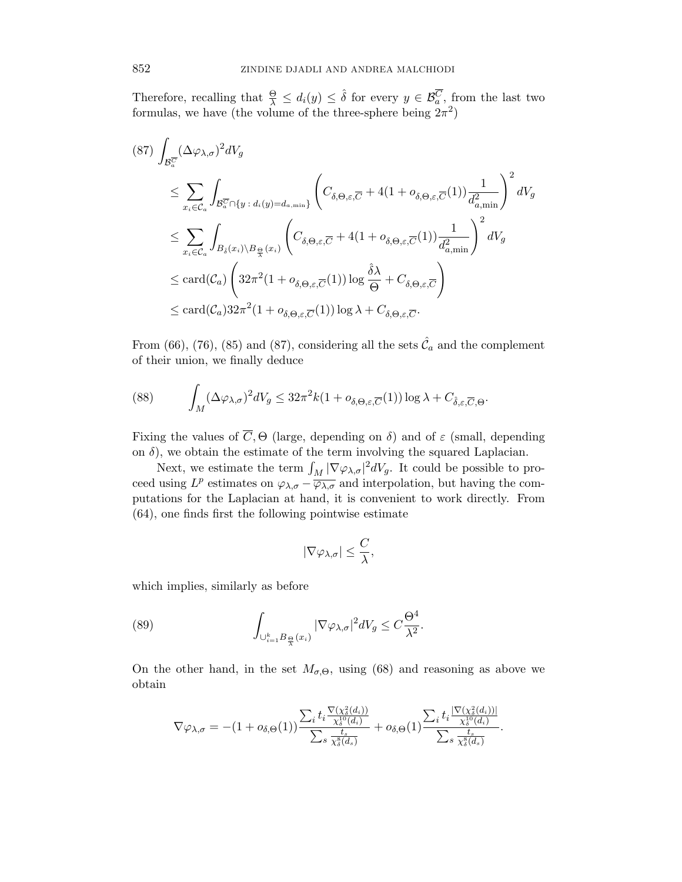Therefore, recalling that $\frac{\Theta}{\lambda} \leq d_i(y) \leq \hat{\delta}$ for every $y \in \mathcal{B}_a^{\overline{C}}$, from the last two formulas, we have (the volume of the three-sphere being $2\pi^2$)

$$
\begin{aligned}
(87) \quad \int_{\mathcal{B}_a^{\overline{C}}} (\Delta \varphi_{\lambda,\sigma})^2 dV_g
&\leq \sum_{x_i \in \mathcal{C}_a} \int_{\mathcal{B}_a^{\overline{C}} \cap \{y \,:\, d_i(y) = d_{a,\min}\}} \left( C_{\delta,\Theta,\varepsilon,\overline{C}} + 4(1 + o_{\delta,\Theta,\varepsilon,\overline{C}}(1)) \frac{1}{d_{a,\min}^2} \right)^2 dV_g \\
&\leq \sum_{x_i \in \mathcal{C}_a} \int_{B_{\hat{\delta}}(x_i) \setminus B_{\frac{\Theta}{\lambda}}(x_i)} \left( C_{\delta,\Theta,\varepsilon,\overline{C}} + 4(1 + o_{\delta,\Theta,\varepsilon,\overline{C}}(1)) \frac{1}{d_{a,\min}^2} \right)^2 dV_g \\
&\leq \operatorname{card}(\mathcal{C}_a) \left( 32\pi^2 (1 + o_{\delta,\Theta,\varepsilon,\overline{C}}(1)) \log \frac{\hat{\delta}\lambda}{\Theta} + C_{\delta,\Theta,\varepsilon,\overline{C}} \right) \\
&\leq \operatorname{card}(\mathcal{C}_a) 32\pi^2 (1 + o_{\delta,\Theta,\varepsilon,\overline{C}}(1)) \log \lambda + C_{\delta,\Theta,\varepsilon,\overline{C}}.
\end{aligned}
$$

From (66), (76), (85) and (87), considering all the sets $\hat{\mathcal{C}}_a$ and the complement of their union, we finally deduce

$$
(88) \qquad \int_M (\Delta \varphi_{\lambda,\sigma})^2 dV_g \leq 32\pi^2 k (1 + o_{\delta,\Theta,\varepsilon,\overline{C}}(1)) \log \lambda + C_{\hat{\delta},\varepsilon,\overline{C},\Theta}.
$$

Fixing the values of $\overline{C}, \Theta$ (large, depending on $\delta$) and of $\varepsilon$ (small, depending on $\delta$), we obtain the estimate of the term involving the squared Laplacian.

Next, we estimate the term $\int_M |\nabla \varphi_{\lambda,\sigma}|^2 dV_g$. It could be possible to proceed using $L^p$ estimates on $\varphi_{\lambda,\sigma} - \overline{\varphi_{\lambda,\sigma}}$ and interpolation, but having the computations for the Laplacian at hand, it is convenient to work directly. From (64), one finds first the following pointwise estimate

$$
|\nabla \varphi_{\lambda,\sigma}| \leq \frac{C}{\lambda},
$$

which implies, similarly as before

$$
(89) \qquad \int_{\cup_{i=1}^k B_{\frac{\Theta}{\lambda}}(x_i)} |\nabla \varphi_{\lambda,\sigma}|^2 dV_g \leq C \frac{\Theta^4}{\lambda^2}.
$$

On the other hand, in the set $M_{\sigma,\Theta}$, using (68) and reasoning as above we obtain

$$
\nabla \varphi_{\lambda,\sigma} = -(1 + o_{\delta,\Theta}(1)) \frac{\sum_i t_i \frac{\nabla(\chi_\delta^2(d_i))}{\chi_\delta^{10}(d_i)}}{\sum_s \frac{t_s}{\chi_\delta^8(d_s)}} + o_{\delta,\Theta}(1) \frac{\sum_i t_i \frac{|\nabla(\chi_\delta^2(d_i))|}{\chi_\delta^{10}(d_i)}}{\sum_s \frac{t_s}{\chi_\delta^8(d_s)}}.
$$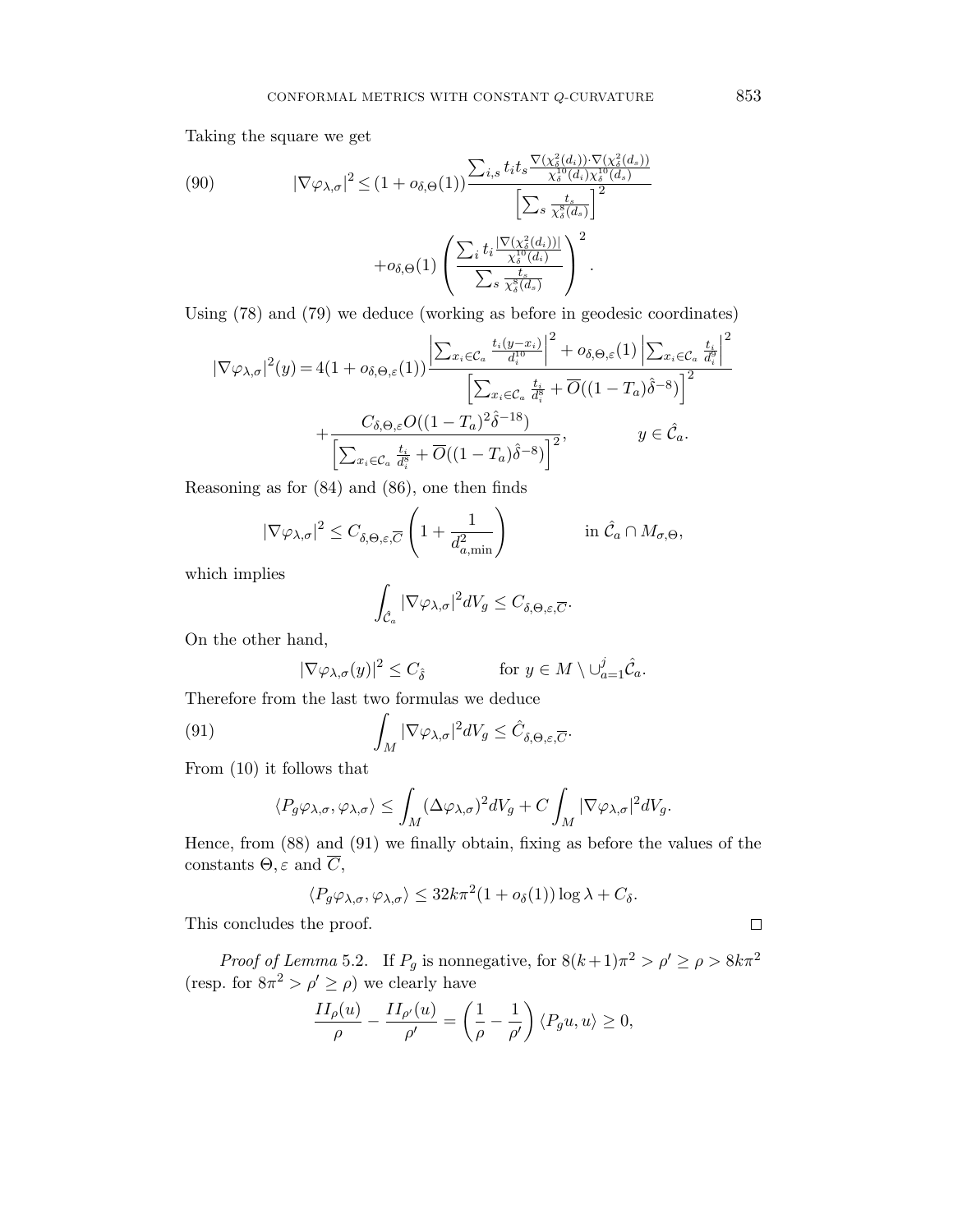Taking the square we get

$$
|\nabla \varphi_{\lambda,\sigma}|^2 \leq (1+o_{\delta,\Theta}(1)) \frac{\sum_{i,s} t_i t_s \frac{\nabla(\chi_\delta^2(d_i))\cdot \nabla(\chi_\delta^2(d_s))}{\chi_\delta^{10}(d_i)\chi_\delta^{10}(d_s)}}{\left[\sum_s \frac{t_s}{\chi_\delta^8(d_s)}\right]^2} + o_{\delta,\Theta}(1) \left( \frac{\sum_i t_i \frac{|\nabla(\chi_\delta^2(d_i))|}{\chi_\delta^{10}(d_i)}}{\sum_s \frac{t_s}{\chi_\delta^8(d_s)}} \right)^2. \tag{90}
$$

Using (78) and (79) we deduce (working as before in geodesic coordinates)

$$
|\nabla \varphi_{\lambda,\sigma}|^2(y) = 4(1+o_{\delta,\Theta,\varepsilon}(1)) \frac{\left|\sum_{x_i \in \mathcal{C}_a} \frac{t_i(y-x_i)}{d_i^{10}}\right|^2 + o_{\delta,\Theta,\varepsilon}(1)\left|\sum_{x_i\in\mathcal{C}_a} \frac{t_i}{d_i^9}\right|^2}{\left[\sum_{x_i\in\mathcal{C}_a}\frac{t_i}{d_i^8} + \overline{O}((1-T_a)\hat{\delta}^{-8})\right]^2}
$$
$$
+ \frac{C_{\delta,\Theta,\varepsilon} O((1-T_a)^2\hat{\delta}^{-18})}{\left[\sum_{x_i\in\mathcal{C}_a}\frac{t_i}{d_i^8} + \overline{O}((1-T_a)\hat{\delta}^{-8})\right]^2}, \qquad y \in \hat{\mathcal{C}}_a.
$$

Reasoning as for (84) and (86), one then finds

$$
|\nabla \varphi_{\lambda,\sigma}|^2 \leq C_{\delta,\Theta,\varepsilon,\overline{C}} \left(1 + \frac{1}{d_{a,\min}^2}\right) \qquad \text{in } \hat{\mathcal{C}}_a \cap M_{\sigma,\Theta},
$$

which implies

$$
\int_{\hat{\mathcal{C}}_a} |\nabla \varphi_{\lambda,\sigma}|^2 dV_g \leq C_{\delta,\Theta,\varepsilon,\overline{C}}.
$$

On the other hand,

$$
|\nabla \varphi_{\lambda,\sigma}(y)|^2 \leq C_{\hat{\delta}} \qquad \text{for } y \in M \setminus \cup_{a=1}^j \hat{\mathcal{C}}_a.
$$

Therefore from the last two formulas we deduce

$$
\int_M |\nabla \varphi_{\lambda,\sigma}|^2 dV_g \leq \hat{C}_{\delta,\Theta,\varepsilon,\overline{C}}. \tag{91}
$$

From (10) it follows that

$$
\langle P_g \varphi_{\lambda,\sigma}, \varphi_{\lambda,\sigma}\rangle \leq \int_M (\Delta\varphi_{\lambda,\sigma})^2 dV_g + C\int_M |\nabla \varphi_{\lambda,\sigma}|^2 dV_g.
$$

Hence, from (88) and (91) we finally obtain, fixing as before the values of the constants $\Theta, \varepsilon$ and $\overline{C}$,

$$
\langle P_g \varphi_{\lambda,\sigma}, \varphi_{\lambda,\sigma}\rangle \leq 32k\pi^2(1+o_\delta(1))\log\lambda + C_\delta.
$$

This concludes the proof. $\square$

*Proof of Lemma* 5.2. If $P_g$ is nonnegative, for $8(k+1)\pi^2 > \rho' \geq \rho > 8k\pi^2$ (resp. for $8\pi^2 > \rho' \geq \rho$) we clearly have

$$
\frac{II_\rho(u)}{\rho} - \frac{II_{\rho'}(u)}{\rho'} = \left(\frac{1}{\rho} - \frac{1}{\rho'}\right)\langle P_g u, u\rangle \geq 0,
$$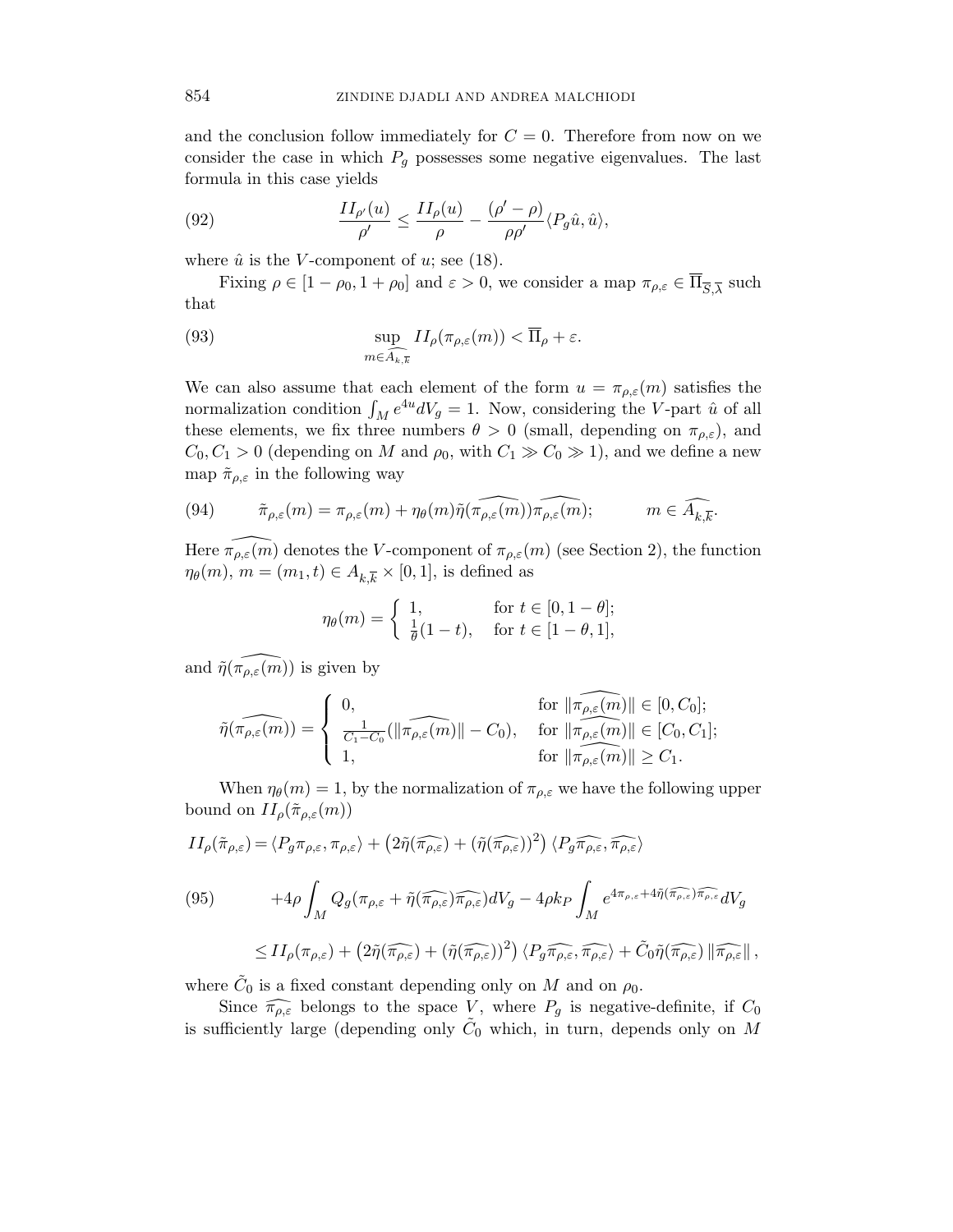and the conclusion follow immediately for $C = 0$. Therefore from now on we consider the case in which $P_g$ possesses some negative eigenvalues. The last formula in this case yields

$$\frac{II_{\rho'}(u)}{\rho'} \leq \frac{II_\rho(u)}{\rho} - \frac{(\rho' - \rho)}{\rho\rho'} \langle P_g \hat{u}, \hat{u} \rangle, \tag{92}$$

where $\hat{u}$ is the $V$-component of $u$; see (18).

Fixing $\rho \in [1 - \rho_0, 1 + \rho_0]$ and $\varepsilon > 0$, we consider a map $\pi_{\rho,\varepsilon} \in \overline{\Pi}_{\overline{S},\overline{\lambda}}$ such that

$$\sup_{m \in \widehat{A_{k,\overline{k}}}} II_\rho(\pi_{\rho,\varepsilon}(m)) < \overline{\Pi}_\rho + \varepsilon. \tag{93}$$

We can also assume that each element of the form $u = \pi_{\rho,\varepsilon}(m)$ satisfies the normalization condition $\int_M e^{4u} dV_g = 1$. Now, considering the $V$-part $\hat{u}$ of all these elements, we fix three numbers $\theta > 0$ (small, depending on $\pi_{\rho,\varepsilon}$), and $C_0, C_1 > 0$ (depending on $M$ and $\rho_0$, with $C_1 \gg C_0 \gg 1$), and we define a new map $\tilde{\pi}_{\rho,\varepsilon}$ in the following way

$$\tilde{\pi}_{\rho,\varepsilon}(m) = \pi_{\rho,\varepsilon}(m) + \eta_\theta(m) \tilde{\eta}(\widehat{\pi_{\rho,\varepsilon}(m)}) \widehat{\pi_{\rho,\varepsilon}(m)}; \qquad m \in \widehat{A_{k,\overline{k}}}. \tag{94}$$

Here $\widehat{\pi_{\rho,\varepsilon}(m)}$ denotes the $V$-component of $\pi_{\rho,\varepsilon}(m)$ (see Section 2), the function $\eta_\theta(m)$, $m = (m_1, t) \in A_{k,\overline{k}} \times [0,1]$, is defined as

$$\eta_\theta(m) = \begin{cases} 1, & \text{for } t \in [0, 1 - \theta]; \\ \frac{1}{\theta}(1 - t), & \text{for } t \in [1 - \theta, 1], \end{cases}$$

and $\tilde{\eta}(\widehat{\pi_{\rho,\varepsilon}(m)})$ is given by

$$\tilde{\eta}(\widehat{\pi_{\rho,\varepsilon}(m)}) = \begin{cases} 0, & \text{for } \|\widehat{\pi_{\rho,\varepsilon}(m)}\| \in [0, C_0]; \\ \frac{1}{C_1 - C_0}(\|\widehat{\pi_{\rho,\varepsilon}(m)}\| - C_0), & \text{for } \|\widehat{\pi_{\rho,\varepsilon}(m)}\| \in [C_0, C_1]; \\ 1, & \text{for } \|\widehat{\pi_{\rho,\varepsilon}(m)}\| \geq C_1. \end{cases}$$

When $\eta_\theta(m) = 1$, by the normalization of $\pi_{\rho,\varepsilon}$ we have the following upper bound on $II_\rho(\tilde{\pi}_{\rho,\varepsilon}(m))$

$$\begin{aligned} II_\rho(\tilde{\pi}_{\rho,\varepsilon}) = &\langle P_g \pi_{\rho,\varepsilon}, \pi_{\rho,\varepsilon} \rangle + \left(2\tilde{\eta}(\widehat{\pi_{\rho,\varepsilon}}) + (\tilde{\eta}(\widehat{\pi_{\rho,\varepsilon}}))^2\right) \langle P_g \widehat{\pi_{\rho,\varepsilon}}, \widehat{\pi_{\rho,\varepsilon}} \rangle \\ &+ 4\rho \int_M Q_g(\pi_{\rho,\varepsilon} + \tilde{\eta}(\widehat{\pi_{\rho,\varepsilon}})\widehat{\pi_{\rho,\varepsilon}}) dV_g - 4\rho k_P \int_M e^{4\pi_{\rho,\varepsilon} + 4\tilde{\eta}(\widehat{\pi_{\rho,\varepsilon}})\widehat{\pi_{\rho,\varepsilon}}} dV_g \\ \leq &II_\rho(\pi_{\rho,\varepsilon}) + \left(2\tilde{\eta}(\widehat{\pi_{\rho,\varepsilon}}) + (\tilde{\eta}(\widehat{\pi_{\rho,\varepsilon}}))^2\right) \langle P_g \widehat{\pi_{\rho,\varepsilon}}, \widehat{\pi_{\rho,\varepsilon}} \rangle + \tilde{C}_0 \tilde{\eta}(\widehat{\pi_{\rho,\varepsilon}}) \|\widehat{\pi_{\rho,\varepsilon}}\|, \end{aligned} \tag{95}$$

where $\tilde{C}_0$ is a fixed constant depending only on $M$ and on $\rho_0$.

Since $\widehat{\pi_{\rho,\varepsilon}}$ belongs to the space $V$, where $P_g$ is negative-definite, if $C_0$ is sufficiently large (depending only $\tilde{C}_0$ which, in turn, depends only on $M$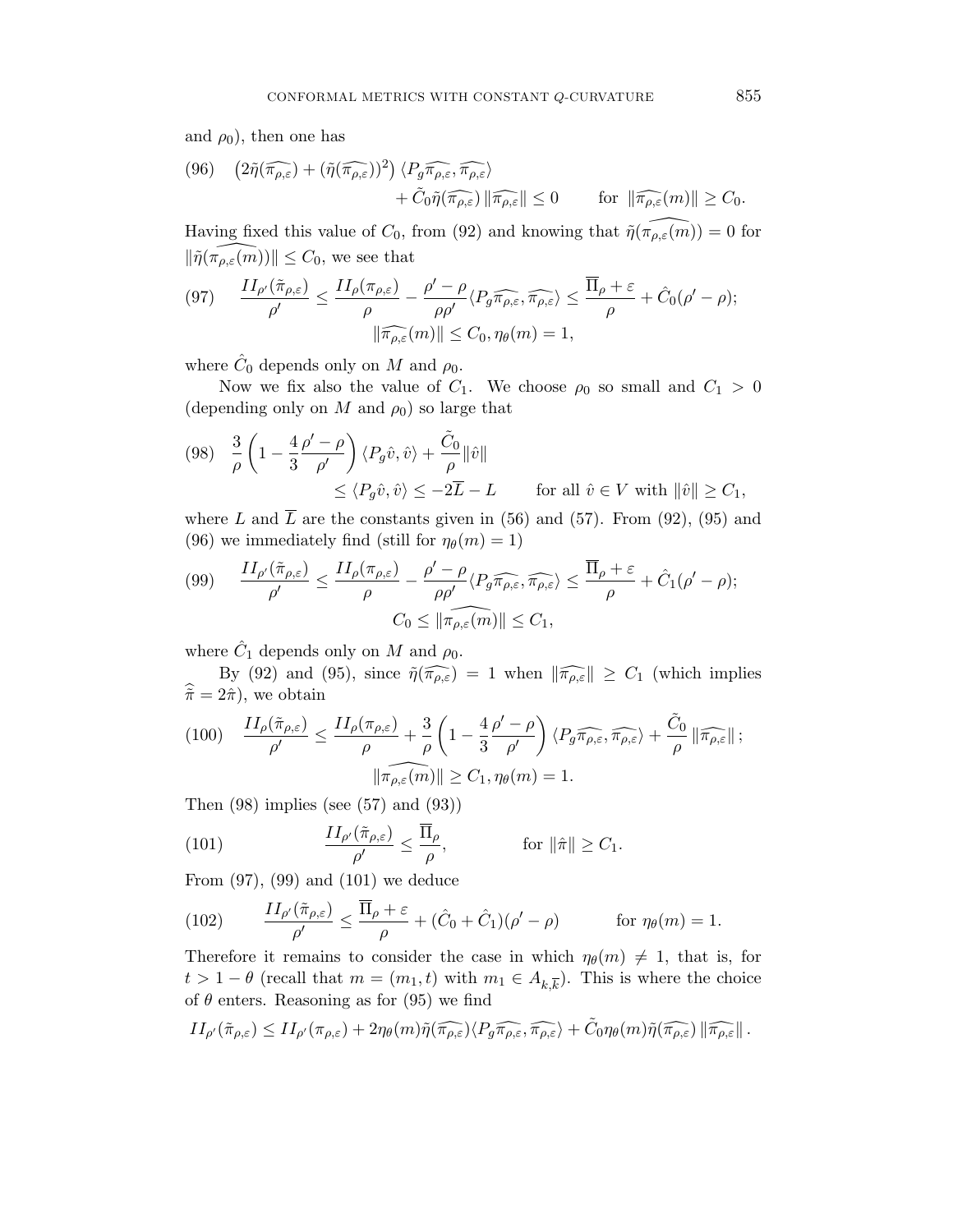and $\rho_0$), then one has

$$
(96) \quad \left(2\tilde{\eta}(\widehat{\pi_{\rho,\varepsilon}}) + (\tilde{\eta}(\widehat{\pi_{\rho,\varepsilon}}))^2\right) \langle P_g \widehat{\pi_{\rho,\varepsilon}}, \widehat{\pi_{\rho,\varepsilon}} \rangle + \tilde{C}_0 \tilde{\eta}(\widehat{\pi_{\rho,\varepsilon}}) \|\widehat{\pi_{\rho,\varepsilon}}\| \leq 0 \qquad \text{for } \|\widehat{\pi_{\rho,\varepsilon}}(m)\| \geq C_0.
$$

Having fixed this value of $C_0$, from (92) and knowing that $\tilde{\eta}(\widehat{\pi_{\rho,\varepsilon}(m)}) = 0$ for $\|\tilde{\eta}(\widehat{\pi_{\rho,\varepsilon}(m)})\| \leq C_0$, we see that

$$
(97) \quad \frac{II_{\rho'}(\tilde{\pi}_{\rho,\varepsilon})}{\rho'} \leq \frac{II_\rho(\pi_{\rho,\varepsilon})}{\rho} - \frac{\rho'-\rho}{\rho\rho'} \langle P_g \widehat{\pi_{\rho,\varepsilon}}, \widehat{\pi_{\rho,\varepsilon}} \rangle \leq \frac{\overline{\Pi}_\rho + \varepsilon}{\rho} + \hat{C}_0(\rho'-\rho); \qquad \|\widehat{\pi_{\rho,\varepsilon}}(m)\| \leq C_0, \eta_\theta(m) = 1,
$$

where $\hat{C}_0$ depends only on $M$ and $\rho_0$.

Now we fix also the value of $C_1$. We choose $\rho_0$ so small and $C_1 > 0$ (depending only on $M$ and $\rho_0$) so large that

$$
(98) \quad \frac{3}{\rho}\left(1 - \frac{4}{3}\frac{\rho'-\rho}{\rho'}\right) \langle P_g \hat{v}, \hat{v} \rangle + \frac{\tilde{C}_0}{\rho} \|\hat{v}\| \leq \langle P_g \hat{v}, \hat{v} \rangle \leq -2\overline{L} - L \qquad \text{for all } \hat{v} \in V \text{ with } \|\hat{v}\| \geq C_1,
$$

where $L$ and $\overline{L}$ are the constants given in (56) and (57). From (92), (95) and (96) we immediately find (still for $\eta_\theta(m) = 1$)

$$
(99) \quad \frac{II_{\rho'}(\tilde{\pi}_{\rho,\varepsilon})}{\rho'} \leq \frac{II_\rho(\pi_{\rho,\varepsilon})}{\rho} - \frac{\rho'-\rho}{\rho\rho'} \langle P_g \widehat{\pi_{\rho,\varepsilon}}, \widehat{\pi_{\rho,\varepsilon}} \rangle \leq \frac{\overline{\Pi}_\rho + \varepsilon}{\rho} + \hat{C}_1(\rho'-\rho); \qquad C_0 \leq \|\widehat{\pi_{\rho,\varepsilon}(m)}\| \leq C_1,
$$

where $\hat{C}_1$ depends only on $M$ and $\rho_0$.

By (92) and (95), since $\tilde{\eta}(\widehat{\pi_{\rho,\varepsilon}}) = 1$ when $\|\widehat{\pi_{\rho,\varepsilon}}\| \geq C_1$ (which implies $\widehat{\tilde{\pi}} = 2\hat{\pi}$), we obtain

$$
(100) \quad \frac{II_\rho(\tilde{\pi}_{\rho,\varepsilon})}{\rho'} \leq \frac{II_\rho(\pi_{\rho,\varepsilon})}{\rho} + \frac{3}{\rho}\left(1 - \frac{4}{3}\frac{\rho'-\rho}{\rho'}\right) \langle P_g \widehat{\pi_{\rho,\varepsilon}}, \widehat{\pi_{\rho,\varepsilon}} \rangle + \frac{\tilde{C}_0}{\rho} \|\widehat{\pi_{\rho,\varepsilon}}\|; \qquad \|\widehat{\pi_{\rho,\varepsilon}(m)}\| \geq C_1, \eta_\theta(m) = 1.
$$

Then (98) implies (see (57) and (93))

$$
(101) \qquad \frac{II_{\rho'}(\tilde{\pi}_{\rho,\varepsilon})}{\rho'} \leq \frac{\overline{\Pi}_\rho}{\rho}, \qquad \text{for } \|\hat{\pi}\| \geq C_1.
$$

From (97), (99) and (101) we deduce

$$
(102) \qquad \frac{II_{\rho'}(\tilde{\pi}_{\rho,\varepsilon})}{\rho'} \leq \frac{\overline{\Pi}_\rho + \varepsilon}{\rho} + (\hat{C}_0 + \hat{C}_1)(\rho'-\rho) \qquad \text{for } \eta_\theta(m) = 1.
$$

Therefore it remains to consider the case in which $\eta_\theta(m) \neq 1$, that is, for $t > 1 - \theta$ (recall that $m = (m_1, t)$ with $m_1 \in A_{k,\overline{k}}$). This is where the choice of $\theta$ enters. Reasoning as for (95) we find

$$
II_{\rho'}(\tilde{\pi}_{\rho,\varepsilon}) \leq II_{\rho'}(\pi_{\rho,\varepsilon}) + 2\eta_\theta(m)\tilde{\eta}(\widehat{\pi_{\rho,\varepsilon}})\langle P_g \widehat{\pi_{\rho,\varepsilon}}, \widehat{\pi_{\rho,\varepsilon}} \rangle + \tilde{C}_0 \eta_\theta(m) \tilde{\eta}(\widehat{\pi_{\rho,\varepsilon}}) \|\widehat{\pi_{\rho,\varepsilon}}\|.
$$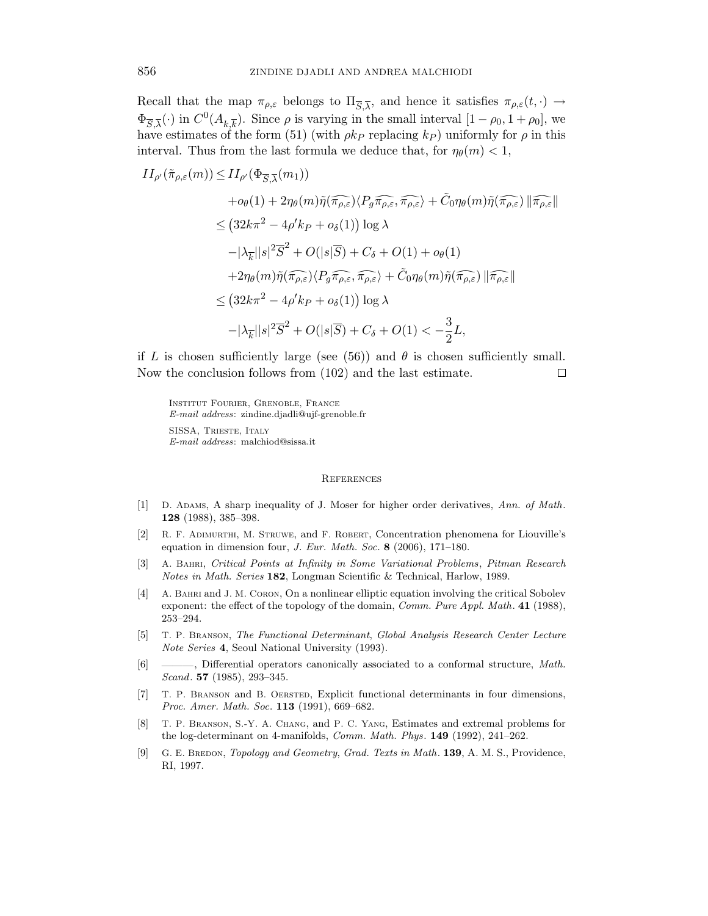Recall that the map $\pi_{\rho,\varepsilon}$ belongs to $\Pi_{\overline{S},\overline{\lambda}}$, and hence it satisfies $\pi_{\rho,\varepsilon}(t,\cdot) \to \Phi_{\overline{S},\overline{\lambda}}(\cdot)$ in $C^0(A_{k,\overline{k}})$. Since $\rho$ is varying in the small interval $[1-\rho_0, 1+\rho_0]$, we have estimates of the form (51) (with $\rho k_P$ replacing $k_P$) uniformly for $\rho$ in this interval. Thus from the last formula we deduce that, for $\eta_\theta(m) < 1$,

$$
\begin{aligned}
II_{\rho'}(\tilde{\pi}_{\rho,\varepsilon}(m)) \leq\, & II_{\rho'}(\Phi_{\overline{S},\overline{\lambda}}(m_1)) \\
& + o_\theta(1) + 2\eta_\theta(m)\tilde{\eta}(\widehat{\pi_{\rho,\varepsilon}})\langle P_g \widehat{\pi_{\rho,\varepsilon}}, \widehat{\pi_{\rho,\varepsilon}}\rangle + \tilde{C}_0 \eta_\theta(m)\tilde{\eta}(\widehat{\pi_{\rho,\varepsilon}})\, \|\widehat{\pi_{\rho,\varepsilon}}\| \\
\leq\, & \left(32k\pi^2 - 4\rho' k_P + o_\delta(1)\right)\log\lambda \\
& - |\lambda_{\overline{k}}||s|^2\overline{S}^2 + O(|s|\overline{S}) + C_\delta + O(1) + o_\theta(1) \\
& + 2\eta_\theta(m)\tilde{\eta}(\widehat{\pi_{\rho,\varepsilon}})\langle P_g \widehat{\pi_{\rho,\varepsilon}}, \widehat{\pi_{\rho,\varepsilon}}\rangle + \tilde{C}_0 \eta_\theta(m)\tilde{\eta}(\widehat{\pi_{\rho,\varepsilon}})\, \|\widehat{\pi_{\rho,\varepsilon}}\| \\
\leq\, & \left(32k\pi^2 - 4\rho' k_P + o_\delta(1)\right)\log\lambda \\
& - |\lambda_{\overline{k}}||s|^2\overline{S}^2 + O(|s|\overline{S}) + C_\delta + O(1) < -\frac{3}{2}L,
\end{aligned}
$$

if $L$ is chosen sufficiently large (see (56)) and $\theta$ is chosen sufficiently small. Now the conclusion follows from (102) and the last estimate. $\square$

Institut Fourier, Grenoble, France
*E-mail address*: zindine.djadli@ujf-grenoble.fr

SISSA, Trieste, Italy
*E-mail address*: malchiod@sissa.it

## References

[1] D. Adams, A sharp inequality of J. Moser for higher order derivatives, *Ann. of Math.* **128** (1988), 385–398.

[2] R. F. Adimurthi, M. Struwe, and F. Robert, Concentration phenomena for Liouville's equation in dimension four, *J. Eur. Math. Soc.* **8** (2006), 171–180.

[3] A. Bahri, *Critical Points at Infinity in Some Variational Problems*, *Pitman Research Notes in Math. Series* **182**, Longman Scientific & Technical, Harlow, 1989.

[4] A. Bahri and J. M. Coron, On a nonlinear elliptic equation involving the critical Sobolev exponent: the effect of the topology of the domain, *Comm. Pure Appl. Math.* **41** (1988), 253–294.

[5] T. P. Branson, *The Functional Determinant*, *Global Analysis Research Center Lecture Note Series* **4**, Seoul National University (1993).

[6] ———, Differential operators canonically associated to a conformal structure, *Math. Scand.* **57** (1985), 293–345.

[7] T. P. Branson and B. Oersted, Explicit functional determinants in four dimensions, *Proc. Amer. Math. Soc.* **113** (1991), 669–682.

[8] T. P. Branson, S.-Y. A. Chang, and P. C. Yang, Estimates and extremal problems for the log-determinant on 4-manifolds, *Comm. Math. Phys.* **149** (1992), 241–262.

[9] G. E. Bredon, *Topology and Geometry*, *Grad. Texts in Math.* **139**, A. M. S., Providence, RI, 1997.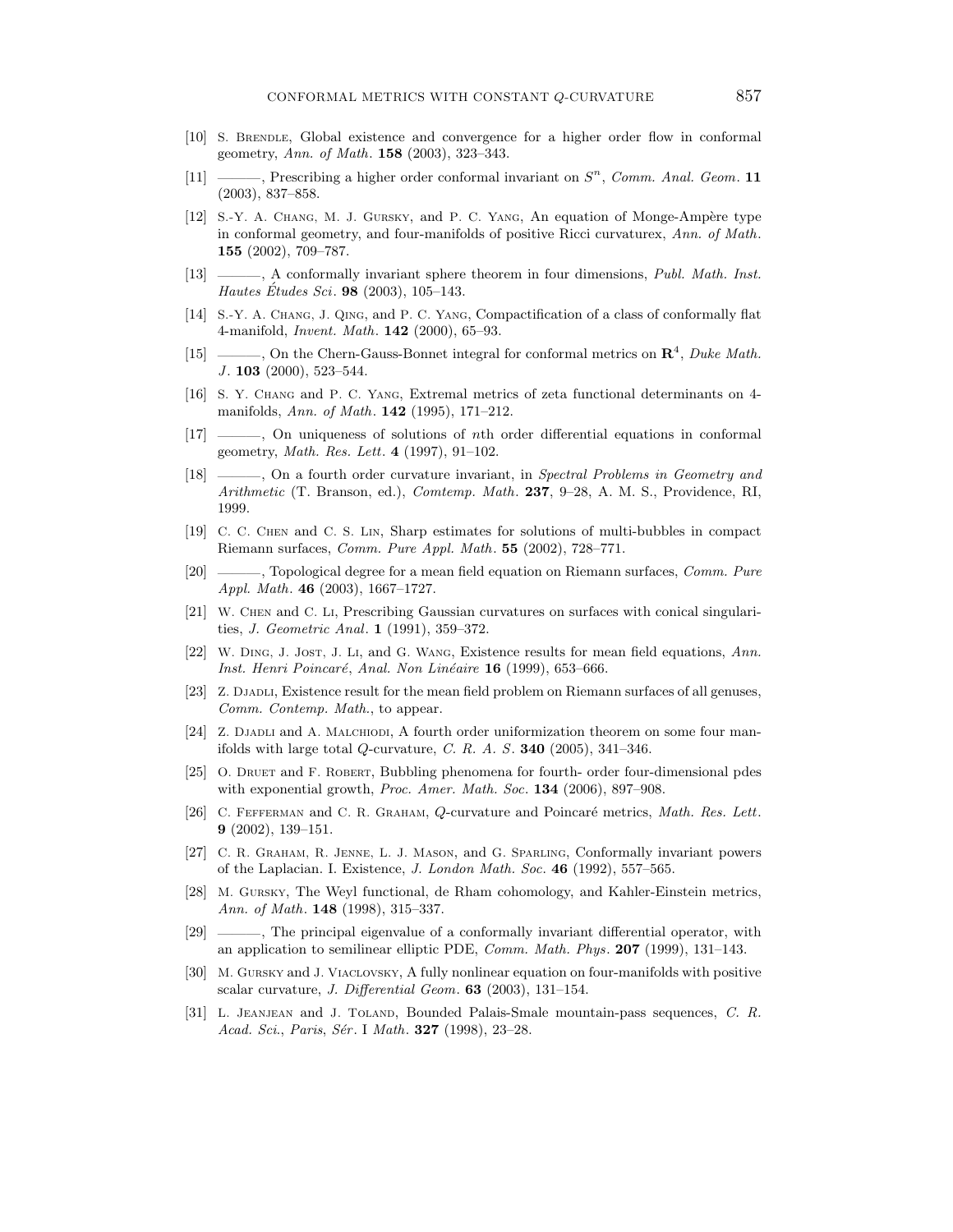[10] S. Brendle, Global existence and convergence for a higher order flow in conformal geometry, *Ann. of Math.* **158** (2003), 323–343.

[11] ———, Prescribing a higher order conformal invariant on $S^n$, *Comm. Anal. Geom.* **11** (2003), 837–858.

[12] S.-Y. A. Chang, M. J. Gursky, and P. C. Yang, An equation of Monge-Ampère type in conformal geometry, and four-manifolds of positive Ricci curvaturex, *Ann. of Math.* **155** (2002), 709–787.

[13] ———, A conformally invariant sphere theorem in four dimensions, *Publ. Math. Inst. Hautes Études Sci.* **98** (2003), 105–143.

[14] S.-Y. A. Chang, J. Qing, and P. C. Yang, Compactification of a class of conformally flat 4-manifold, *Invent. Math.* **142** (2000), 65–93.

[15] ———, On the Chern-Gauss-Bonnet integral for conformal metrics on $\mathbf{R}^4$, *Duke Math. J.* **103** (2000), 523–544.

[16] S. Y. Chang and P. C. Yang, Extremal metrics of zeta functional determinants on 4-manifolds, *Ann. of Math.* **142** (1995), 171–212.

[17] ———, On uniqueness of solutions of $n$th order differential equations in conformal geometry, *Math. Res. Lett.* **4** (1997), 91–102.

[18] ———, On a fourth order curvature invariant, in *Spectral Problems in Geometry and Arithmetic* (T. Branson, ed.), *Comtemp. Math.* **237**, 9–28, A. M. S., Providence, RI, 1999.

[19] C. C. Chen and C. S. Lin, Sharp estimates for solutions of multi-bubbles in compact Riemann surfaces, *Comm. Pure Appl. Math.* **55** (2002), 728–771.

[20] ———, Topological degree for a mean field equation on Riemann surfaces, *Comm. Pure Appl. Math.* **46** (2003), 1667–1727.

[21] W. Chen and C. Li, Prescribing Gaussian curvatures on surfaces with conical singularities, *J. Geometric Anal.* **1** (1991), 359–372.

[22] W. Ding, J. Jost, J. Li, and G. Wang, Existence results for mean field equations, *Ann. Inst. Henri Poincaré, Anal. Non Linéaire* **16** (1999), 653–666.

[23] Z. Djadli, Existence result for the mean field problem on Riemann surfaces of all genuses, *Comm. Contemp. Math.*, to appear.

[24] Z. Djadli and A. Malchiodi, A fourth order uniformization theorem on some four manifolds with large total $Q$-curvature, *C. R. A. S.* **340** (2005), 341–346.

[25] O. Druet and F. Robert, Bubbling phenomena for fourth- order four-dimensional pdes with exponential growth, *Proc. Amer. Math. Soc.* **134** (2006), 897–908.

[26] C. Fefferman and C. R. Graham, $Q$-curvature and Poincaré metrics, *Math. Res. Lett.* **9** (2002), 139–151.

[27] C. R. Graham, R. Jenne, L. J. Mason, and G. Sparling, Conformally invariant powers of the Laplacian. I. Existence, *J. London Math. Soc.* **46** (1992), 557–565.

[28] M. Gursky, The Weyl functional, de Rham cohomology, and Kahler-Einstein metrics, *Ann. of Math.* **148** (1998), 315–337.

[29] ———, The principal eigenvalue of a conformally invariant differential operator, with an application to semilinear elliptic PDE, *Comm. Math. Phys.* **207** (1999), 131–143.

[30] M. Gursky and J. Viaclovsky, A fully nonlinear equation on four-manifolds with positive scalar curvature, *J. Differential Geom.* **63** (2003), 131–154.

[31] L. Jeanjean and J. Toland, Bounded Palais-Smale mountain-pass sequences, *C. R. Acad. Sci., Paris, Sér.* I *Math.* **327** (1998), 23–28.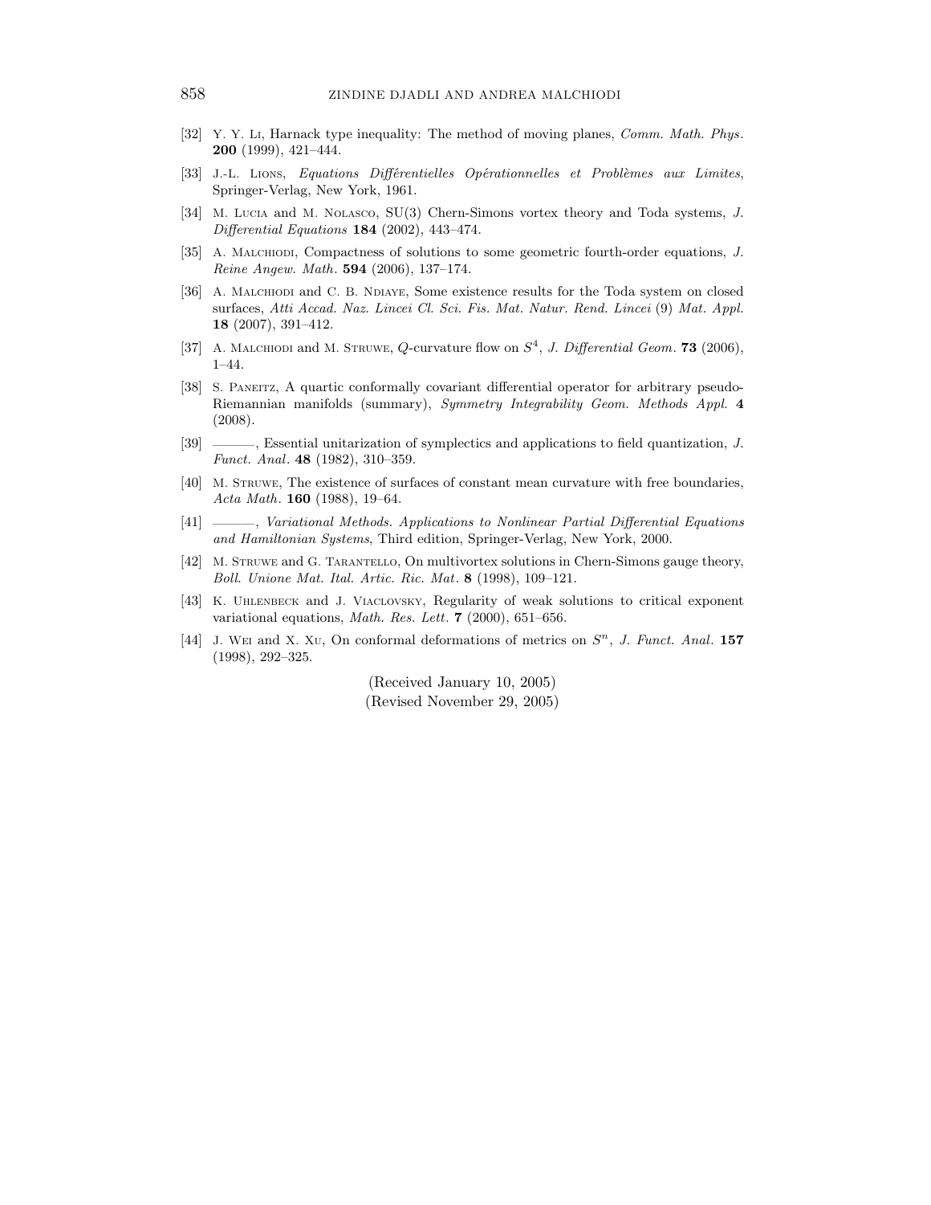[32] Y. Y. Li, Harnack type inequality: The method of moving planes, *Comm. Math. Phys.* **200** (1999), 421–444.

[33] J.-L. Lions, *Equations Différentielles Opérationnelles et Problèmes aux Limites*, Springer-Verlag, New York, 1961.

[34] M. Lucia and M. Nolasco, SU(3) Chern-Simons vortex theory and Toda systems, *J. Differential Equations* **184** (2002), 443–474.

[35] A. Malchiodi, Compactness of solutions to some geometric fourth-order equations, *J. Reine Angew. Math.* **594** (2006), 137–174.

[36] A. Malchiodi and C. B. Ndiaye, Some existence results for the Toda system on closed surfaces, *Atti Accad. Naz. Lincei Cl. Sci. Fis. Mat. Natur. Rend. Lincei* (9) *Mat. Appl.* **18** (2007), 391–412.

[37] A. Malchiodi and M. Struwe, $Q$-curvature flow on $S^4$, *J. Differential Geom.* **73** (2006), 1–44.

[38] S. Paneitz, A quartic conformally covariant differential operator for arbitrary pseudo-Riemannian manifolds (summary), *Symmetry Integrability Geom. Methods Appl.* **4** (2008).

[39] ———, Essential unitarization of symplectics and applications to field quantization, *J. Funct. Anal.* **48** (1982), 310–359.

[40] M. Struwe, The existence of surfaces of constant mean curvature with free boundaries, *Acta Math.* **160** (1988), 19–64.

[41] ———, *Variational Methods. Applications to Nonlinear Partial Differential Equations and Hamiltonian Systems*, Third edition, Springer-Verlag, New York, 2000.

[42] M. Struwe and G. Tarantello, On multivortex solutions in Chern-Simons gauge theory, *Boll. Unione Mat. Ital. Artic. Ric. Mat.* **8** (1998), 109–121.

[43] K. Uhlenbeck and J. Viaclovsky, Regularity of weak solutions to critical exponent variational equations, *Math. Res. Lett.* **7** (2000), 651–656.

[44] J. Wei and X. Xu, On conformal deformations of metrics on $S^n$, *J. Funct. Anal.* **157** (1998), 292–325.

(Received January 10, 2005)
(Revised November 29, 2005)